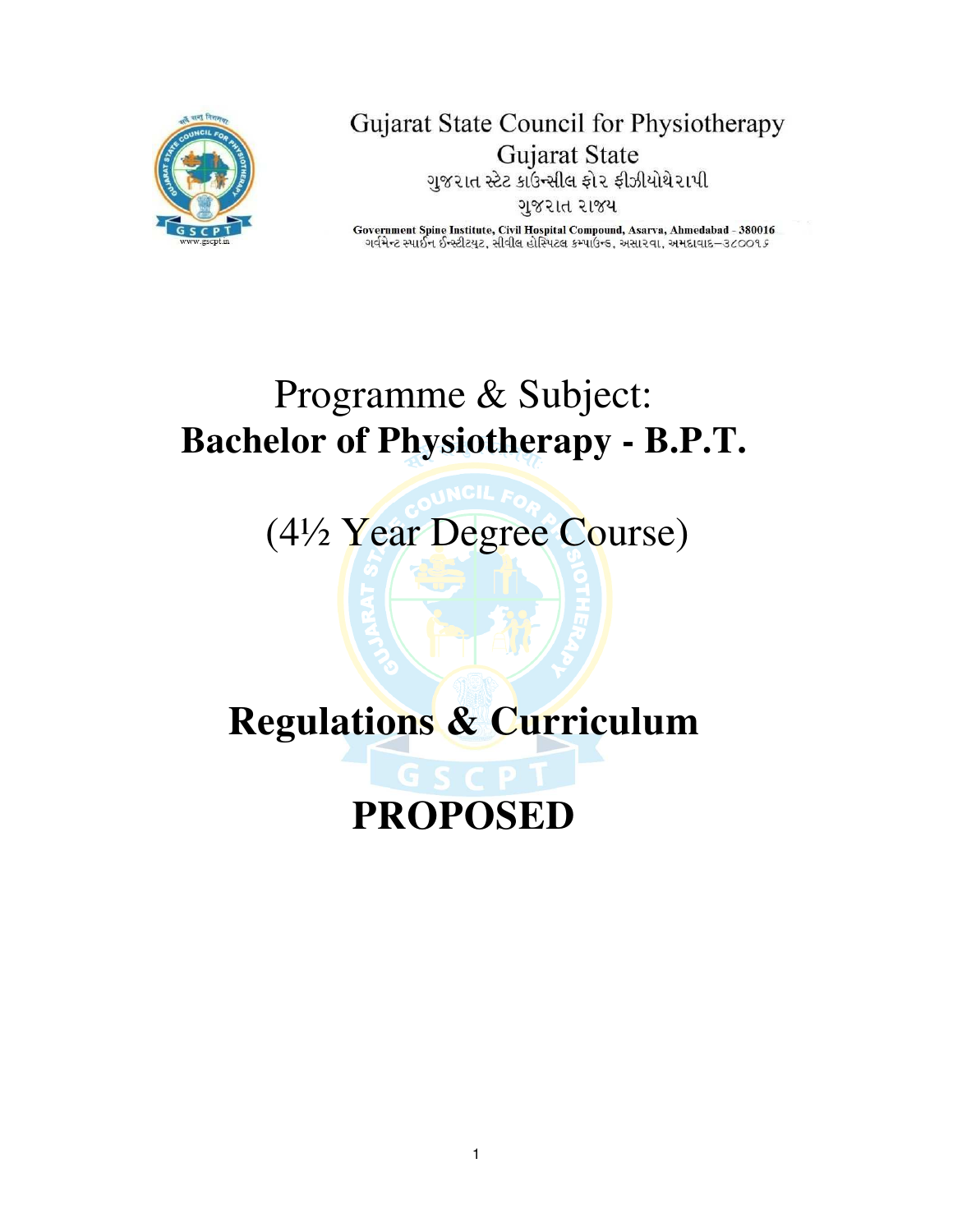Gujarat State Council for Physiotherapy
Gujarat State
ગુજરાત સ્ટેટ કાઉન્સીલ ફોર ફીઝીયોથેરાપી
ગુજરાત રાજ્ય

**Government Spine Institute, Civil Hospital Compound, Asarva, Ahmedabad - 380016**
ગવર્મેન્ટ સ્પાઈન ઈન્સ્ટીટ્યુટ, સીવીલ હોસ્પિટલ કમ્પાઉન્ડ, અસારવા, અમદાવાદ–૩૮૦૦૧૬

# Programme & Subject:
# **Bachelor of Physiotherapy - B.P.T.**

## (4½ Year Degree Course)

# **Regulations & Curriculum**

# **PROPOSED**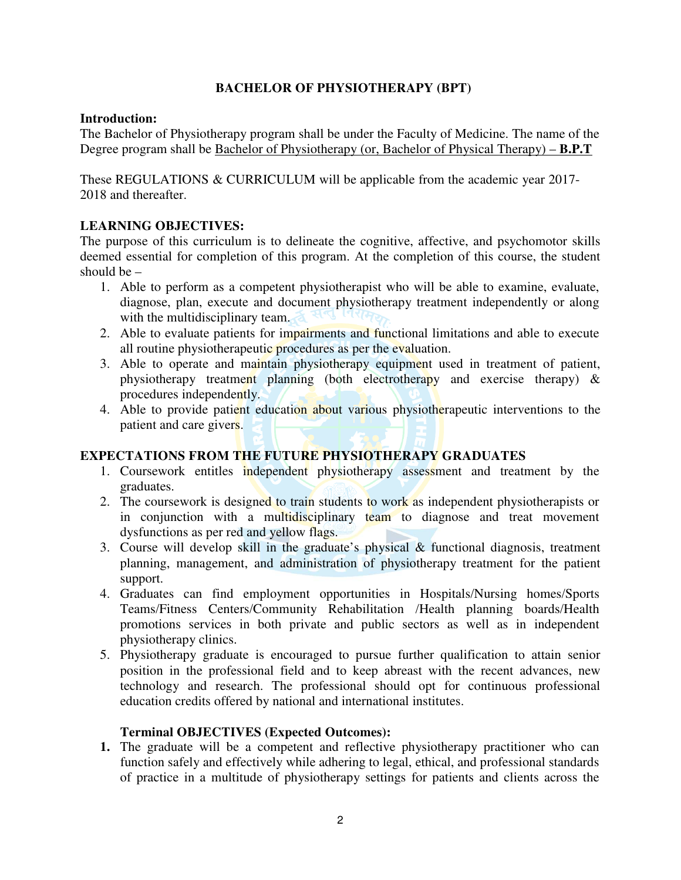## BACHELOR OF PHYSIOTHERAPY (BPT)

**Introduction:**
The Bachelor of Physiotherapy program shall be under the Faculty of Medicine. The name of the Degree program shall be Bachelor of Physiotherapy (or, Bachelor of Physical Therapy) – **B.P.T**

These REGULATIONS & CURRICULUM will be applicable from the academic year 2017-2018 and thereafter.

**LEARNING OBJECTIVES:**
The purpose of this curriculum is to delineate the cognitive, affective, and psychomotor skills deemed essential for completion of this program. At the completion of this course, the student should be –

1. Able to perform as a competent physiotherapist who will be able to examine, evaluate, diagnose, plan, execute and document physiotherapy treatment independently or along with the multidisciplinary team.
2. Able to evaluate patients for impairments and functional limitations and able to execute all routine physiotherapeutic procedures as per the evaluation.
3. Able to operate and maintain physiotherapy equipment used in treatment of patient, physiotherapy treatment planning (both electrotherapy and exercise therapy) & procedures independently.
4. Able to provide patient education about various physiotherapeutic interventions to the patient and care givers.

**EXPECTATIONS FROM THE FUTURE PHYSIOTHERAPY GRADUATES**

1. Coursework entitles independent physiotherapy assessment and treatment by the graduates.
2. The coursework is designed to train students to work as independent physiotherapists or in conjunction with a multidisciplinary team to diagnose and treat movement dysfunctions as per red and yellow flags.
3. Course will develop skill in the graduate's physical & functional diagnosis, treatment planning, management, and administration of physiotherapy treatment for the patient support.
4. Graduates can find employment opportunities in Hospitals/Nursing homes/Sports Teams/Fitness Centers/Community Rehabilitation /Health planning boards/Health promotions services in both private and public sectors as well as in independent physiotherapy clinics.
5. Physiotherapy graduate is encouraged to pursue further qualification to attain senior position in the professional field and to keep abreast with the recent advances, new technology and research. The professional should opt for continuous professional education credits offered by national and international institutes.

**Terminal OBJECTIVES (Expected Outcomes):**

1. The graduate will be a competent and reflective physiotherapy practitioner who can function safely and effectively while adhering to legal, ethical, and professional standards of practice in a multitude of physiotherapy settings for patients and clients across the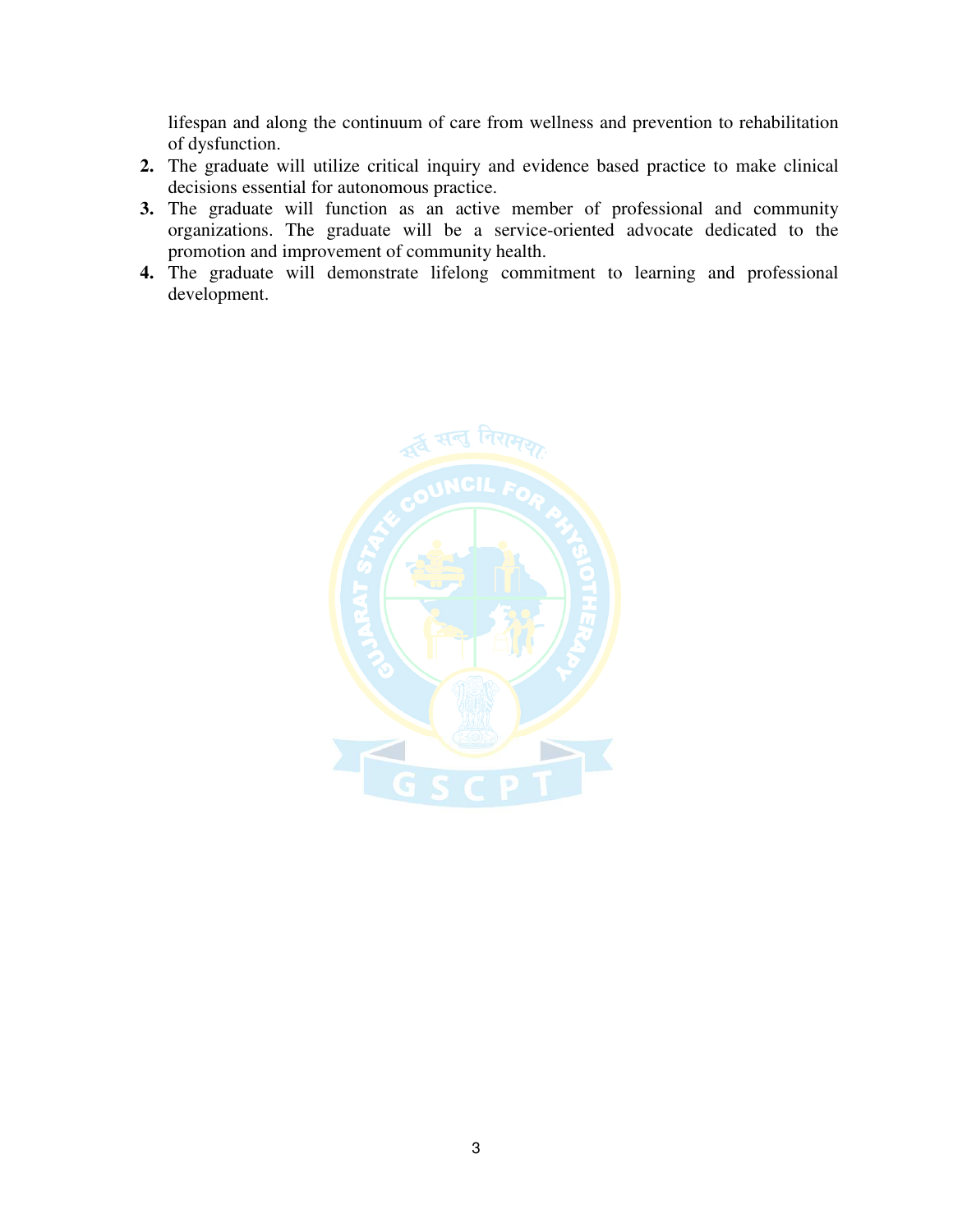lifespan and along the continuum of care from wellness and prevention to rehabilitation of dysfunction.

2. The graduate will utilize critical inquiry and evidence based practice to make clinical decisions essential for autonomous practice.
3. The graduate will function as an active member of professional and community organizations. The graduate will be a service-oriented advocate dedicated to the promotion and improvement of community health.
4. The graduate will demonstrate lifelong commitment to learning and professional development.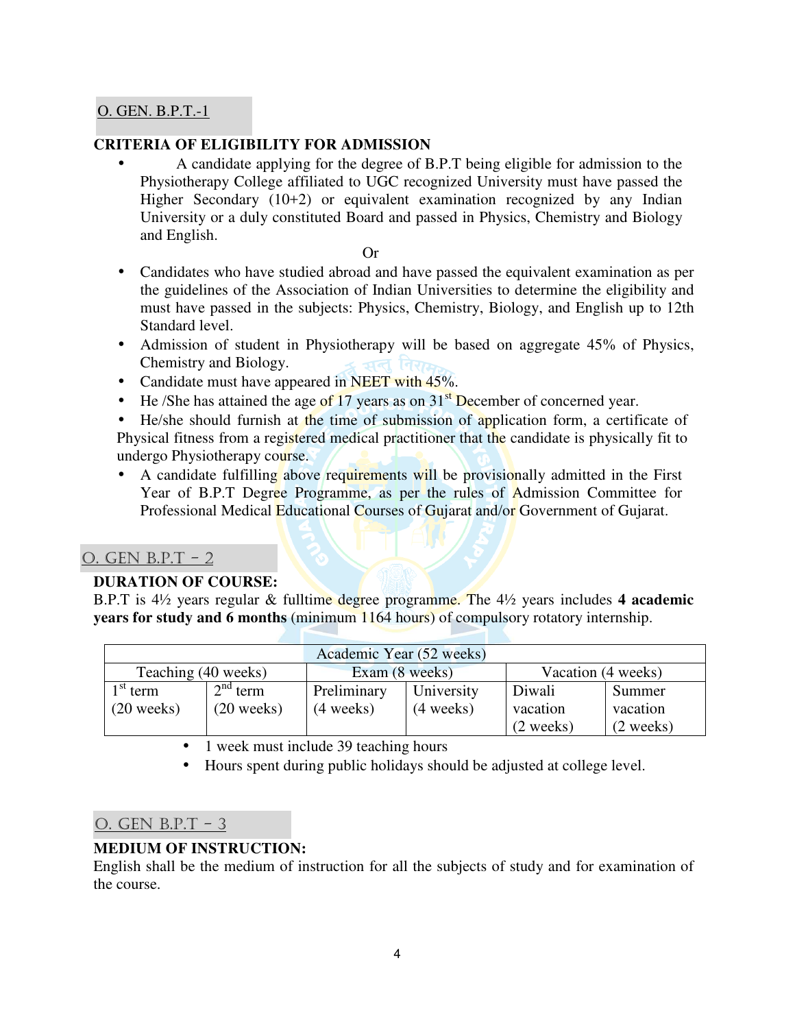O. GEN. B.P.T.-1

## CRITERIA OF ELIGIBILITY FOR ADMISSION

- A candidate applying for the degree of B.P.T being eligible for admission to the Physiotherapy College affiliated to UGC recognized University must have passed the Higher Secondary (10+2) or equivalent examination recognized by any Indian University or a duly constituted Board and passed in Physics, Chemistry and Biology and English.

Or

- Candidates who have studied abroad and have passed the equivalent examination as per the guidelines of the Association of Indian Universities to determine the eligibility and must have passed in the subjects: Physics, Chemistry, Biology, and English up to 12th Standard level.
- Admission of student in Physiotherapy will be based on aggregate 45% of Physics, Chemistry and Biology.
- Candidate must have appeared in NEET with 45%.
- He /She has attained the age of 17 years as on 31st December of concerned year.
- He/she should furnish at the time of submission of application form, a certificate of Physical fitness from a registered medical practitioner that the candidate is physically fit to undergo Physiotherapy course.
- A candidate fulfilling above requirements will be provisionally admitted in the First Year of B.P.T Degree Programme, as per the rules of Admission Committee for Professional Medical Educational Courses of Gujarat and/or Government of Gujarat.

O. GEN B.P.T – 2

## DURATION OF COURSE:

B.P.T is 4½ years regular & fulltime degree programme. The 4½ years includes **4 academic years for study and 6 months** (minimum 1164 hours) of compulsory rotatory internship.

| Academic Year (52 weeks) | | | | | |
|---|---|---|---|---|---|
| Teaching (40 weeks) | | Exam (8 weeks) | | Vacation (4 weeks) | |
| 1st term (20 weeks) | 2nd term (20 weeks) | Preliminary (4 weeks) | University (4 weeks) | Diwali vacation (2 weeks) | Summer vacation (2 weeks) |

- 1 week must include 39 teaching hours
- Hours spent during public holidays should be adjusted at college level.

O. GEN B.P.T – 3

## MEDIUM OF INSTRUCTION:

English shall be the medium of instruction for all the subjects of study and for examination of the course.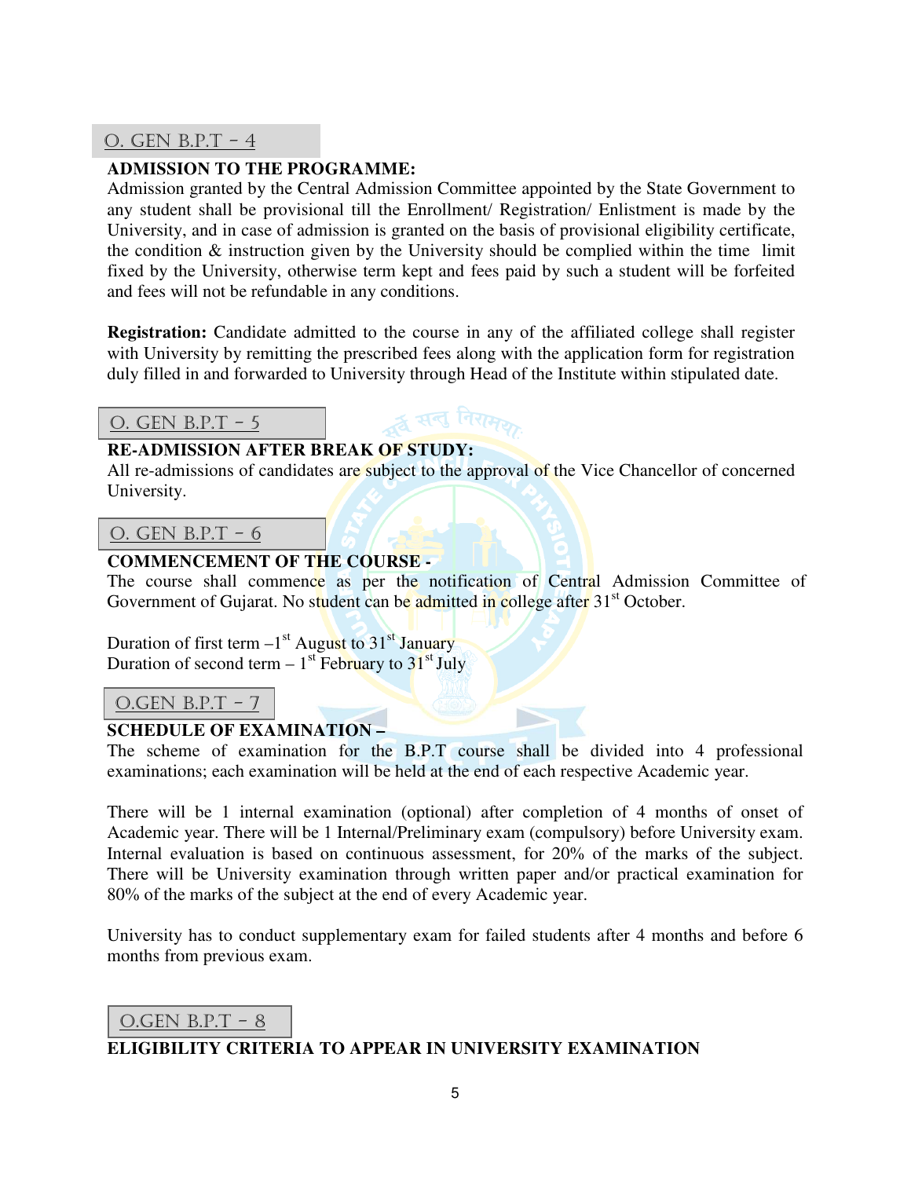## O. GEN B.P.T - 4

**ADMISSION TO THE PROGRAMME:**

Admission granted by the Central Admission Committee appointed by the State Government to any student shall be provisional till the Enrollment/ Registration/ Enlistment is made by the University, and in case of admission is granted on the basis of provisional eligibility certificate, the condition & instruction given by the University should be complied within the time limit fixed by the University, otherwise term kept and fees paid by such a student will be forfeited and fees will not be refundable in any conditions.

**Registration:** Candidate admitted to the course in any of the affiliated college shall register with University by remitting the prescribed fees along with the application form for registration duly filled in and forwarded to University through Head of the Institute within stipulated date.

## O. GEN B.P.T - 5

**RE-ADMISSION AFTER BREAK OF STUDY:**

All re-admissions of candidates are subject to the approval of the Vice Chancellor of concerned University.

## O. GEN B.P.T - 6

**COMMENCEMENT OF THE COURSE -**

The course shall commence as per the notification of Central Admission Committee of Government of Gujarat. No student can be admitted in college after 31st October.

Duration of first term –1st August to 31st January
Duration of second term – 1st February to 31st July

## O.GEN B.P.T - 7

**SCHEDULE OF EXAMINATION –**

The scheme of examination for the B.P.T course shall be divided into 4 professional examinations; each examination will be held at the end of each respective Academic year.

There will be 1 internal examination (optional) after completion of 4 months of onset of Academic year. There will be 1 Internal/Preliminary exam (compulsory) before University exam. Internal evaluation is based on continuous assessment, for 20% of the marks of the subject. There will be University examination through written paper and/or practical examination for 80% of the marks of the subject at the end of every Academic year.

University has to conduct supplementary exam for failed students after 4 months and before 6 months from previous exam.

## O.GEN B.P.T - 8

**ELIGIBILITY CRITERIA TO APPEAR IN UNIVERSITY EXAMINATION**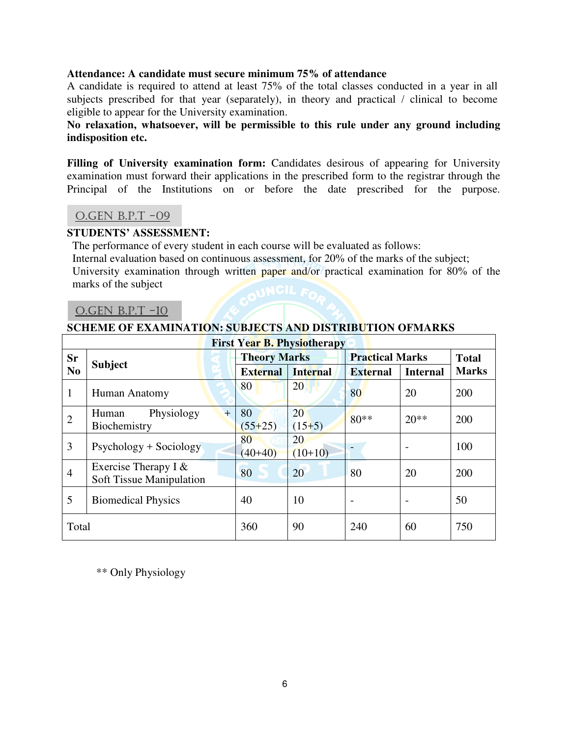**Attendance: A candidate must secure minimum 75% of attendance**

A candidate is required to attend at least 75% of the total classes conducted in a year in all subjects prescribed for that year (separately), in theory and practical / clinical to become eligible to appear for the University examination.

**No relaxation, whatsoever, will be permissible to this rule under any ground including indisposition etc.**

**Filling of University examination form:** Candidates desirous of appearing for University examination must forward their applications in the prescribed form to the registrar through the Principal of the Institutions on or before the date prescribed for the purpose.

## O.GEN B.P.T -09

**STUDENTS' ASSESSMENT:**

The performance of every student in each course will be evaluated as follows:

Internal evaluation based on continuous assessment, for 20% of the marks of the subject;

University examination through written paper and/or practical examination for 80% of the marks of the subject

## O.GEN B.P.T -10

**SCHEME OF EXAMINATION: SUBJECTS AND DISTRIBUTION OFMARKS**

| **First Year B. Physiotherapy** | | | | | | | |
|---|---|---|---|---|---|---|---|
| **Sr No** | **Subject** | **Theory Marks** | | **Practical Marks** | | **Total Marks** |
| | | **External** | **Internal** | **External** | **Internal** | |
| 1 | Human Anatomy | 80 | 20 | 80 | 20 | 200 |
| 2 | Human Physiology + Biochemistry | 80 (55+25) | 20 (15+5) | 80** | 20** | 200 |
| 3 | Psychology + Sociology | 80 (40+40) | 20 (10+10) | - | - | 100 |
| 4 | Exercise Therapy I & Soft Tissue Manipulation | 80 | 20 | 80 | 20 | 200 |
| 5 | Biomedical Physics | 40 | 10 | - | - | 50 |
| Total | | 360 | 90 | 240 | 60 | 750 |

** Only Physiology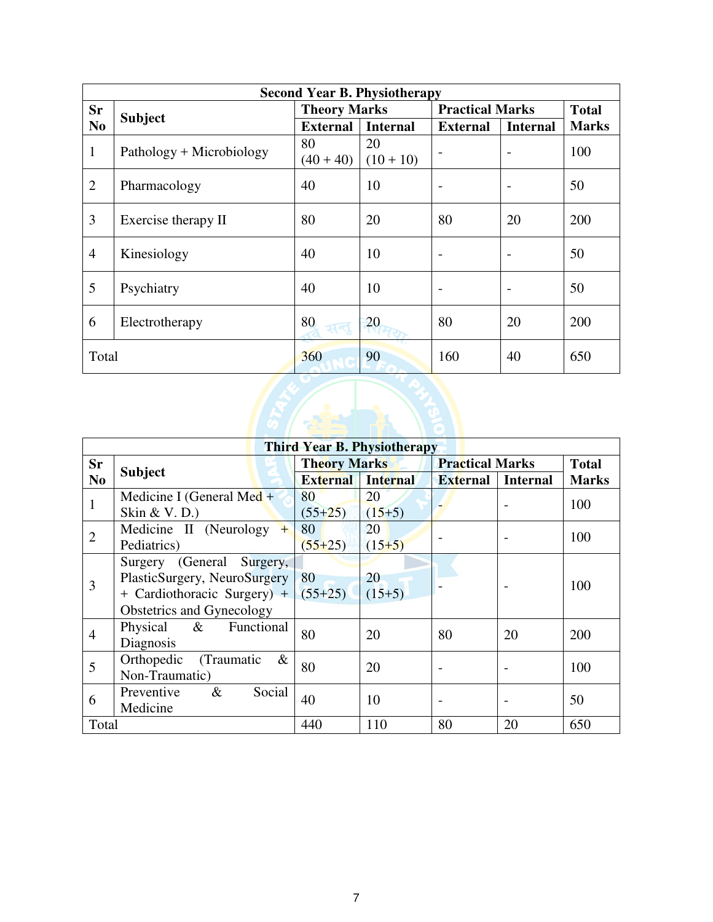| Second Year B. Physiotherapy | | | | | | |
|---|---|---|---|---|---|---|
| Sr No | Subject | Theory Marks | | Practical Marks | | Total Marks |
| | | External | Internal | External | Internal | |
| 1 | Pathology + Microbiology | 80 (40 + 40) | 20 (10 + 10) | - | - | 100 |
| 2 | Pharmacology | 40 | 10 | - | - | 50 |
| 3 | Exercise therapy II | 80 | 20 | 80 | 20 | 200 |
| 4 | Kinesiology | 40 | 10 | - | - | 50 |
| 5 | Psychiatry | 40 | 10 | - | - | 50 |
| 6 | Electrotherapy | 80 | 20 | 80 | 20 | 200 |
| Total | | 360 | 90 | 160 | 40 | 650 |

| Third Year B. Physiotherapy | | | | | | |
|---|---|---|---|---|---|---|
| Sr No | Subject | Theory Marks | | Practical Marks | | Total Marks |
| | | External | Internal | External | Internal | |
| 1 | Medicine I (General Med + Skin & V. D.) | 80 (55+25) | 20 (15+5) | - | - | 100 |
| 2 | Medicine II (Neurology + Pediatrics) | 80 (55+25) | 20 (15+5) | - | - | 100 |
| 3 | Surgery (General Surgery, PlasticSurgery, NeuroSurgery + Cardiothoracic Surgery) + Obstetrics and Gynecology | 80 (55+25) | 20 (15+5) | - | - | 100 |
| 4 | Physical & Functional Diagnosis | 80 | 20 | 80 | 20 | 200 |
| 5 | Orthopedic (Traumatic & Non-Traumatic) | 80 | 20 | - | - | 100 |
| 6 | Preventive & Social Medicine | 40 | 10 | - | - | 50 |
| Total | | 440 | 110 | 80 | 20 | 650 |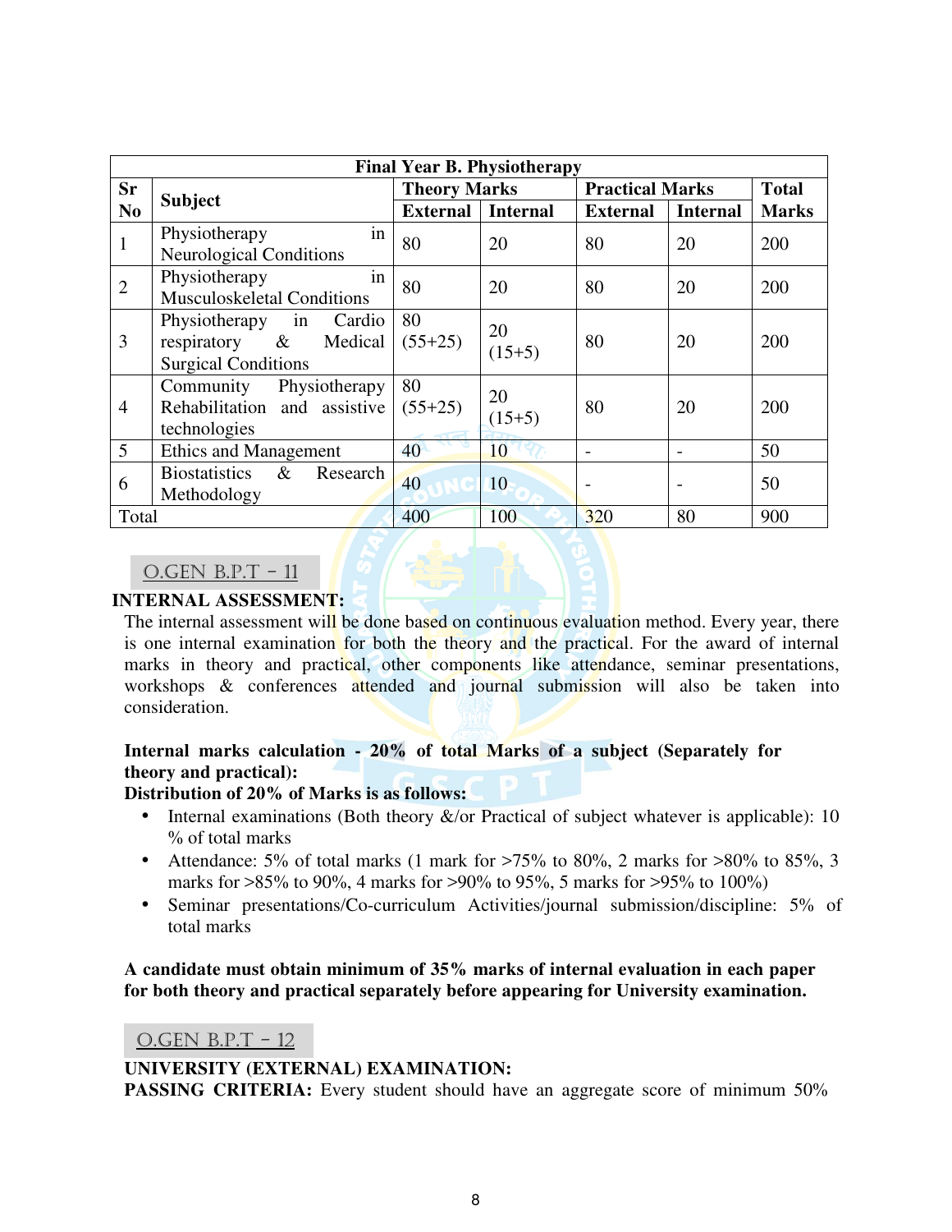| Final Year B. Physiotherapy | | | | | | |
|---|---|---|---|---|---|---|
| Sr No | Subject | Theory Marks | | Practical Marks | | Total Marks |
| | | External | Internal | External | Internal | |
| 1 | Physiotherapy in Neurological Conditions | 80 | 20 | 80 | 20 | 200 |
| 2 | Physiotherapy in Musculoskeletal Conditions | 80 | 20 | 80 | 20 | 200 |
| 3 | Physiotherapy in Cardio respiratory & Medical Surgical Conditions | 80 (55+25) | 20 (15+5) | 80 | 20 | 200 |
| 4 | Community Physiotherapy Rehabilitation and assistive technologies | 80 (55+25) | 20 (15+5) | 80 | 20 | 200 |
| 5 | Ethics and Management | 40 | 10 | - | - | 50 |
| 6 | Biostatistics & Research Methodology | 40 | 10 | - | - | 50 |
| Total | | 400 | 100 | 320 | 80 | 900 |

O.GEN B.P.T – 11

**INTERNAL ASSESSMENT:**

The internal assessment will be done based on continuous evaluation method. Every year, there is one internal examination for both the theory and the practical. For the award of internal marks in theory and practical, other components like attendance, seminar presentations, workshops & conferences attended and journal submission will also be taken into consideration.

**Internal marks calculation - 20% of total Marks of a subject (Separately for theory and practical):**

**Distribution of 20% of Marks is as follows:**

- Internal examinations (Both theory &/or Practical of subject whatever is applicable): 10 % of total marks
- Attendance: 5% of total marks (1 mark for >75% to 80%, 2 marks for >80% to 85%, 3 marks for >85% to 90%, 4 marks for >90% to 95%, 5 marks for >95% to 100%)
- Seminar presentations/Co-curriculum Activities/journal submission/discipline: 5% of total marks

**A candidate must obtain minimum of 35% marks of internal evaluation in each paper for both theory and practical separately before appearing for University examination.**

O.GEN B.P.T – 12

**UNIVERSITY (EXTERNAL) EXAMINATION:**

**PASSING CRITERIA:** Every student should have an aggregate score of minimum 50%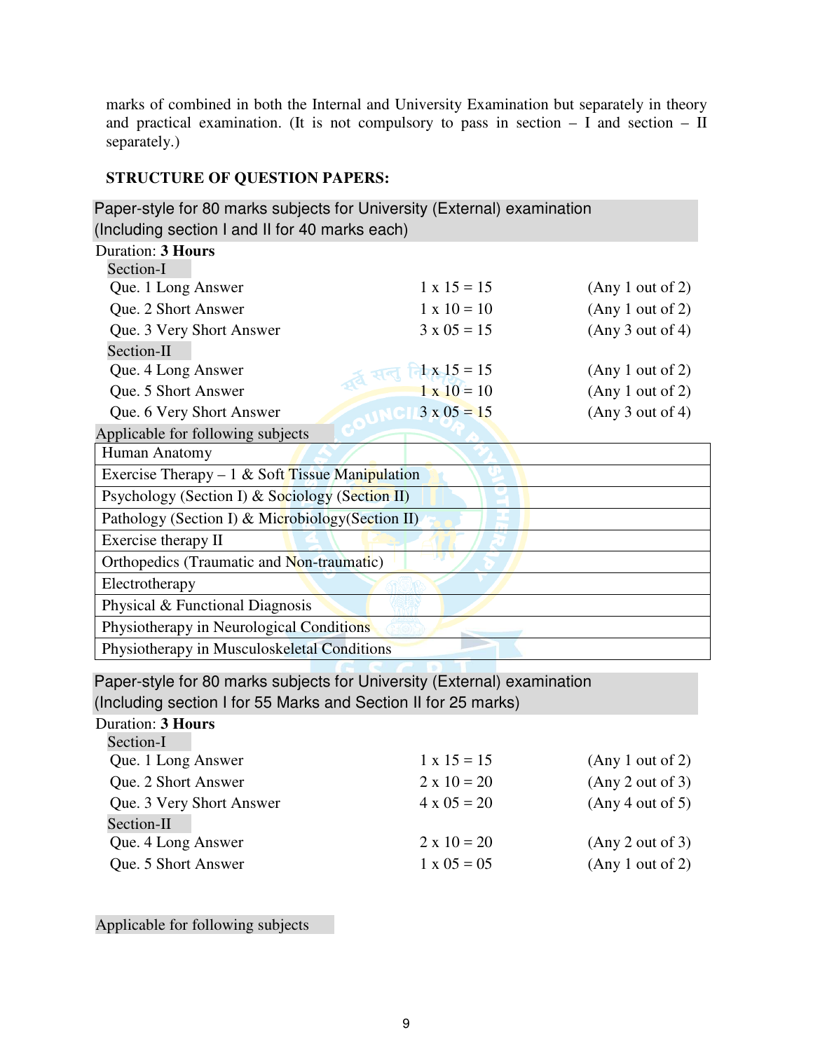marks of combined in both the Internal and University Examination but separately in theory and practical examination. (It is not compulsory to pass in section – I and section – II separately.)

**STRUCTURE OF QUESTION PAPERS:**

Paper-style for 80 marks subjects for University (External) examination
(Including section I and II for 40 marks each)

Duration: **3 Hours**

| Section-I | | |
|---|---|---|
| Que. 1 Long Answer | 1 x 15 = 15 | (Any 1 out of 2) |
| Que. 2 Short Answer | 1 x 10 = 10 | (Any 1 out of 2) |
| Que. 3 Very Short Answer | 3 x 05 = 15 | (Any 3 out of 4) |
| **Section-II** | | |
| Que. 4 Long Answer | 1 x 15 = 15 | (Any 1 out of 2) |
| Que. 5 Short Answer | 1 x 10 = 10 | (Any 1 out of 2) |
| Que. 6 Very Short Answer | 3 x 05 = 15 | (Any 3 out of 4) |

Applicable for following subjects

| |
|---|
| Human Anatomy |
| Exercise Therapy – 1 & Soft Tissue Manipulation |
| Psychology (Section I) & Sociology (Section II) |
| Pathology (Section I) & Microbiology(Section II) |
| Exercise therapy II |
| Orthopedics (Traumatic and Non-traumatic) |
| Electrotherapy |
| Physical & Functional Diagnosis |
| Physiotherapy in Neurological Conditions |
| Physiotherapy in Musculoskeletal Conditions |

Paper-style for 80 marks subjects for University (External) examination
(Including section I for 55 Marks and Section II for 25 marks)

Duration: **3 Hours**

| Section-I | | |
|---|---|---|
| Que. 1 Long Answer | 1 x 15 = 15 | (Any 1 out of 2) |
| Que. 2 Short Answer | 2 x 10 = 20 | (Any 2 out of 3) |
| Que. 3 Very Short Answer | 4 x 05 = 20 | (Any 4 out of 5) |
| **Section-II** | | |
| Que. 4 Long Answer | 2 x 10 = 20 | (Any 2 out of 3) |
| Que. 5 Short Answer | 1 x 05 = 05 | (Any 1 out of 2) |

Applicable for following subjects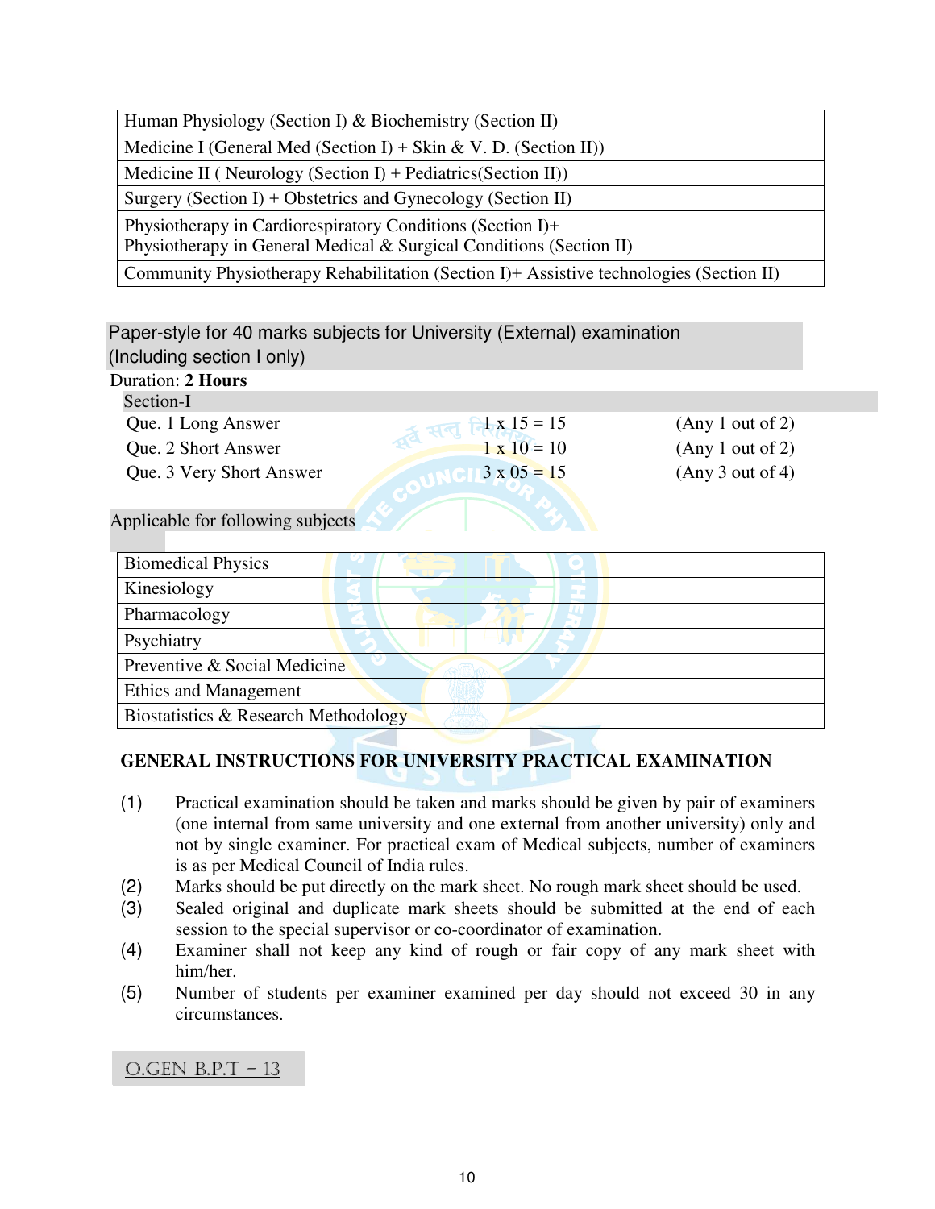| Human Physiology (Section I) & Biochemistry (Section II) |
|---|
| Medicine I (General Med (Section I) + Skin & V. D. (Section II)) |
| Medicine II ( Neurology (Section I) + Pediatrics(Section II)) |
| Surgery (Section I) + Obstetrics and Gynecology (Section II) |
| Physiotherapy in Cardiorespiratory Conditions (Section I)+ Physiotherapy in General Medical & Surgical Conditions (Section II) |
| Community Physiotherapy Rehabilitation (Section I)+ Assistive technologies (Section II) |

Paper-style for 40 marks subjects for University (External) examination (Including section I only)

Duration: **2 Hours**

Section-I

| | | |
|---|---|---|
| Que. 1 Long Answer | 1 x 15 = 15 | (Any 1 out of 2) |
| Que. 2 Short Answer | 1 x 10 = 10 | (Any 1 out of 2) |
| Que. 3 Very Short Answer | 3 x 05 = 15 | (Any 3 out of 4) |

Applicable for following subjects

| Biomedical Physics |
|---|
| Kinesiology |
| Pharmacology |
| Psychiatry |
| Preventive & Social Medicine |
| Ethics and Management |
| Biostatistics & Research Methodology |

**GENERAL INSTRUCTIONS FOR UNIVERSITY PRACTICAL EXAMINATION**

(1) Practical examination should be taken and marks should be given by pair of examiners (one internal from same university and one external from another university) only and not by single examiner. For practical exam of Medical subjects, number of examiners is as per Medical Council of India rules.

(2) Marks should be put directly on the mark sheet. No rough mark sheet should be used.

(3) Sealed original and duplicate mark sheets should be submitted at the end of each session to the special supervisor or co-coordinator of examination.

(4) Examiner shall not keep any kind of rough or fair copy of any mark sheet with him/her.

(5) Number of students per examiner examined per day should not exceed 30 in any circumstances.

O.GEN B.P.T - 13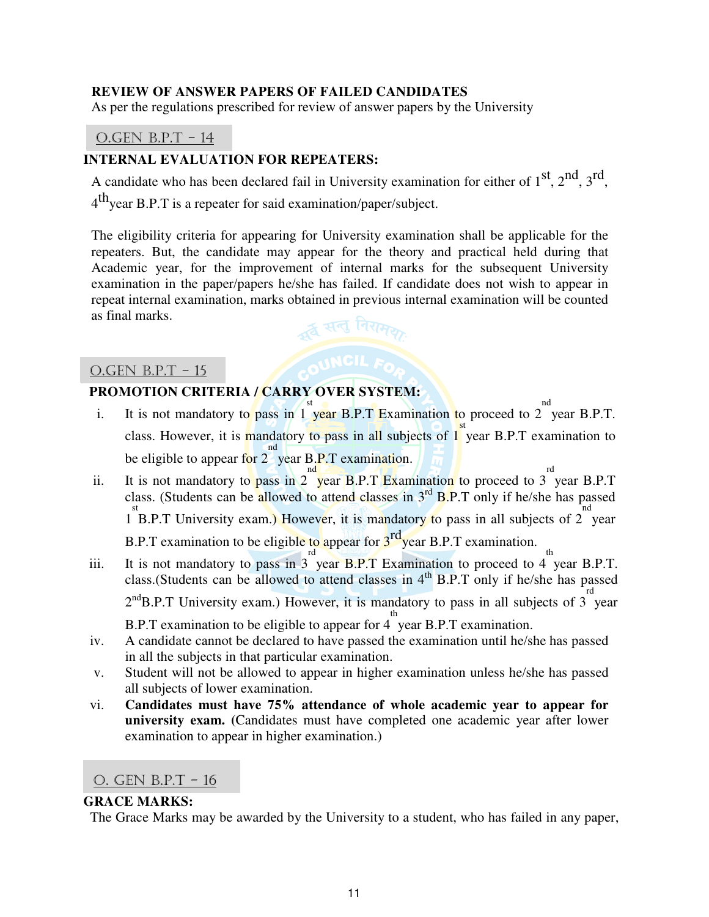**REVIEW OF ANSWER PAPERS OF FAILED CANDIDATES**

As per the regulations prescribed for review of answer papers by the University

## O.GEN B.P.T – 14

**INTERNAL EVALUATION FOR REPEATERS:**

A candidate who has been declared fail in University examination for either of 1st, 2nd, 3rd, 4th year B.P.T is a repeater for said examination/paper/subject.

The eligibility criteria for appearing for University examination shall be applicable for the repeaters. But, the candidate may appear for the theory and practical held during that Academic year, for the improvement of internal marks for the subsequent University examination in the paper/papers he/she has failed. If candidate does not wish to appear in repeat internal examination, marks obtained in previous internal examination will be counted as final marks.

## O.GEN B.P.T – 15

**PROMOTION CRITERIA / CARRY OVER SYSTEM:**

i. It is not mandatory to pass in 1st year B.P.T Examination to proceed to 2nd year B.P.T. class. However, it is mandatory to pass in all subjects of 1st year B.P.T examination to be eligible to appear for 2nd year B.P.T examination.

ii. It is not mandatory to pass in 2nd year B.P.T Examination to proceed to 3rd year B.P.T class. (Students can be allowed to attend classes in 3rd B.P.T only if he/she has passed 1st B.P.T University exam.) However, it is mandatory to pass in all subjects of 2nd year B.P.T examination to be eligible to appear for 3rd year B.P.T examination.

iii. It is not mandatory to pass in 3rd year B.P.T Examination to proceed to 4th year B.P.T. class.(Students can be allowed to attend classes in 4th B.P.T only if he/she has passed 2nd B.P.T University exam.) However, it is mandatory to pass in all subjects of 3rd year B.P.T examination to be eligible to appear for 4th year B.P.T examination.

iv. A candidate cannot be declared to have passed the examination until he/she has passed in all the subjects in that particular examination.

v. Student will not be allowed to appear in higher examination unless he/she has passed all subjects of lower examination.

vi. **Candidates must have 75% attendance of whole academic year to appear for university exam.** (Candidates must have completed one academic year after lower examination to appear in higher examination.)

## O. GEN B.P.T – 16

**GRACE MARKS:**

The Grace Marks may be awarded by the University to a student, who has failed in any paper,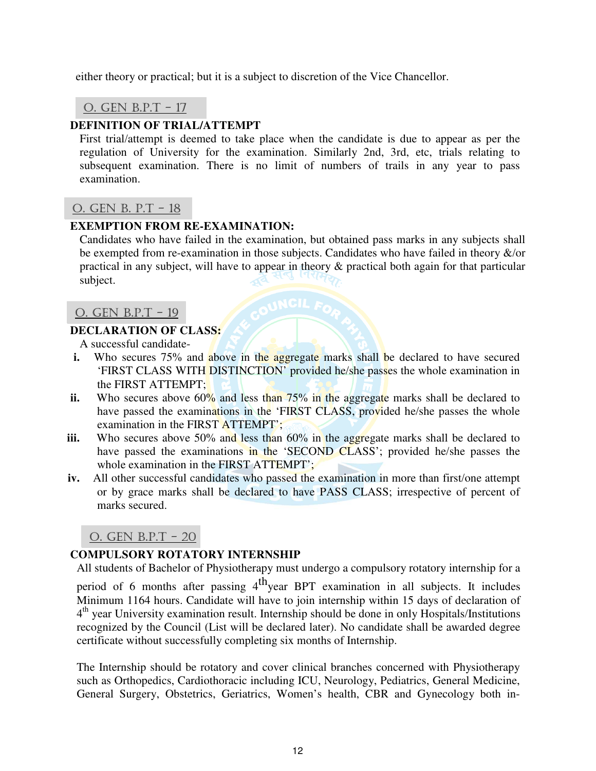either theory or practical; but it is a subject to discretion of the Vice Chancellor.

## O. GEN B.P.T - 17

**DEFINITION OF TRIAL/ATTEMPT**

First trial/attempt is deemed to take place when the candidate is due to appear as per the regulation of University for the examination. Similarly 2nd, 3rd, etc, trials relating to subsequent examination. There is no limit of numbers of trails in any year to pass examination.

## O. GEN B. P.T - 18

**EXEMPTION FROM RE-EXAMINATION:**

Candidates who have failed in the examination, but obtained pass marks in any subjects shall be exempted from re-examination in those subjects. Candidates who have failed in theory &/or practical in any subject, will have to appear in theory & practical both again for that particular subject.

## O. GEN B.P.T - 19

**DECLARATION OF CLASS:**

A successful candidate-

- **i.** Who secures 75% and above in the aggregate marks shall be declared to have secured 'FIRST CLASS WITH DISTINCTION' provided he/she passes the whole examination in the FIRST ATTEMPT;
- **ii.** Who secures above 60% and less than 75% in the aggregate marks shall be declared to have passed the examinations in the 'FIRST CLASS, provided he/she passes the whole examination in the FIRST ATTEMPT';
- **iii.** Who secures above 50% and less than 60% in the aggregate marks shall be declared to have passed the examinations in the 'SECOND CLASS'; provided he/she passes the whole examination in the FIRST ATTEMPT';
- **iv.** All other successful candidates who passed the examination in more than first/one attempt or by grace marks shall be declared to have PASS CLASS; irrespective of percent of marks secured.

## O. GEN B.P.T - 20

**COMPULSORY ROTATORY INTERNSHIP**

All students of Bachelor of Physiotherapy must undergo a compulsory rotatory internship for a period of 6 months after passing 4th year BPT examination in all subjects. It includes Minimum 1164 hours. Candidate will have to join internship within 15 days of declaration of 4th year University examination result. Internship should be done in only Hospitals/Institutions recognized by the Council (List will be declared later). No candidate shall be awarded degree certificate without successfully completing six months of Internship.

The Internship should be rotatory and cover clinical branches concerned with Physiotherapy such as Orthopedics, Cardiothoracic including ICU, Neurology, Pediatrics, General Medicine, General Surgery, Obstetrics, Geriatrics, Women's health, CBR and Gynecology both in-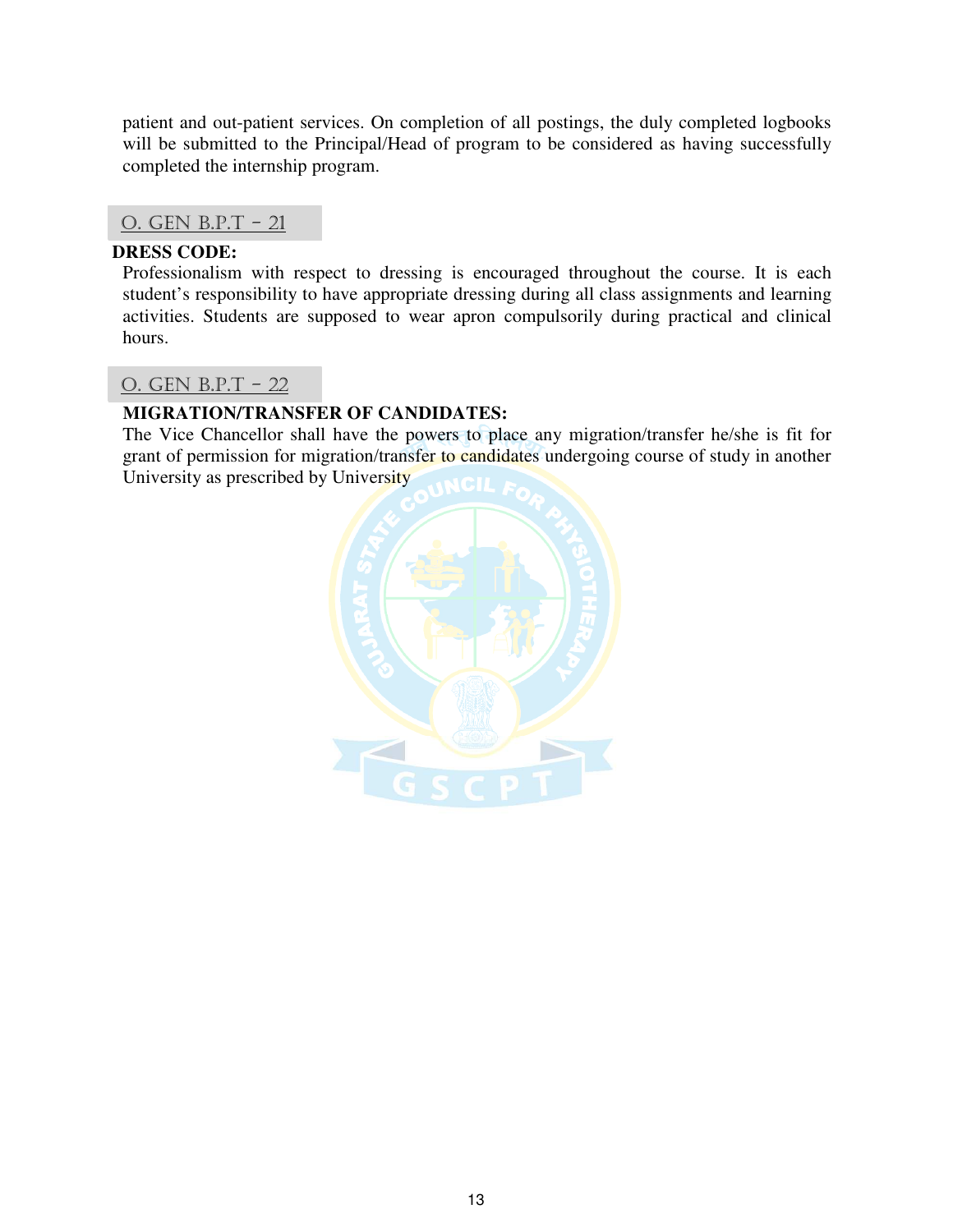patient and out-patient services. On completion of all postings, the duly completed logbooks will be submitted to the Principal/Head of program to be considered as having successfully completed the internship program.

## O. GEN B.P.T – 21

**DRESS CODE:**

Professionalism with respect to dressing is encouraged throughout the course. It is each student's responsibility to have appropriate dressing during all class assignments and learning activities. Students are supposed to wear apron compulsorily during practical and clinical hours.

## O. GEN B.P.T – 22

**MIGRATION/TRANSFER OF CANDIDATES:**

The Vice Chancellor shall have the powers to place any migration/transfer he/she is fit for grant of permission for migration/transfer to candidates undergoing course of study in another University as prescribed by University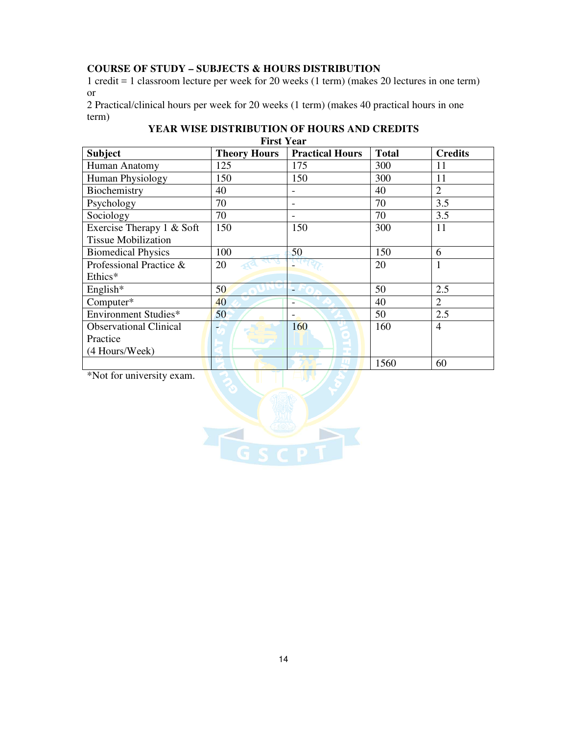**COURSE OF STUDY – SUBJECTS & HOURS DISTRIBUTION**

1 credit = 1 classroom lecture per week for 20 weeks (1 term) (makes 20 lectures in one term) or

2 Practical/clinical hours per week for 20 weeks (1 term) (makes 40 practical hours in one term)

**YEAR WISE DISTRIBUTION OF HOURS AND CREDITS**

**First Year**

| Subject | Theory Hours | Practical Hours | Total | Credits |
|---|---|---|---|---|
| Human Anatomy | 125 | 175 | 300 | 11 |
| Human Physiology | 150 | 150 | 300 | 11 |
| Biochemistry | 40 | - | 40 | 2 |
| Psychology | 70 | - | 70 | 3.5 |
| Sociology | 70 | - | 70 | 3.5 |
| Exercise Therapy 1 & Soft Tissue Mobilization | 150 | 150 | 300 | 11 |
| Biomedical Physics | 100 | 50 | 150 | 6 |
| Professional Practice & Ethics* | 20 | - | 20 | 1 |
| English* | 50 | - | 50 | 2.5 |
| Computer* | 40 | - | 40 | 2 |
| Environment Studies* | 50 | - | 50 | 2.5 |
| Observational Clinical Practice (4 Hours/Week) | - | 160 | 160 | 4 |
| | | | 1560 | 60 |

*Not for university exam.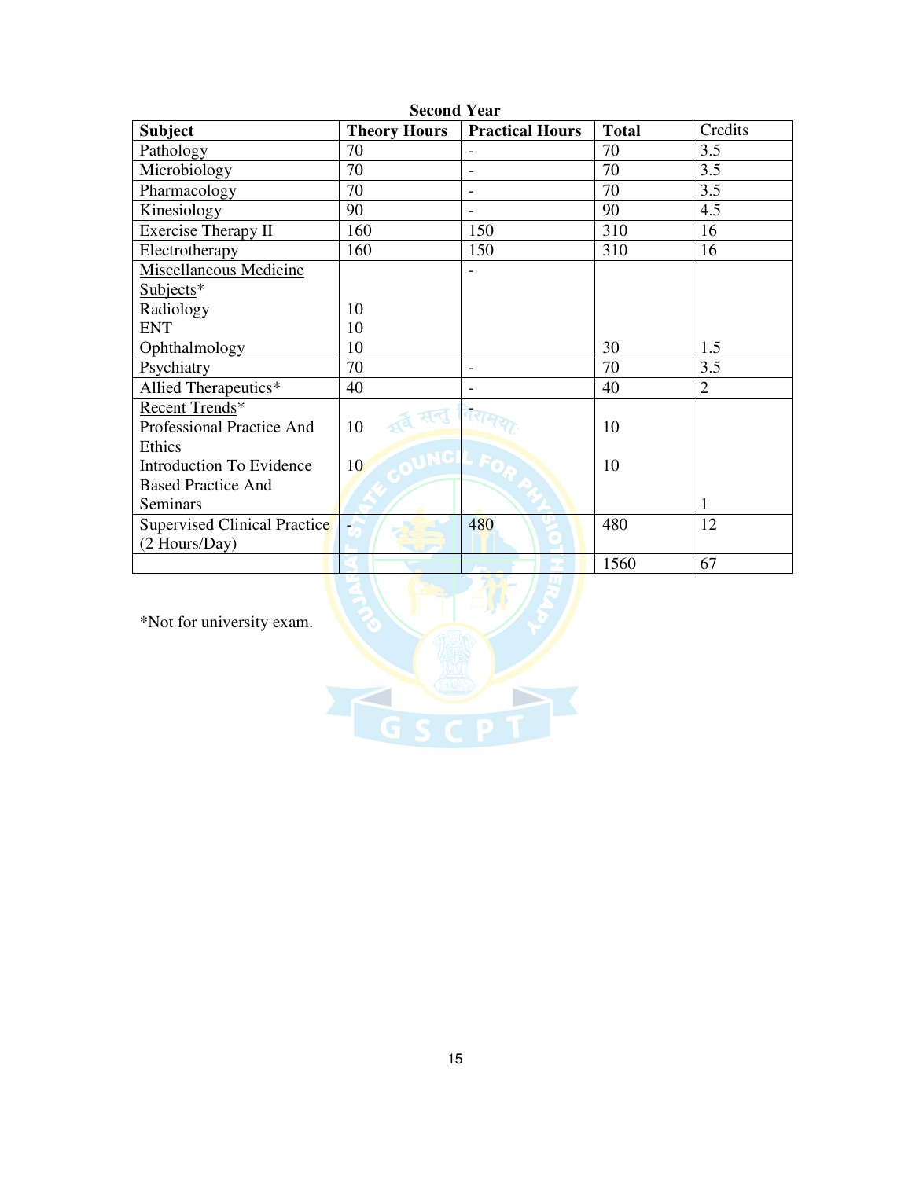**Second Year**

| **Subject** | **Theory Hours** | **Practical Hours** | **Total** | Credits |
|---|---|---|---|---|
| Pathology | 70 | - | 70 | 3.5 |
| Microbiology | 70 | - | 70 | 3.5 |
| Pharmacology | 70 | - | 70 | 3.5 |
| Kinesiology | 90 | - | 90 | 4.5 |
| Exercise Therapy II | 160 | 150 | 310 | 16 |
| Electrotherapy | 160 | 150 | 310 | 16 |
| Miscellaneous Medicine Subjects*<br>Radiology<br>ENT<br>Ophthalmology | <br><br>10<br>10<br>10 | - | 30 | 1.5 |
| Psychiatry | 70 | - | 70 | 3.5 |
| Allied Therapeutics* | 40 | - | 40 | 2 |
| Recent Trends*<br>Professional Practice And Ethics<br>Introduction To Evidence Based Practice And Seminars | <br>10<br>10 | - | <br>10<br>10 | 1 |
| Supervised Clinical Practice (2 Hours/Day) | - | 480 | 480 | 12 |
| | | | 1560 | 67 |

*Not for university exam.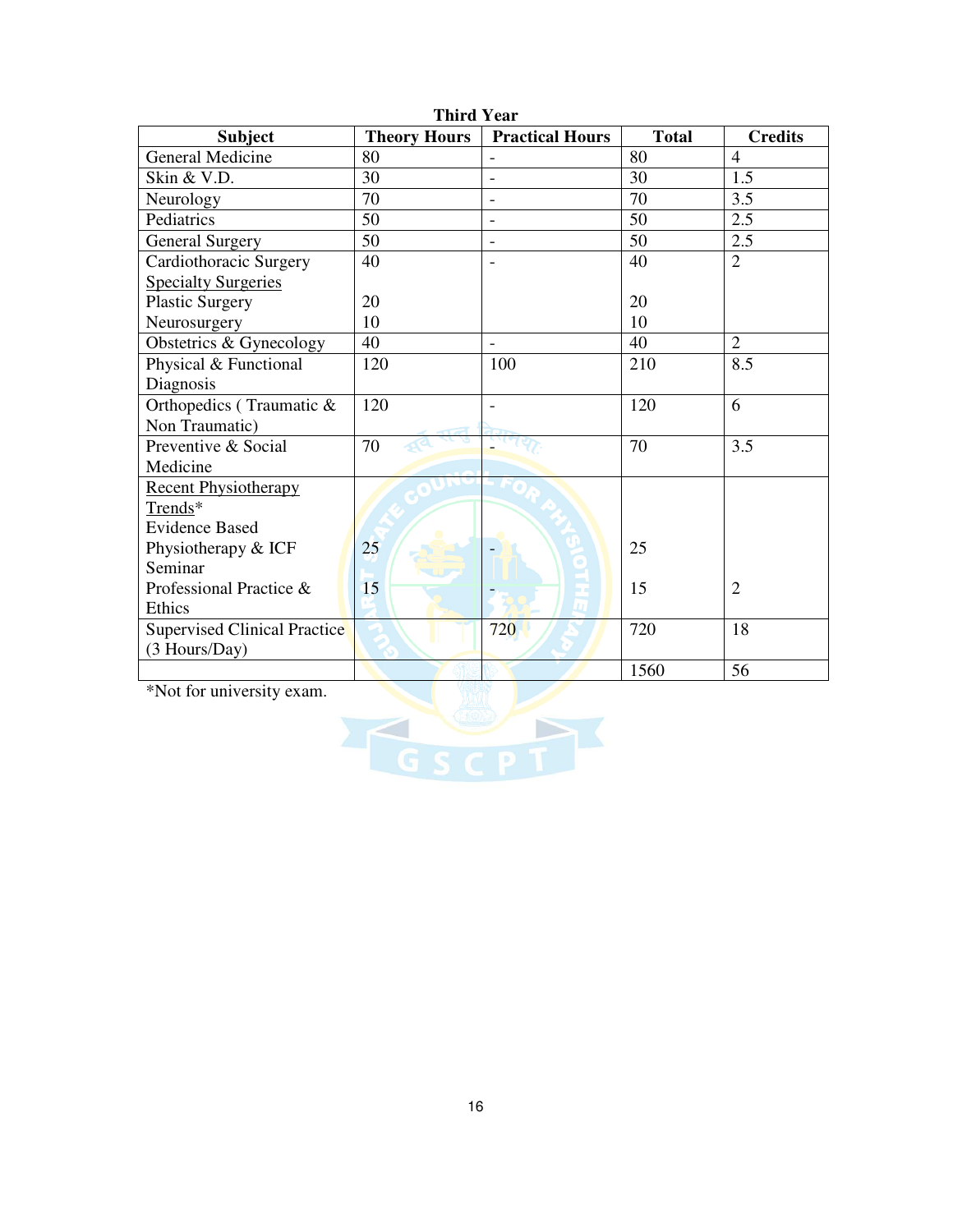**Third Year**

| Subject | Theory Hours | Practical Hours | Total | Credits |
|---|---|---|---|---|
| General Medicine | 80 | - | 80 | 4 |
| Skin & V.D. | 30 | - | 30 | 1.5 |
| Neurology | 70 | - | 70 | 3.5 |
| Pediatrics | 50 | - | 50 | 2.5 |
| General Surgery | 50 | - | 50 | 2.5 |
| Cardiothoracic Surgery<br>Specialty Surgeries<br>Plastic Surgery<br>Neurosurgery | 40<br><br>20<br>10 | - | 40<br><br>20<br>10 | 2 |
| Obstetrics & Gynecology | 40 | - | 40 | 2 |
| Physical & Functional Diagnosis | 120 | 100 | 210 | 8.5 |
| Orthopedics ( Traumatic & Non Traumatic) | 120 | - | 120 | 6 |
| Preventive & Social Medicine | 70 | - | 70 | 3.5 |
| Recent Physiotherapy Trends*<br>Evidence Based Physiotherapy & ICF<br>Seminar<br>Professional Practice & Ethics | <br><br>25<br><br>15 | <br><br>-<br><br>- | <br><br>25<br><br>15 | <br><br><br><br>2 |
| Supervised Clinical Practice (3 Hours/Day) | | 720 | 720 | 18 |
| | | | 1560 | 56 |

*Not for university exam.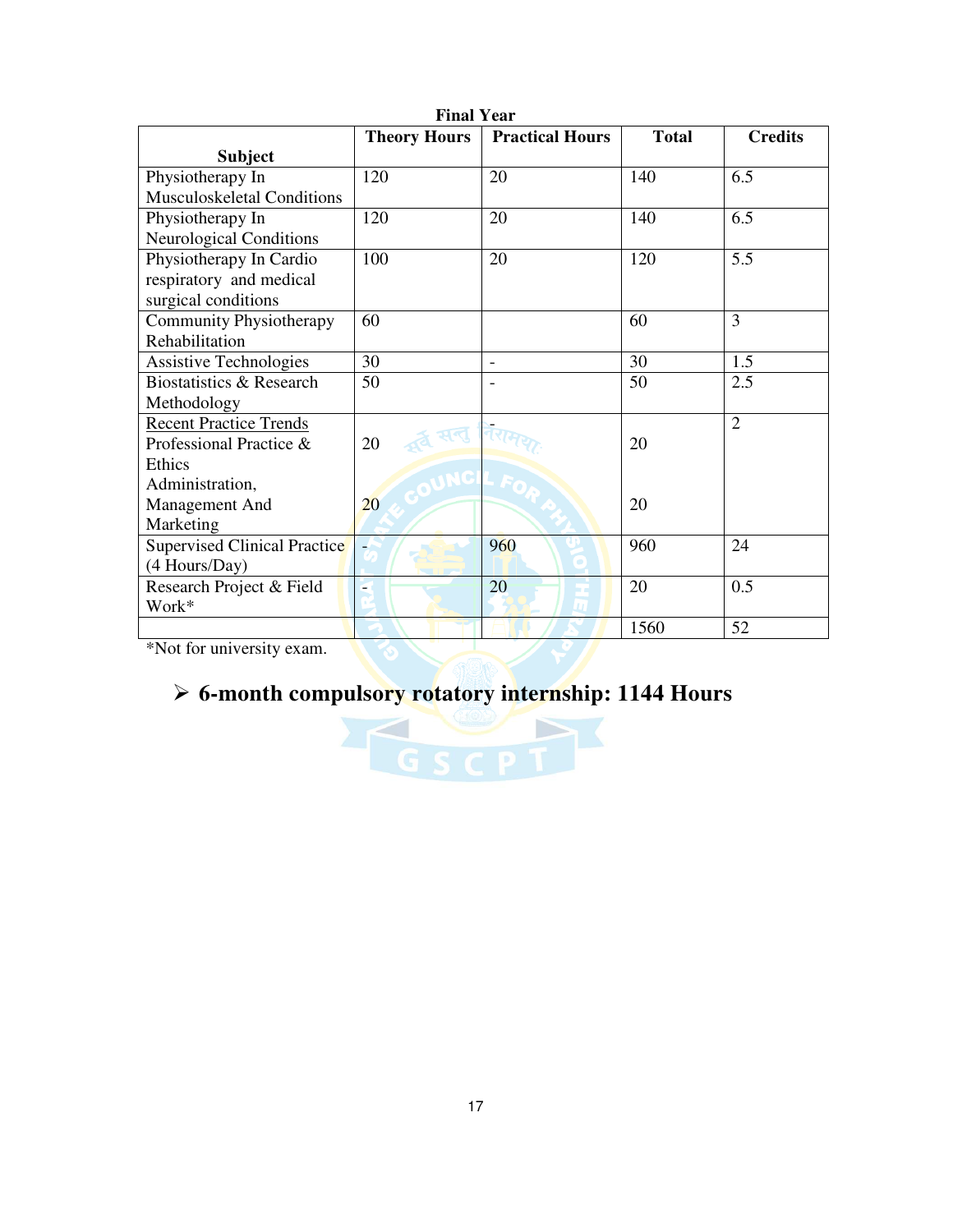**Final Year**

| Subject | Theory Hours | Practical Hours | Total | Credits |
|---|---|---|---|---|
| Physiotherapy In Musculoskeletal Conditions | 120 | 20 | 140 | 6.5 |
| Physiotherapy In Neurological Conditions | 120 | 20 | 140 | 6.5 |
| Physiotherapy In Cardio respiratory and medical surgical conditions | 100 | 20 | 120 | 5.5 |
| Community Physiotherapy Rehabilitation | 60 | | 60 | 3 |
| Assistive Technologies | 30 | - | 30 | 1.5 |
| Biostatistics & Research Methodology | 50 | - | 50 | 2.5 |
| Recent Practice Trends<br>Professional Practice & Ethics<br>Administration, Management And Marketing | <br>20<br><br>20 | - | <br>20<br><br>20 | 2 |
| Supervised Clinical Practice (4 Hours/Day) | - | 960 | 960 | 24 |
| Research Project & Field Work* | - | 20 | 20 | 0.5 |
| | | | 1560 | 52 |

*Not for university exam.

- **6-month compulsory rotatory internship: 1144 Hours**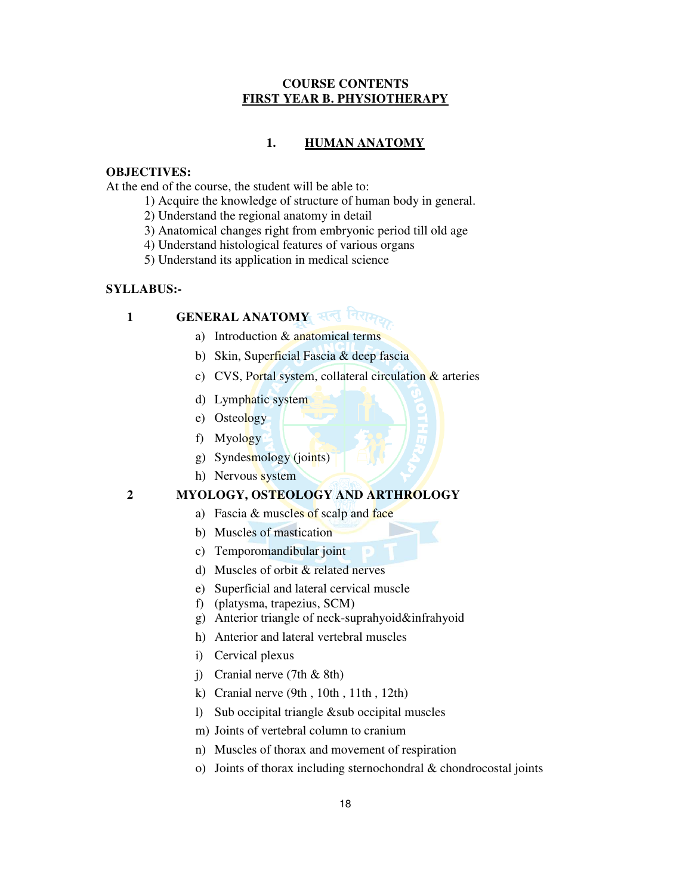# COURSE CONTENTS
## FIRST YEAR B. PHYSIOTHERAPY

### 1. HUMAN ANATOMY

**OBJECTIVES:**

At the end of the course, the student will be able to:

1) Acquire the knowledge of structure of human body in general.
2) Understand the regional anatomy in detail
3) Anatomical changes right from embryonic period till old age
4) Understand histological features of various organs
5) Understand its application in medical science

**SYLLABUS:-**

**1 GENERAL ANATOMY**

a) Introduction & anatomical terms
b) Skin, Superficial Fascia & deep fascia
c) CVS, Portal system, collateral circulation & arteries
d) Lymphatic system
e) Osteology
f) Myology
g) Syndesmology (joints)
h) Nervous system

**2 MYOLOGY, OSTEOLOGY AND ARTHROLOGY**

a) Fascia & muscles of scalp and face
b) Muscles of mastication
c) Temporomandibular joint
d) Muscles of orbit & related nerves
e) Superficial and lateral cervical muscle
f) (platysma, trapezius, SCM)
g) Anterior triangle of neck-suprahyoid&infrahyoid
h) Anterior and lateral vertebral muscles
i) Cervical plexus
j) Cranial nerve (7th & 8th)
k) Cranial nerve (9th , 10th , 11th , 12th)
l) Sub occipital triangle &sub occipital muscles
m) Joints of vertebral column to cranium
n) Muscles of thorax and movement of respiration
o) Joints of thorax including sternochondral & chondrocostal joints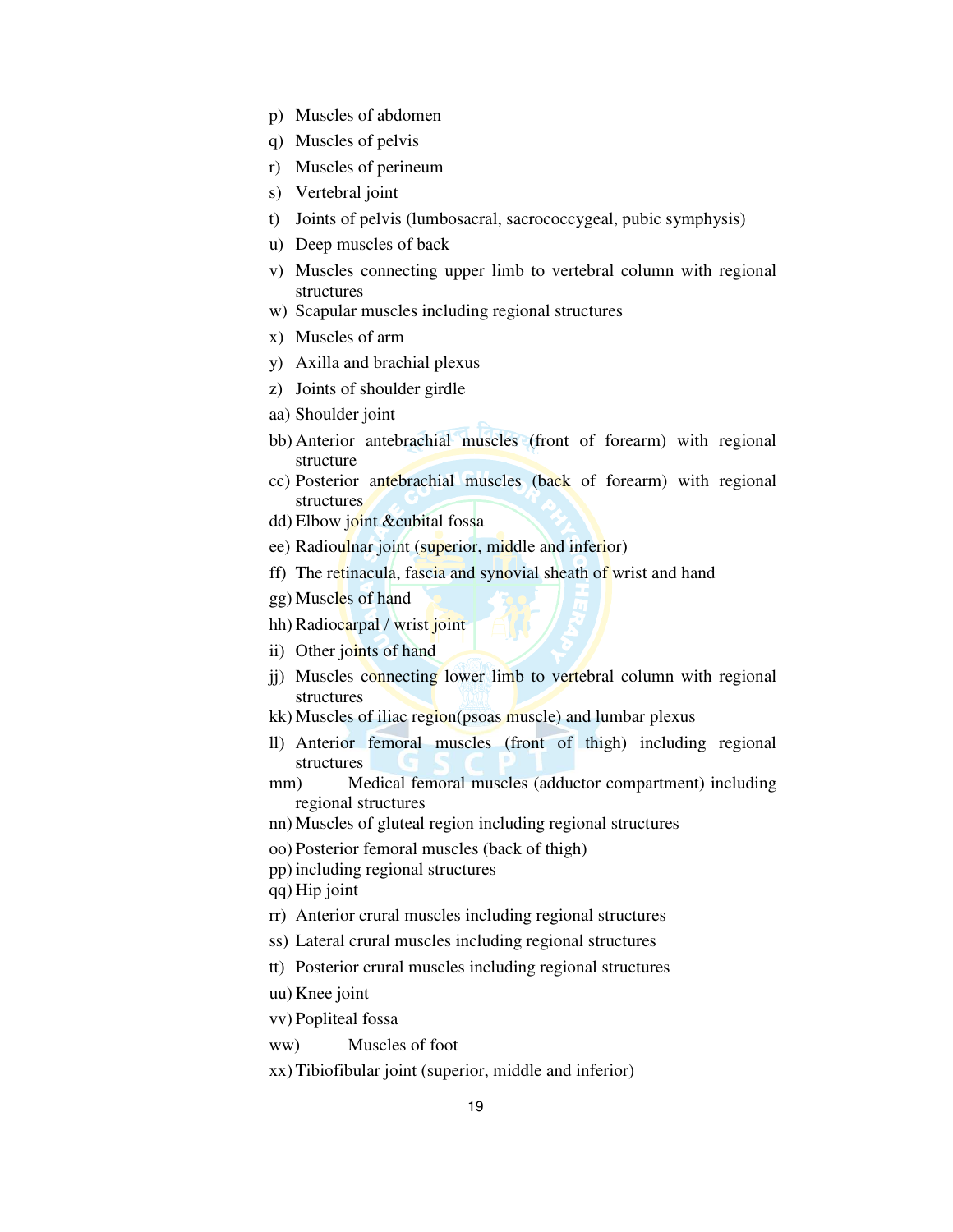p) Muscles of abdomen
q) Muscles of pelvis
r) Muscles of perineum
s) Vertebral joint
t) Joints of pelvis (lumbosacral, sacrococcygeal, pubic symphysis)
u) Deep muscles of back
v) Muscles connecting upper limb to vertebral column with regional structures
w) Scapular muscles including regional structures
x) Muscles of arm
y) Axilla and brachial plexus
z) Joints of shoulder girdle
aa) Shoulder joint
bb) Anterior antebrachial muscles (front of forearm) with regional structure
cc) Posterior antebrachial muscles (back of forearm) with regional structures
dd) Elbow joint &cubital fossa
ee) Radioulnar joint (superior, middle and inferior)
ff) The retinacula, fascia and synovial sheath of wrist and hand
gg) Muscles of hand
hh) Radiocarpal / wrist joint
ii) Other joints of hand
jj) Muscles connecting lower limb to vertebral column with regional structures
kk) Muscles of iliac region(psoas muscle) and lumbar plexus
ll) Anterior femoral muscles (front of thigh) including regional structures
mm) Medical femoral muscles (adductor compartment) including regional structures
nn) Muscles of gluteal region including regional structures
oo) Posterior femoral muscles (back of thigh)
pp) including regional structures
qq) Hip joint
rr) Anterior crural muscles including regional structures
ss) Lateral crural muscles including regional structures
tt) Posterior crural muscles including regional structures
uu) Knee joint
vv) Popliteal fossa
ww) Muscles of foot
xx) Tibiofibular joint (superior, middle and inferior)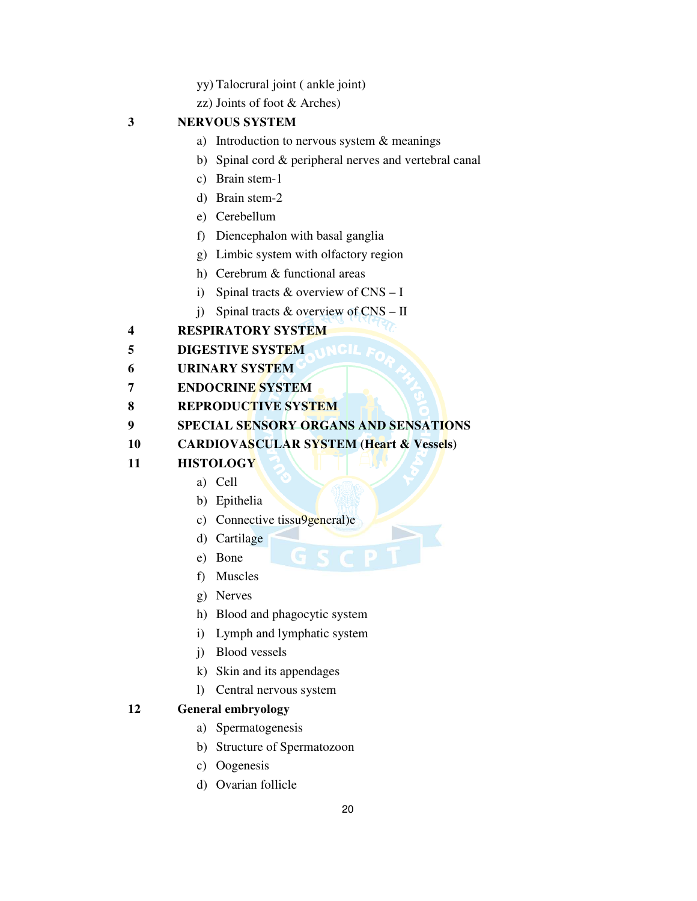yy) Talocrural joint ( ankle joint)
zz) Joints of foot & Arches)

**3 NERVOUS SYSTEM**

a) Introduction to nervous system & meanings
b) Spinal cord & peripheral nerves and vertebral canal
c) Brain stem-1
d) Brain stem-2
e) Cerebellum
f) Diencephalon with basal ganglia
g) Limbic system with olfactory region
h) Cerebrum & functional areas
i) Spinal tracts & overview of CNS – I
j) Spinal tracts & overview of CNS – II

**4 RESPIRATORY SYSTEM**

**5 DIGESTIVE SYSTEM**

**6 URINARY SYSTEM**

**7 ENDOCRINE SYSTEM**

**8 REPRODUCTIVE SYSTEM**

**9 SPECIAL SENSORY ORGANS AND SENSATIONS**

**10 CARDIOVASCULAR SYSTEM (Heart & Vessels)**

**11 HISTOLOGY**

a) Cell
b) Epithelia
c) Connective tissu9general)e
d) Cartilage
e) Bone
f) Muscles
g) Nerves
h) Blood and phagocytic system
i) Lymph and lymphatic system
j) Blood vessels
k) Skin and its appendages
l) Central nervous system

**12 General embryology**

a) Spermatogenesis
b) Structure of Spermatozoon
c) Oogenesis
d) Ovarian follicle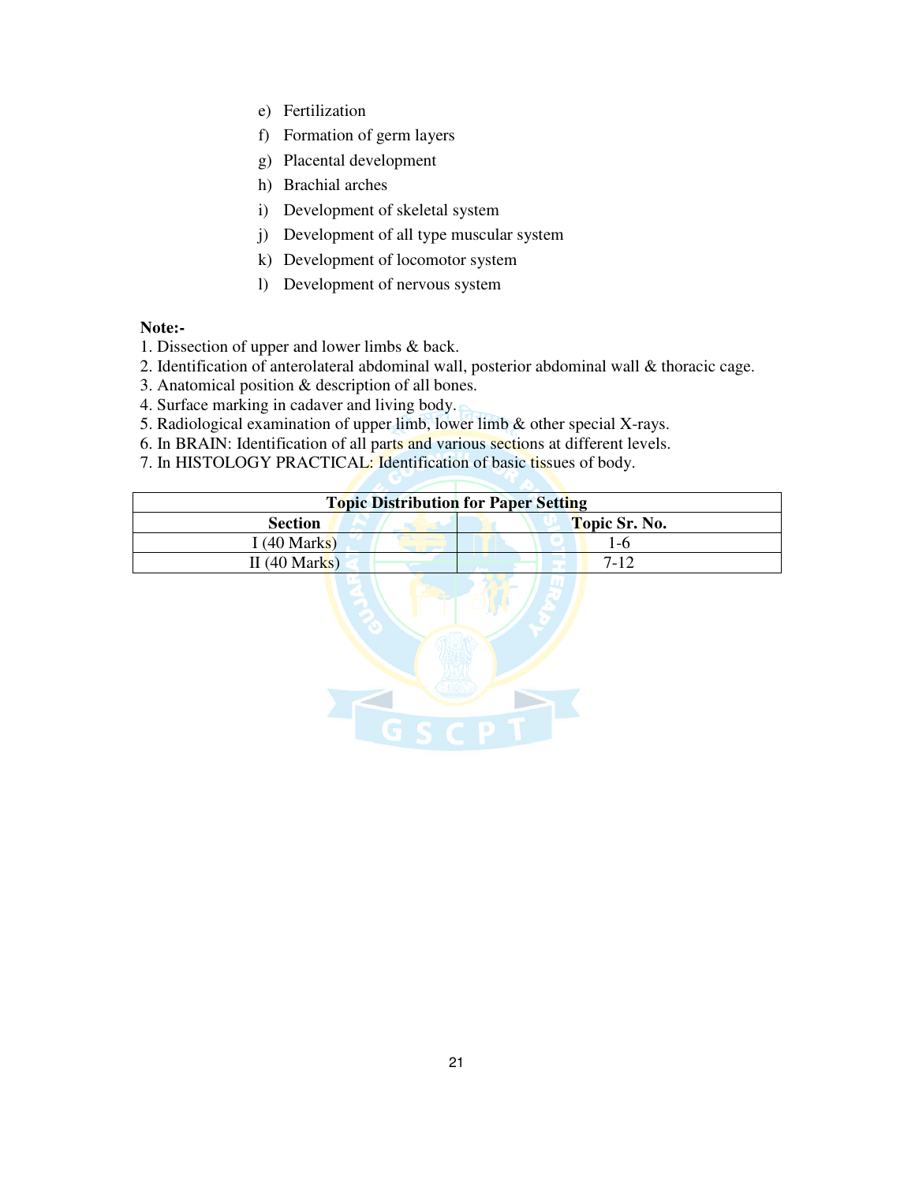e) Fertilization
f) Formation of germ layers
g) Placental development
h) Brachial arches
i) Development of skeletal system
j) Development of all type muscular system
k) Development of locomotor system
l) Development of nervous system

**Note:-**

1. Dissection of upper and lower limbs & back.
2. Identification of anterolateral abdominal wall, posterior abdominal wall & thoracic cage.
3. Anatomical position & description of all bones.
4. Surface marking in cadaver and living body.
5. Radiological examination of upper limb, lower limb & other special X-rays.
6. In BRAIN: Identification of all parts and various sections at different levels.
7. In HISTOLOGY PRACTICAL: Identification of basic tissues of body.

| **Topic Distribution for Paper Setting** | |
|---|---|
| **Section** | **Topic Sr. No.** |
| I (40 Marks) | 1-6 |
| II (40 Marks) | 7-12 |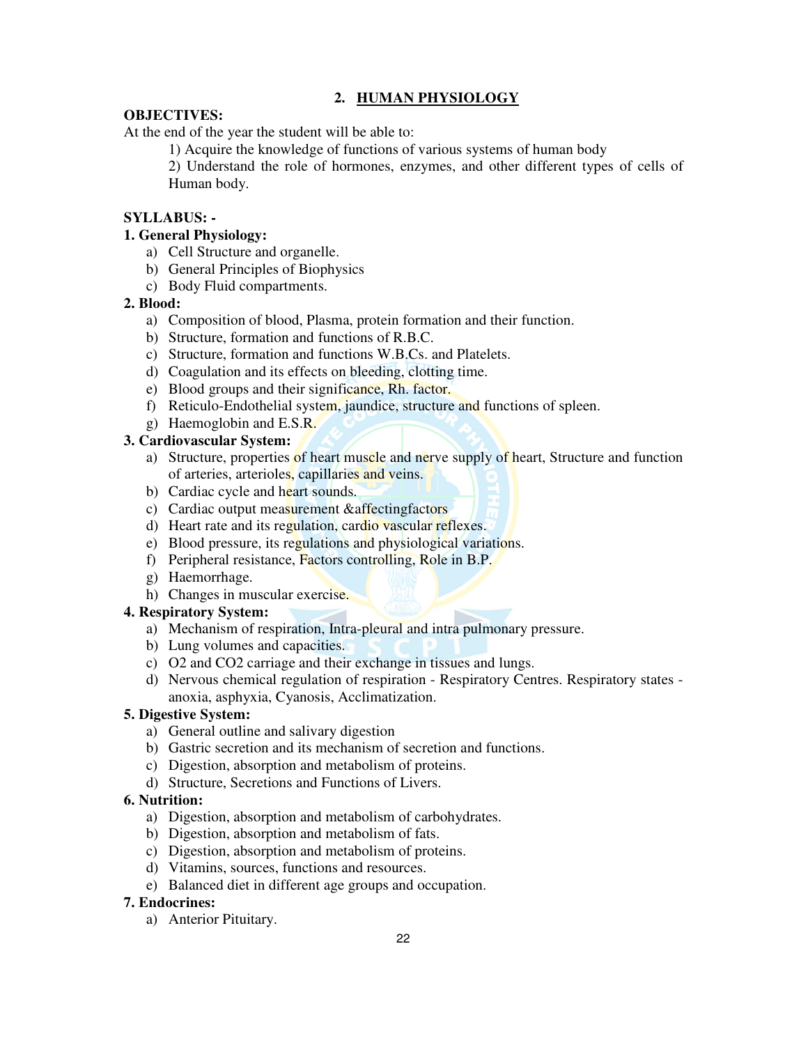## 2. HUMAN PHYSIOLOGY

**OBJECTIVES:**

At the end of the year the student will be able to:

1) Acquire the knowledge of functions of various systems of human body
2) Understand the role of hormones, enzymes, and other different types of cells of Human body.

**SYLLABUS: -**

**1. General Physiology:**

a) Cell Structure and organelle.
b) General Principles of Biophysics
c) Body Fluid compartments.

**2. Blood:**

a) Composition of blood, Plasma, protein formation and their function.
b) Structure, formation and functions of R.B.C.
c) Structure, formation and functions W.B.Cs. and Platelets.
d) Coagulation and its effects on bleeding, clotting time.
e) Blood groups and their significance, Rh. factor.
f) Reticulo-Endothelial system, jaundice, structure and functions of spleen.
g) Haemoglobin and E.S.R.

**3. Cardiovascular System:**

a) Structure, properties of heart muscle and nerve supply of heart, Structure and function of arteries, arterioles, capillaries and veins.
b) Cardiac cycle and heart sounds.
c) Cardiac output measurement &affectingfactors
d) Heart rate and its regulation, cardio vascular reflexes.
e) Blood pressure, its regulations and physiological variations.
f) Peripheral resistance, Factors controlling, Role in B.P.
g) Haemorrhage.
h) Changes in muscular exercise.

**4. Respiratory System:**

a) Mechanism of respiration, Intra-pleural and intra pulmonary pressure.
b) Lung volumes and capacities.
c) O2 and CO2 carriage and their exchange in tissues and lungs.
d) Nervous chemical regulation of respiration - Respiratory Centres. Respiratory states - anoxia, asphyxia, Cyanosis, Acclimatization.

**5. Digestive System:**

a) General outline and salivary digestion
b) Gastric secretion and its mechanism of secretion and functions.
c) Digestion, absorption and metabolism of proteins.
d) Structure, Secretions and Functions of Livers.

**6. Nutrition:**

a) Digestion, absorption and metabolism of carbohydrates.
b) Digestion, absorption and metabolism of fats.
c) Digestion, absorption and metabolism of proteins.
d) Vitamins, sources, functions and resources.
e) Balanced diet in different age groups and occupation.

**7. Endocrines:**

a) Anterior Pituitary.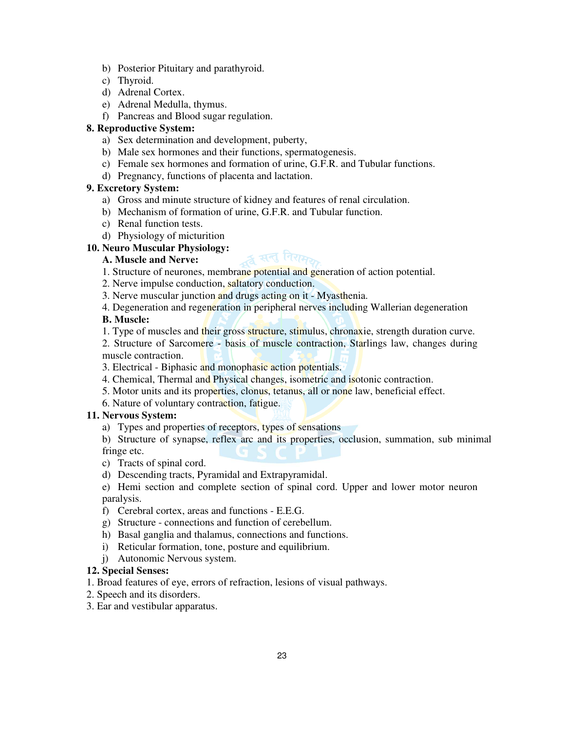b) Posterior Pituitary and parathyroid.
c) Thyroid.
d) Adrenal Cortex.
e) Adrenal Medulla, thymus.
f) Pancreas and Blood sugar regulation.

**8. Reproductive System:**

a) Sex determination and development, puberty,
b) Male sex hormones and their functions, spermatogenesis.
c) Female sex hormones and formation of urine, G.F.R. and Tubular functions.
d) Pregnancy, functions of placenta and lactation.

**9. Excretory System:**

a) Gross and minute structure of kidney and features of renal circulation.
b) Mechanism of formation of urine, G.F.R. and Tubular function.
c) Renal function tests.
d) Physiology of micturition

**10. Neuro Muscular Physiology:**

**A. Muscle and Nerve:**

1. Structure of neurones, membrane potential and generation of action potential.
2. Nerve impulse conduction, saltatory conduction.
3. Nerve muscular junction and drugs acting on it - Myasthenia.
4. Degeneration and regeneration in peripheral nerves including Wallerian degeneration

**B. Muscle:**

1. Type of muscles and their gross structure, stimulus, chronaxie, strength duration curve.
2. Structure of Sarcomere - basis of muscle contraction, Starlings law, changes during muscle contraction.
3. Electrical - Biphasic and monophasic action potentials.
4. Chemical, Thermal and Physical changes, isometric and isotonic contraction.
5. Motor units and its properties, clonus, tetanus, all or none law, beneficial effect.
6. Nature of voluntary contraction, fatigue.

**11. Nervous System:**

a) Types and properties of receptors, types of sensations
b) Structure of synapse, reflex arc and its properties, occlusion, summation, sub minimal fringe etc.
c) Tracts of spinal cord.
d) Descending tracts, Pyramidal and Extrapyramidal.
e) Hemi section and complete section of spinal cord. Upper and lower motor neuron paralysis.
f) Cerebral cortex, areas and functions - E.E.G.
g) Structure - connections and function of cerebellum.
h) Basal ganglia and thalamus, connections and functions.
i) Reticular formation, tone, posture and equilibrium.
j) Autonomic Nervous system.

**12. Special Senses:**

1. Broad features of eye, errors of refraction, lesions of visual pathways.
2. Speech and its disorders.
3. Ear and vestibular apparatus.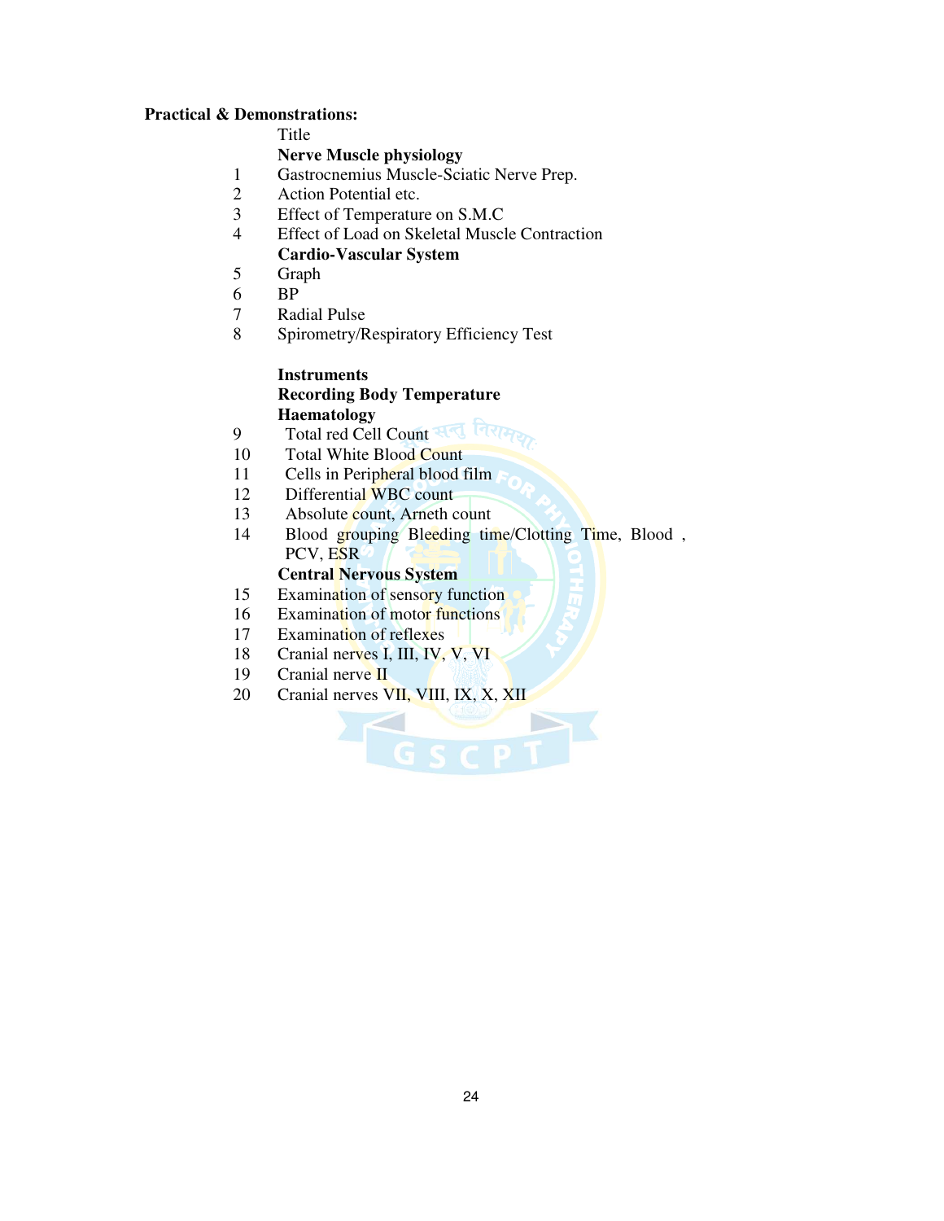**Practical & Demonstrations:**

| | Title |
|---|---|
| | **Nerve Muscle physiology** |
| 1 | Gastrocnemius Muscle-Sciatic Nerve Prep. |
| 2 | Action Potential etc. |
| 3 | Effect of Temperature on S.M.C |
| 4 | Effect of Load on Skeletal Muscle Contraction |
| | **Cardio-Vascular System** |
| 5 | Graph |
| 6 | BP |
| 7 | Radial Pulse |
| 8 | Spirometry/Respiratory Efficiency Test |
| | |
| | **Instruments** |
| | **Recording Body Temperature** |
| | **Haematology** |
| 9 | Total red Cell Count |
| 10 | Total White Blood Count |
| 11 | Cells in Peripheral blood film |
| 12 | Differential WBC count |
| 13 | Absolute count, Arneth count |
| 14 | Blood grouping Bleeding time/Clotting Time, Blood , PCV, ESR |
| | **Central Nervous System** |
| 15 | Examination of sensory function |
| 16 | Examination of motor functions |
| 17 | Examination of reflexes |
| 18 | Cranial nerves I, III, IV, V, VI |
| 19 | Cranial nerve II |
| 20 | Cranial nerves VII, VIII, IX, X, XII |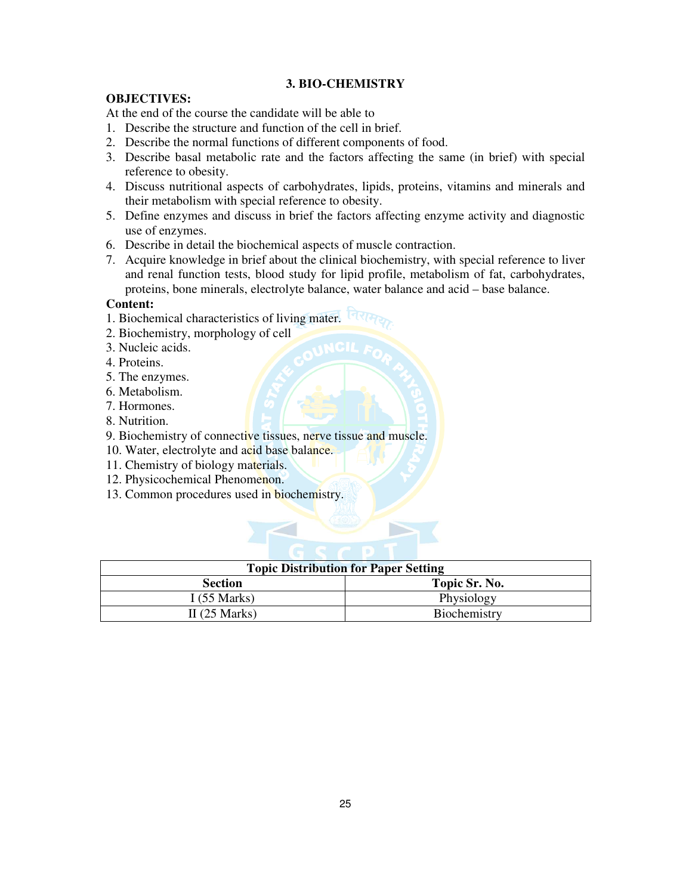## 3. BIO-CHEMISTRY

**OBJECTIVES:**

At the end of the course the candidate will be able to

1. Describe the structure and function of the cell in brief.
2. Describe the normal functions of different components of food.
3. Describe basal metabolic rate and the factors affecting the same (in brief) with special reference to obesity.
4. Discuss nutritional aspects of carbohydrates, lipids, proteins, vitamins and minerals and their metabolism with special reference to obesity.
5. Define enzymes and discuss in brief the factors affecting enzyme activity and diagnostic use of enzymes.
6. Describe in detail the biochemical aspects of muscle contraction.
7. Acquire knowledge in brief about the clinical biochemistry, with special reference to liver and renal function tests, blood study for lipid profile, metabolism of fat, carbohydrates, proteins, bone minerals, electrolyte balance, water balance and acid – base balance.

**Content:**

1. Biochemical characteristics of living mater.
2. Biochemistry, morphology of cell
3. Nucleic acids.
4. Proteins.
5. The enzymes.
6. Metabolism.
7. Hormones.
8. Nutrition.
9. Biochemistry of connective tissues, nerve tissue and muscle.
10. Water, electrolyte and acid base balance.
11. Chemistry of biology materials.
12. Physicochemical Phenomenon.
13. Common procedures used in biochemistry.

| Topic Distribution for Paper Setting | |
|---|---|
| **Section** | **Topic Sr. No.** |
| I (55 Marks) | Physiology |
| II (25 Marks) | Biochemistry |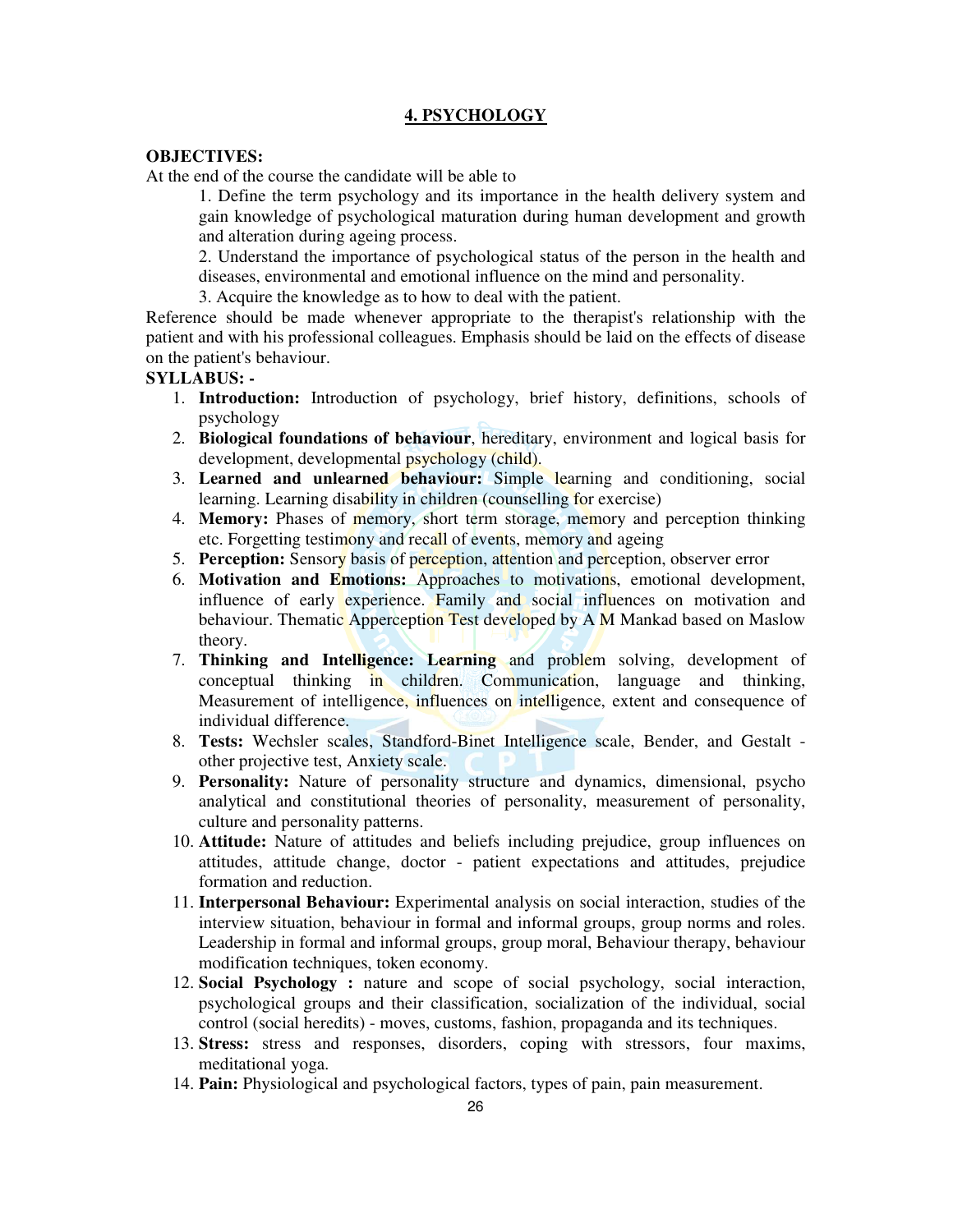## 4. PSYCHOLOGY

**OBJECTIVES:**

At the end of the course the candidate will be able to

1. Define the term psychology and its importance in the health delivery system and gain knowledge of psychological maturation during human development and growth and alteration during ageing process.
2. Understand the importance of psychological status of the person in the health and diseases, environmental and emotional influence on the mind and personality.
3. Acquire the knowledge as to how to deal with the patient.

Reference should be made whenever appropriate to the therapist's relationship with the patient and with his professional colleagues. Emphasis should be laid on the effects of disease on the patient's behaviour.

**SYLLABUS: -**

1. **Introduction:** Introduction of psychology, brief history, definitions, schools of psychology
2. **Biological foundations of behaviour**, hereditary, environment and logical basis for development, developmental psychology (child).
3. **Learned and unlearned behaviour:** Simple learning and conditioning, social learning. Learning disability in children (counselling for exercise)
4. **Memory:** Phases of memory, short term storage, memory and perception thinking etc. Forgetting testimony and recall of events, memory and ageing
5. **Perception:** Sensory basis of perception, attention and perception, observer error
6. **Motivation and Emotions:** Approaches to motivations, emotional development, influence of early experience. Family and social influences on motivation and behaviour. Thematic Apperception Test developed by A M Mankad based on Maslow theory.
7. **Thinking and Intelligence: Learning** and problem solving, development of conceptual thinking in children. Communication, language and thinking, Measurement of intelligence, influences on intelligence, extent and consequence of individual difference.
8. **Tests:** Wechsler scales, Standford-Binet Intelligence scale, Bender, and Gestalt - other projective test, Anxiety scale.
9. **Personality:** Nature of personality structure and dynamics, dimensional, psycho analytical and constitutional theories of personality, measurement of personality, culture and personality patterns.
10. **Attitude:** Nature of attitudes and beliefs including prejudice, group influences on attitudes, attitude change, doctor - patient expectations and attitudes, prejudice formation and reduction.
11. **Interpersonal Behaviour:** Experimental analysis on social interaction, studies of the interview situation, behaviour in formal and informal groups, group norms and roles. Leadership in formal and informal groups, group moral, Behaviour therapy, behaviour modification techniques, token economy.
12. **Social Psychology :** nature and scope of social psychology, social interaction, psychological groups and their classification, socialization of the individual, social control (social heredits) - moves, customs, fashion, propaganda and its techniques.
13. **Stress:** stress and responses, disorders, coping with stressors, four maxims, meditational yoga.
14. **Pain:** Physiological and psychological factors, types of pain, pain measurement.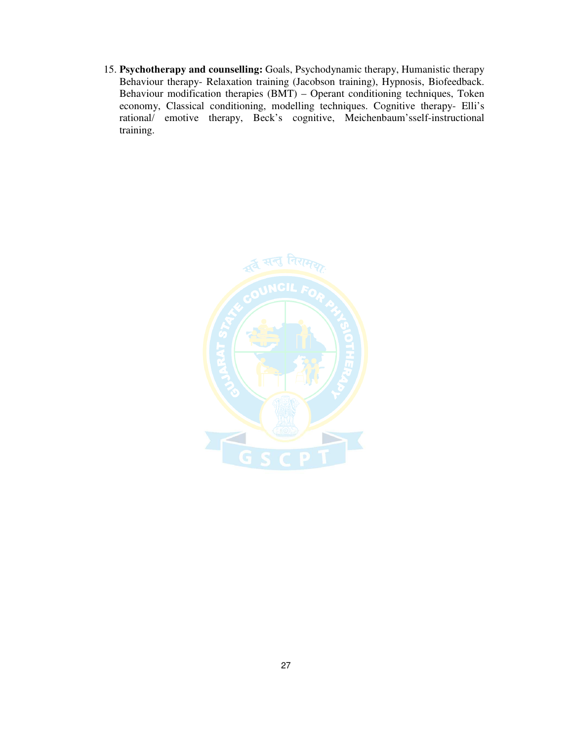15. **Psychotherapy and counselling:** Goals, Psychodynamic therapy, Humanistic therapy Behaviour therapy- Relaxation training (Jacobson training), Hypnosis, Biofeedback. Behaviour modification therapies (BMT) – Operant conditioning techniques, Token economy, Classical conditioning, modelling techniques. Cognitive therapy- Elli's rational/ emotive therapy, Beck's cognitive, Meichenbaum'sself-instructional training.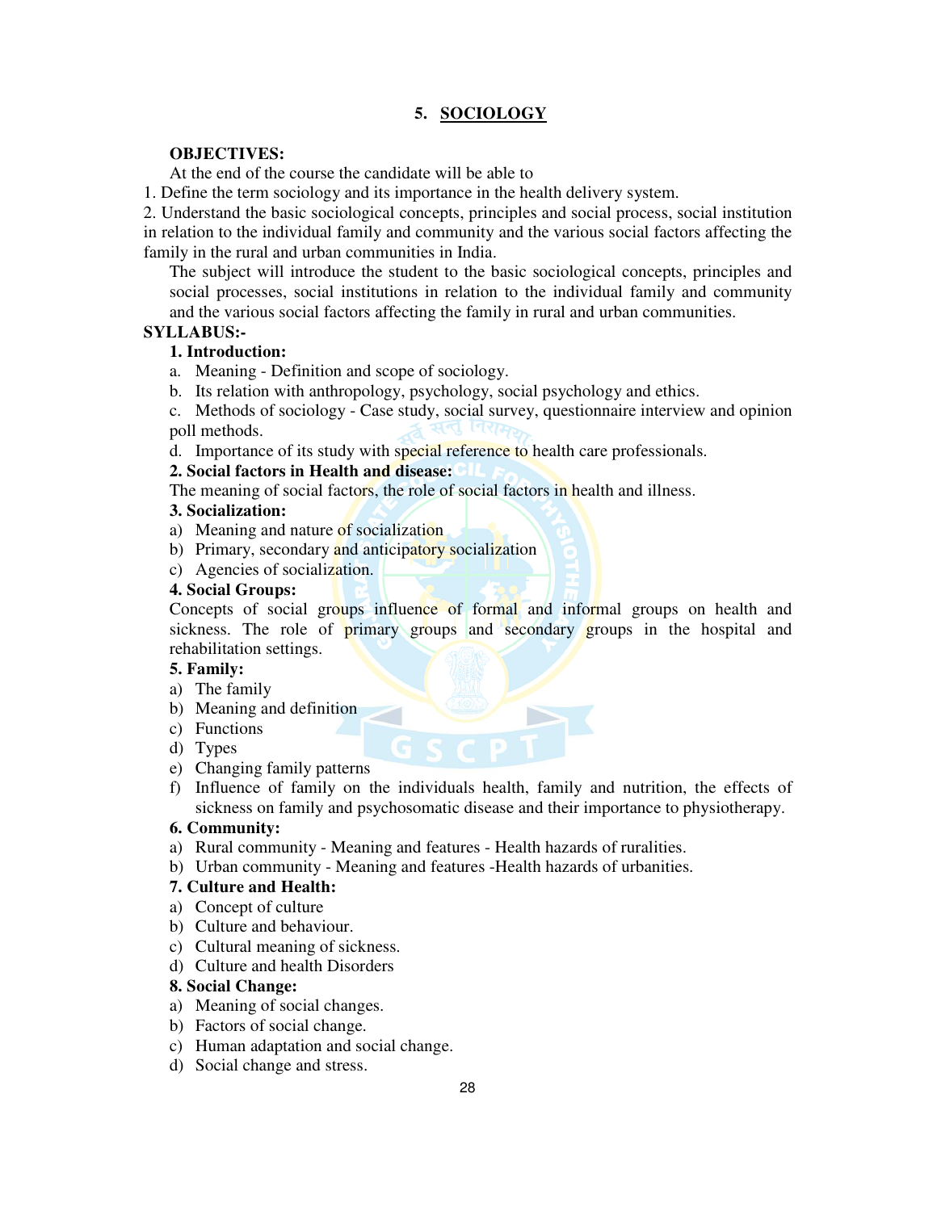## 5. SOCIOLOGY

**OBJECTIVES:**

At the end of the course the candidate will be able to

1. Define the term sociology and its importance in the health delivery system.
2. Understand the basic sociological concepts, principles and social process, social institution in relation to the individual family and community and the various social factors affecting the family in the rural and urban communities in India.

The subject will introduce the student to the basic sociological concepts, principles and social processes, social institutions in relation to the individual family and community and the various social factors affecting the family in rural and urban communities.

**SYLLABUS:-**

**1. Introduction:**

a. Meaning - Definition and scope of sociology.

b. Its relation with anthropology, psychology, social psychology and ethics.

c. Methods of sociology - Case study, social survey, questionnaire interview and opinion poll methods.

d. Importance of its study with special reference to health care professionals.

**2. Social factors in Health and disease:**

The meaning of social factors, the role of social factors in health and illness.

**3. Socialization:**

a) Meaning and nature of socialization

b) Primary, secondary and anticipatory socialization

c) Agencies of socialization.

**4. Social Groups:**

Concepts of social groups influence of formal and informal groups on health and sickness. The role of primary groups and secondary groups in the hospital and rehabilitation settings.

**5. Family:**

a) The family

b) Meaning and definition

c) Functions

d) Types

e) Changing family patterns

f) Influence of family on the individuals health, family and nutrition, the effects of sickness on family and psychosomatic disease and their importance to physiotherapy.

**6. Community:**

a) Rural community - Meaning and features - Health hazards of ruralities.

b) Urban community - Meaning and features -Health hazards of urbanities.

**7. Culture and Health:**

a) Concept of culture

b) Culture and behaviour.

c) Cultural meaning of sickness.

d) Culture and health Disorders

**8. Social Change:**

a) Meaning of social changes.

b) Factors of social change.

c) Human adaptation and social change.

d) Social change and stress.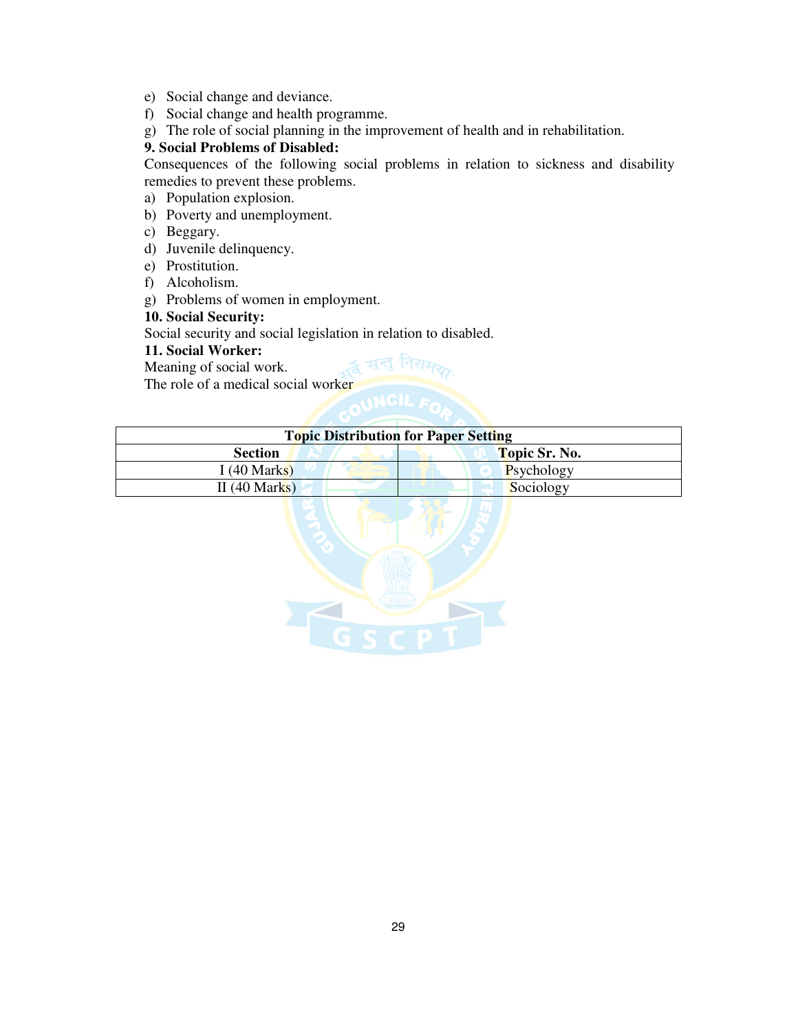e) Social change and deviance.
f) Social change and health programme.
g) The role of social planning in the improvement of health and in rehabilitation.

**9. Social Problems of Disabled:**

Consequences of the following social problems in relation to sickness and disability remedies to prevent these problems.

a) Population explosion.
b) Poverty and unemployment.
c) Beggary.
d) Juvenile delinquency.
e) Prostitution.
f) Alcoholism.
g) Problems of women in employment.

**10. Social Security:**

Social security and social legislation in relation to disabled.

**11. Social Worker:**

Meaning of social work.
The role of a medical social worker

| **Topic Distribution for Paper Setting** | |
|---|---|
| **Section** | **Topic Sr. No.** |
| I (40 Marks) | Psychology |
| II (40 Marks) | Sociology |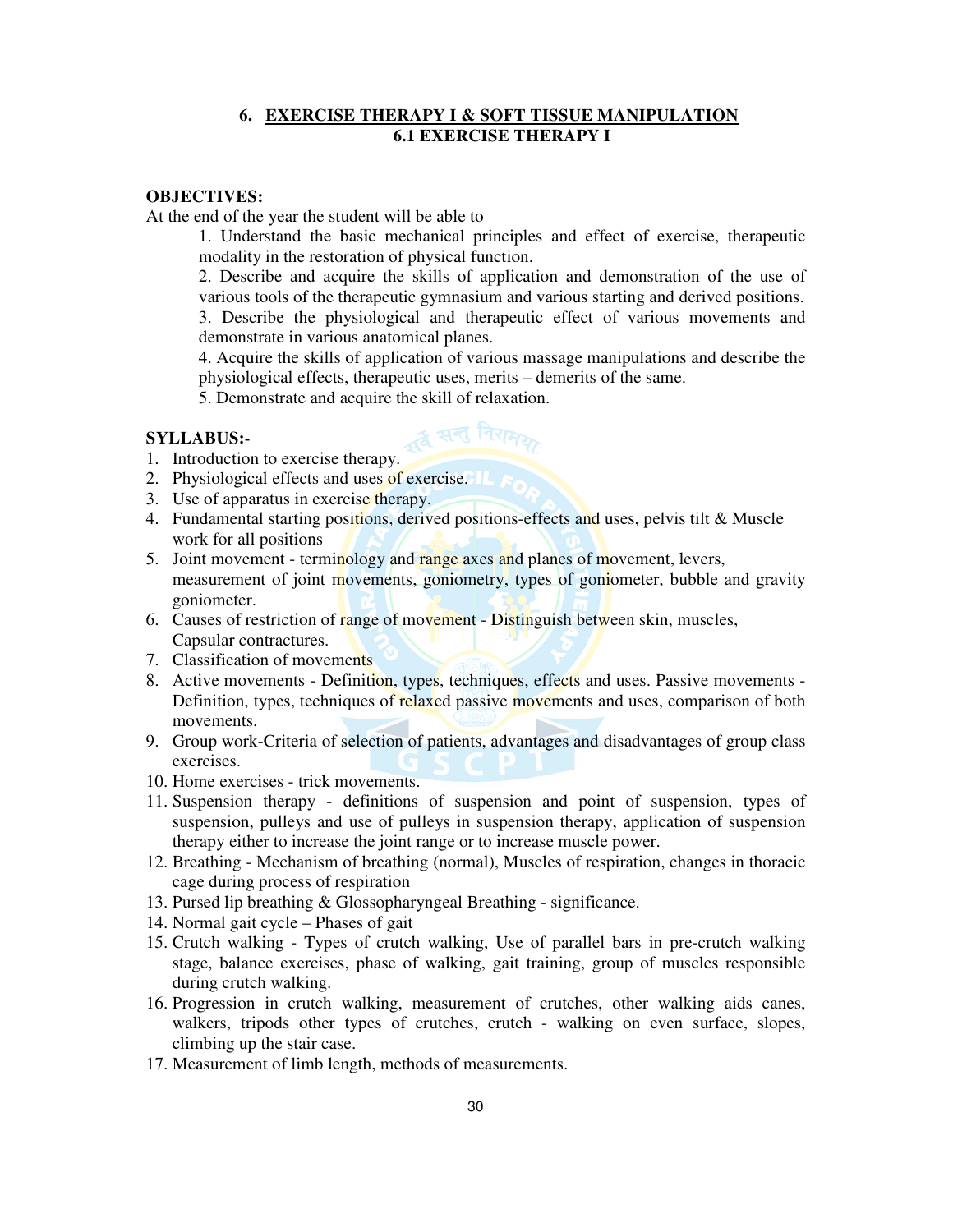## 6. <u>EXERCISE THERAPY I & SOFT TISSUE MANIPULATION</u>

### 6.1 EXERCISE THERAPY I

**OBJECTIVES:**

At the end of the year the student will be able to

1. Understand the basic mechanical principles and effect of exercise, therapeutic modality in the restoration of physical function.
2. Describe and acquire the skills of application and demonstration of the use of various tools of the therapeutic gymnasium and various starting and derived positions.
3. Describe the physiological and therapeutic effect of various movements and demonstrate in various anatomical planes.
4. Acquire the skills of application of various massage manipulations and describe the physiological effects, therapeutic uses, merits – demerits of the same.
5. Demonstrate and acquire the skill of relaxation.

**SYLLABUS:-**

1. Introduction to exercise therapy.
2. Physiological effects and uses of exercise.
3. Use of apparatus in exercise therapy.
4. Fundamental starting positions, derived positions-effects and uses, pelvis tilt & Muscle work for all positions
5. Joint movement - terminology and range axes and planes of movement, levers, measurement of joint movements, goniometry, types of goniometer, bubble and gravity goniometer.
6. Causes of restriction of range of movement - Distinguish between skin, muscles, Capsular contractures.
7. Classification of movements
8. Active movements - Definition, types, techniques, effects and uses. Passive movements - Definition, types, techniques of relaxed passive movements and uses, comparison of both movements.
9. Group work-Criteria of selection of patients, advantages and disadvantages of group class exercises.
10. Home exercises - trick movements.
11. Suspension therapy - definitions of suspension and point of suspension, types of suspension, pulleys and use of pulleys in suspension therapy, application of suspension therapy either to increase the joint range or to increase muscle power.
12. Breathing - Mechanism of breathing (normal), Muscles of respiration, changes in thoracic cage during process of respiration
13. Pursed lip breathing & Glossopharyngeal Breathing - significance.
14. Normal gait cycle – Phases of gait
15. Crutch walking - Types of crutch walking, Use of parallel bars in pre-crutch walking stage, balance exercises, phase of walking, gait training, group of muscles responsible during crutch walking.
16. Progression in crutch walking, measurement of crutches, other walking aids canes, walkers, tripods other types of crutches, crutch - walking on even surface, slopes, climbing up the stair case.
17. Measurement of limb length, methods of measurements.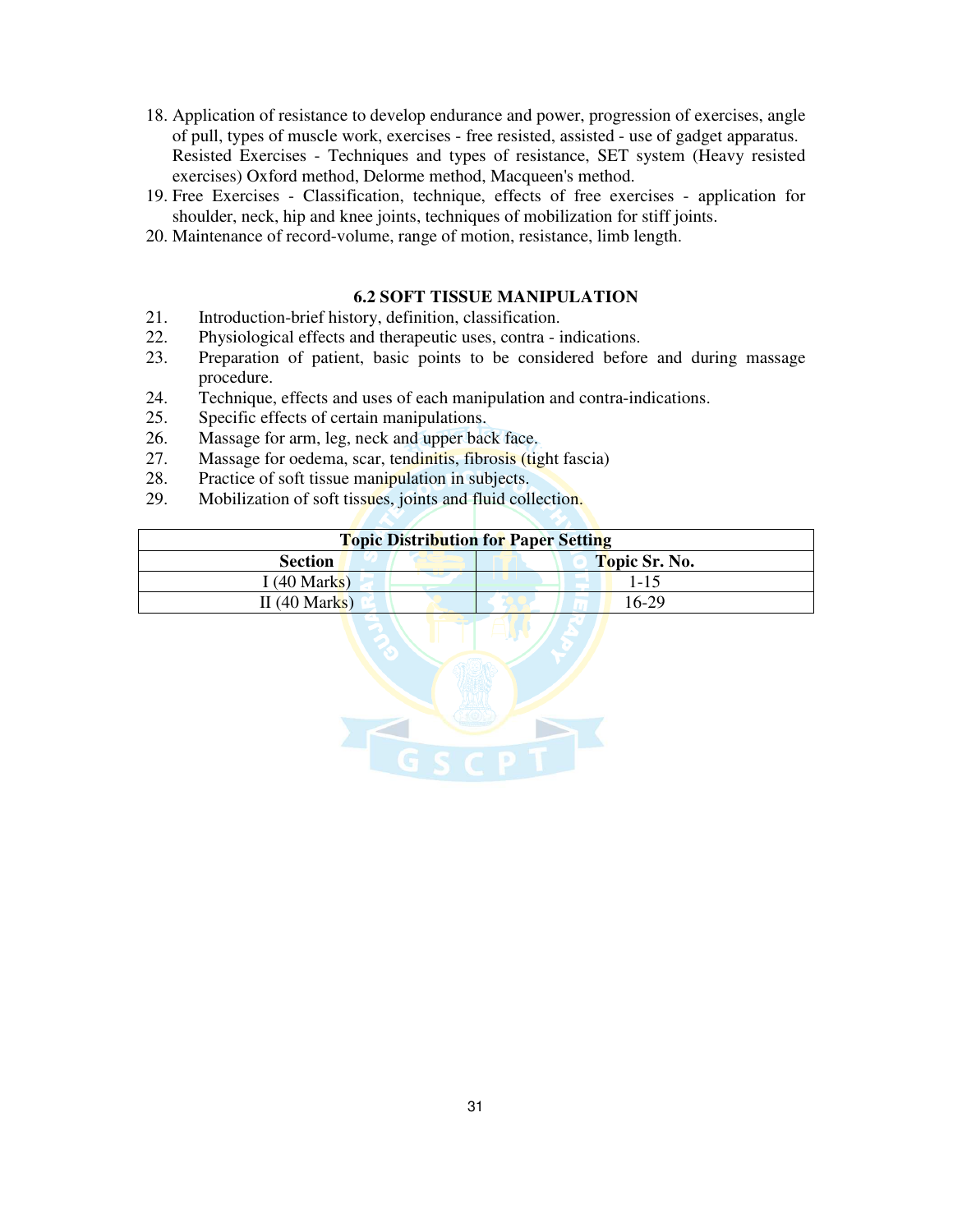18. Application of resistance to develop endurance and power, progression of exercises, angle of pull, types of muscle work, exercises - free resisted, assisted - use of gadget apparatus. Resisted Exercises - Techniques and types of resistance, SET system (Heavy resisted exercises) Oxford method, Delorme method, Macqueen's method.
19. Free Exercises - Classification, technique, effects of free exercises - application for shoulder, neck, hip and knee joints, techniques of mobilization for stiff joints.
20. Maintenance of record-volume, range of motion, resistance, limb length.

### 6.2 SOFT TISSUE MANIPULATION

21. Introduction-brief history, definition, classification.
22. Physiological effects and therapeutic uses, contra - indications.
23. Preparation of patient, basic points to be considered before and during massage procedure.
24. Technique, effects and uses of each manipulation and contra-indications.
25. Specific effects of certain manipulations.
26. Massage for arm, leg, neck and upper back face.
27. Massage for oedema, scar, tendinitis, fibrosis (tight fascia)
28. Practice of soft tissue manipulation in subjects.
29. Mobilization of soft tissues, joints and fluid collection.

| **Topic Distribution for Paper Setting** | |
|---|---|
| **Section** | **Topic Sr. No.** |
| I (40 Marks) | 1-15 |
| II (40 Marks) | 16-29 |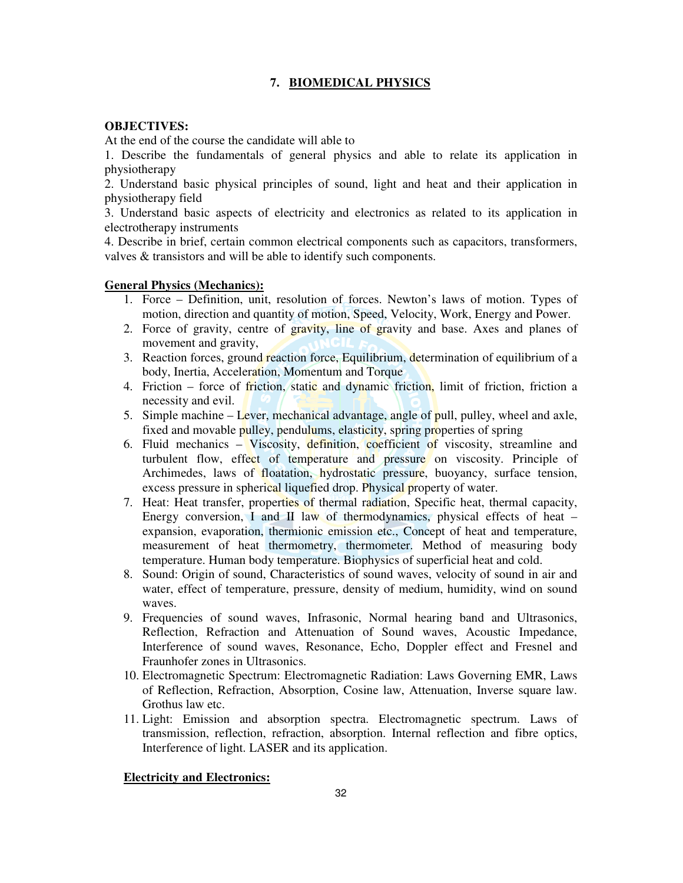## 7. BIOMEDICAL PHYSICS

**OBJECTIVES:**

At the end of the course the candidate will able to

1. Describe the fundamentals of general physics and able to relate its application in physiotherapy
2. Understand basic physical principles of sound, light and heat and their application in physiotherapy field
3. Understand basic aspects of electricity and electronics as related to its application in electrotherapy instruments
4. Describe in brief, certain common electrical components such as capacitors, transformers, valves & transistors and will be able to identify such components.

**General Physics (Mechanics):**

1. Force – Definition, unit, resolution of forces. Newton's laws of motion. Types of motion, direction and quantity of motion, Speed, Velocity, Work, Energy and Power.
2. Force of gravity, centre of gravity, line of gravity and base. Axes and planes of movement and gravity,
3. Reaction forces, ground reaction force, Equilibrium, determination of equilibrium of a body, Inertia, Acceleration, Momentum and Torque
4. Friction – force of friction, static and dynamic friction, limit of friction, friction a necessity and evil.
5. Simple machine – Lever, mechanical advantage, angle of pull, pulley, wheel and axle, fixed and movable pulley, pendulums, elasticity, spring properties of spring
6. Fluid mechanics – Viscosity, definition, coefficient of viscosity, streamline and turbulent flow, effect of temperature and pressure on viscosity. Principle of Archimedes, laws of floatation, hydrostatic pressure, buoyancy, surface tension, excess pressure in spherical liquefied drop. Physical property of water.
7. Heat: Heat transfer, properties of thermal radiation, Specific heat, thermal capacity, Energy conversion, I and II law of thermodynamics, physical effects of heat – expansion, evaporation, thermionic emission etc., Concept of heat and temperature, measurement of heat thermometry, thermometer. Method of measuring body temperature. Human body temperature. Biophysics of superficial heat and cold.
8. Sound: Origin of sound, Characteristics of sound waves, velocity of sound in air and water, effect of temperature, pressure, density of medium, humidity, wind on sound waves.
9. Frequencies of sound waves, Infrasonic, Normal hearing band and Ultrasonics, Reflection, Refraction and Attenuation of Sound waves, Acoustic Impedance, Interference of sound waves, Resonance, Echo, Doppler effect and Fresnel and Fraunhofer zones in Ultrasonics.
10. Electromagnetic Spectrum: Electromagnetic Radiation: Laws Governing EMR, Laws of Reflection, Refraction, Absorption, Cosine law, Attenuation, Inverse square law. Grothus law etc.
11. Light: Emission and absorption spectra. Electromagnetic spectrum. Laws of transmission, reflection, refraction, absorption. Internal reflection and fibre optics, Interference of light. LASER and its application.

**Electricity and Electronics:**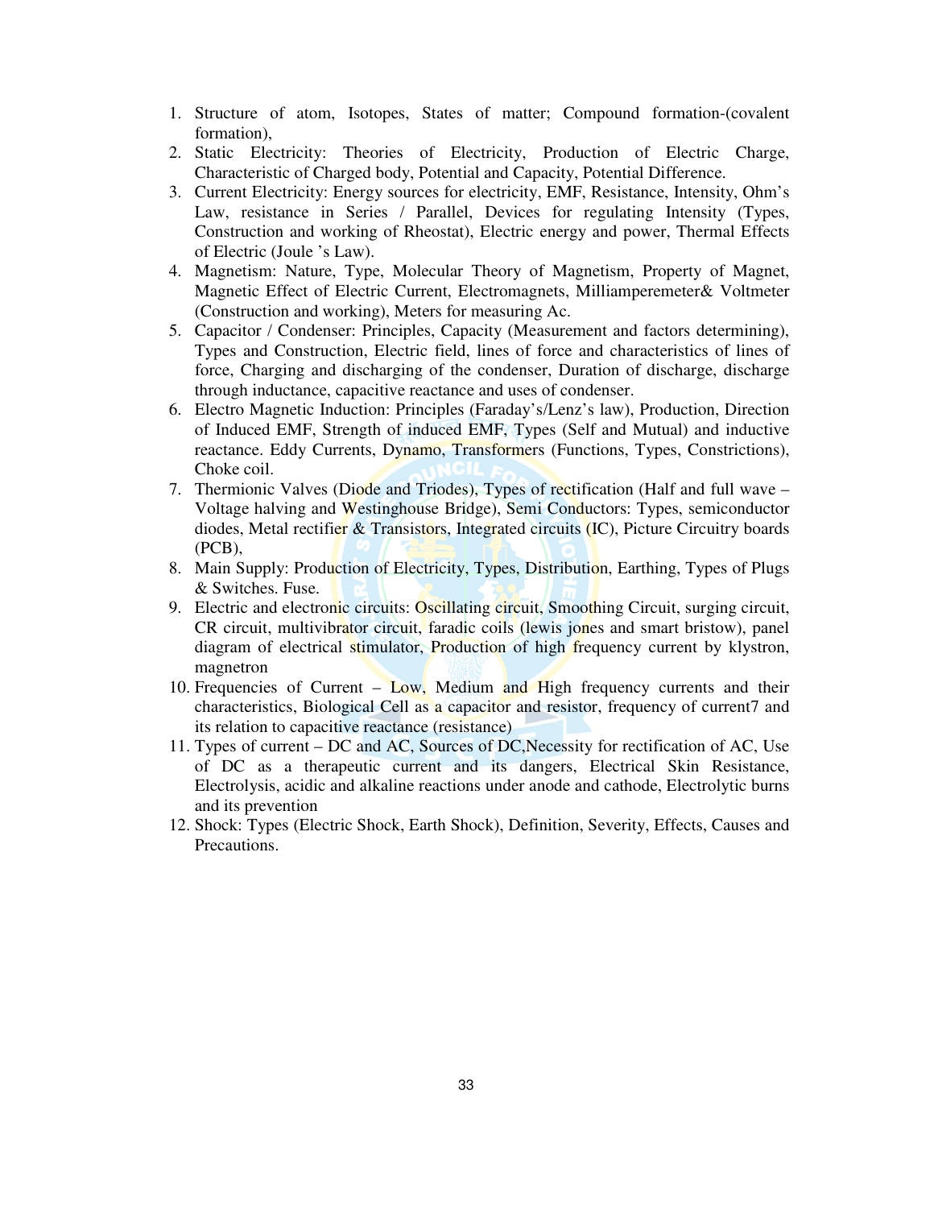1. Structure of atom, Isotopes, States of matter; Compound formation-(covalent formation),
2. Static Electricity: Theories of Electricity, Production of Electric Charge, Characteristic of Charged body, Potential and Capacity, Potential Difference.
3. Current Electricity: Energy sources for electricity, EMF, Resistance, Intensity, Ohm's Law, resistance in Series / Parallel, Devices for regulating Intensity (Types, Construction and working of Rheostat), Electric energy and power, Thermal Effects of Electric (Joule 's Law).
4. Magnetism: Nature, Type, Molecular Theory of Magnetism, Property of Magnet, Magnetic Effect of Electric Current, Electromagnets, Milliamperemeter& Voltmeter (Construction and working), Meters for measuring Ac.
5. Capacitor / Condenser: Principles, Capacity (Measurement and factors determining), Types and Construction, Electric field, lines of force and characteristics of lines of force, Charging and discharging of the condenser, Duration of discharge, discharge through inductance, capacitive reactance and uses of condenser.
6. Electro Magnetic Induction: Principles (Faraday's/Lenz's law), Production, Direction of Induced EMF, Strength of induced EMF, Types (Self and Mutual) and inductive reactance. Eddy Currents, Dynamo, Transformers (Functions, Types, Constrictions), Choke coil.
7. Thermionic Valves (Diode and Triodes), Types of rectification (Half and full wave – Voltage halving and Westinghouse Bridge), Semi Conductors: Types, semiconductor diodes, Metal rectifier & Transistors, Integrated circuits (IC), Picture Circuitry boards (PCB),
8. Main Supply: Production of Electricity, Types, Distribution, Earthing, Types of Plugs & Switches. Fuse.
9. Electric and electronic circuits: Oscillating circuit, Smoothing Circuit, surging circuit, CR circuit, multivibrator circuit, faradic coils (lewis jones and smart bristow), panel diagram of electrical stimulator, Production of high frequency current by klystron, magnetron
10. Frequencies of Current – Low, Medium and High frequency currents and their characteristics, Biological Cell as a capacitor and resistor, frequency of current7 and its relation to capacitive reactance (resistance)
11. Types of current – DC and AC, Sources of DC,Necessity for rectification of AC, Use of DC as a therapeutic current and its dangers, Electrical Skin Resistance, Electrolysis, acidic and alkaline reactions under anode and cathode, Electrolytic burns and its prevention
12. Shock: Types (Electric Shock, Earth Shock), Definition, Severity, Effects, Causes and Precautions.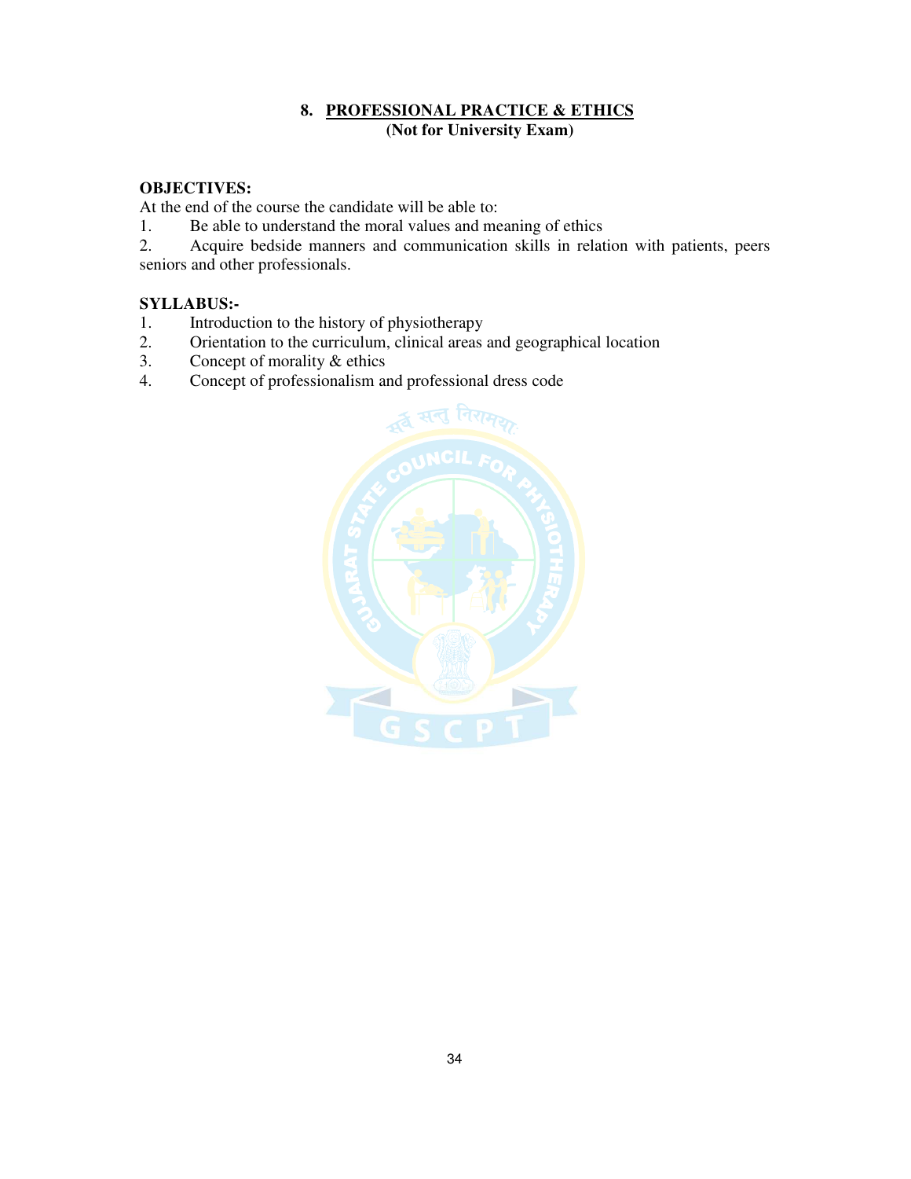## 8. PROFESSIONAL PRACTICE & ETHICS

**(Not for University Exam)**

**OBJECTIVES:**

At the end of the course the candidate will be able to:

1. Be able to understand the moral values and meaning of ethics
2. Acquire bedside manners and communication skills in relation with patients, peers seniors and other professionals.

**SYLLABUS:-**

1. Introduction to the history of physiotherapy
2. Orientation to the curriculum, clinical areas and geographical location
3. Concept of morality & ethics
4. Concept of professionalism and professional dress code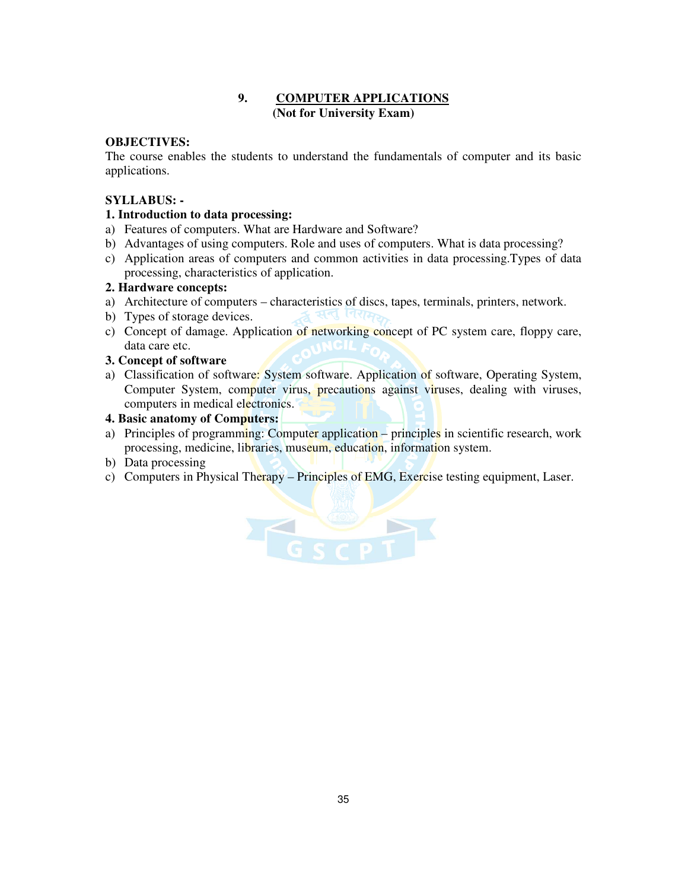## 9. COMPUTER APPLICATIONS

**(Not for University Exam)**

**OBJECTIVES:**

The course enables the students to understand the fundamentals of computer and its basic applications.

**SYLLABUS: -**

**1. Introduction to data processing:**

a) Features of computers. What are Hardware and Software?
b) Advantages of using computers. Role and uses of computers. What is data processing?
c) Application areas of computers and common activities in data processing.Types of data processing, characteristics of application.

**2. Hardware concepts:**

a) Architecture of computers – characteristics of discs, tapes, terminals, printers, network.
b) Types of storage devices.
c) Concept of damage. Application of networking concept of PC system care, floppy care, data care etc.

**3. Concept of software**

a) Classification of software: System software. Application of software, Operating System, Computer System, computer virus, precautions against viruses, dealing with viruses, computers in medical electronics.

**4. Basic anatomy of Computers:**

a) Principles of programming: Computer application – principles in scientific research, work processing, medicine, libraries, museum, education, information system.
b) Data processing
c) Computers in Physical Therapy – Principles of EMG, Exercise testing equipment, Laser.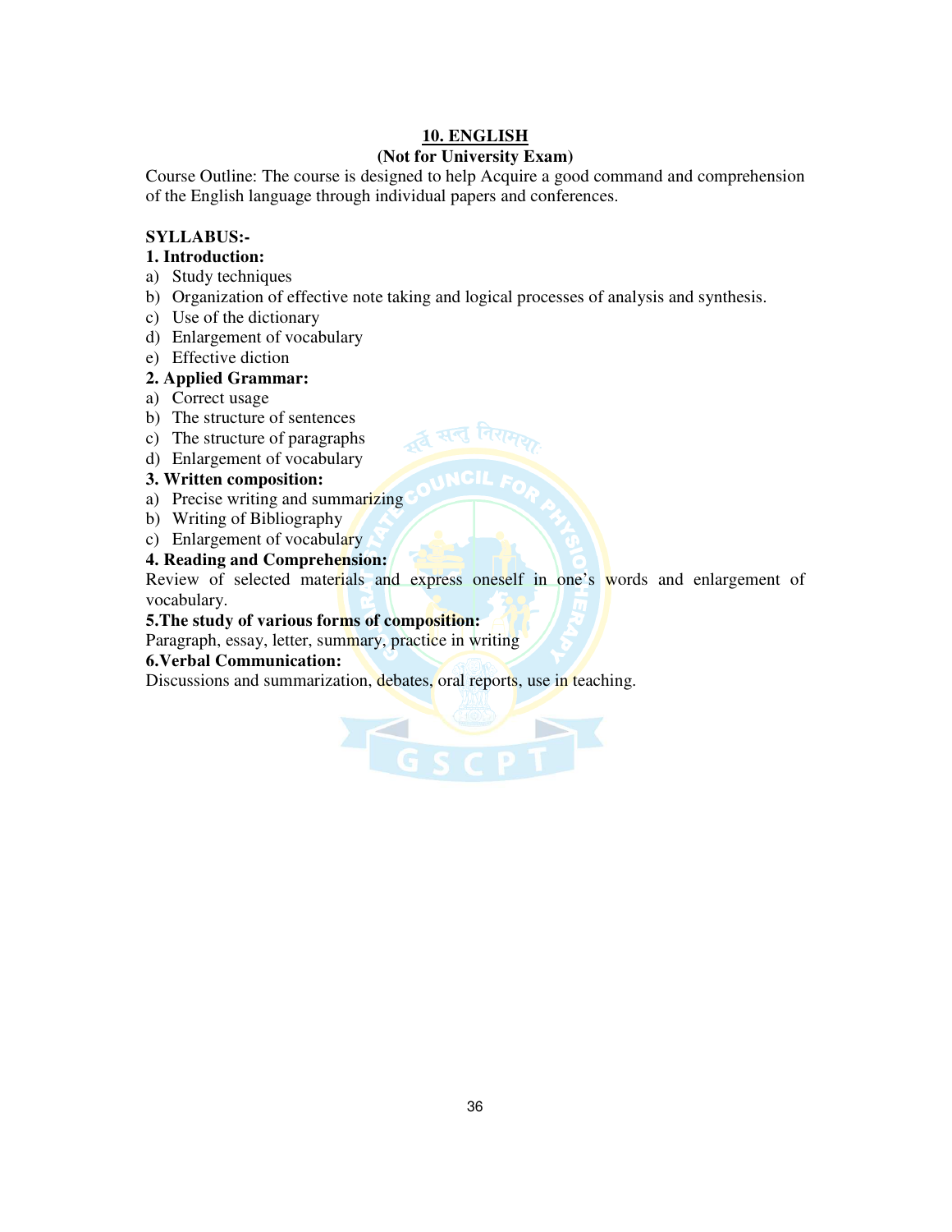## 10. ENGLISH

**(Not for University Exam)**

Course Outline: The course is designed to help Acquire a good command and comprehension of the English language through individual papers and conferences.

**SYLLABUS:-**

**1. Introduction:**

a) Study techniques
b) Organization of effective note taking and logical processes of analysis and synthesis.
c) Use of the dictionary
d) Enlargement of vocabulary
e) Effective diction

**2. Applied Grammar:**

a) Correct usage
b) The structure of sentences
c) The structure of paragraphs
d) Enlargement of vocabulary

**3. Written composition:**

a) Precise writing and summarizing
b) Writing of Bibliography
c) Enlargement of vocabulary

**4. Reading and Comprehension:**

Review of selected materials and express oneself in one's words and enlargement of vocabulary.

**5.The study of various forms of composition:**

Paragraph, essay, letter, summary, practice in writing

**6.Verbal Communication:**

Discussions and summarization, debates, oral reports, use in teaching.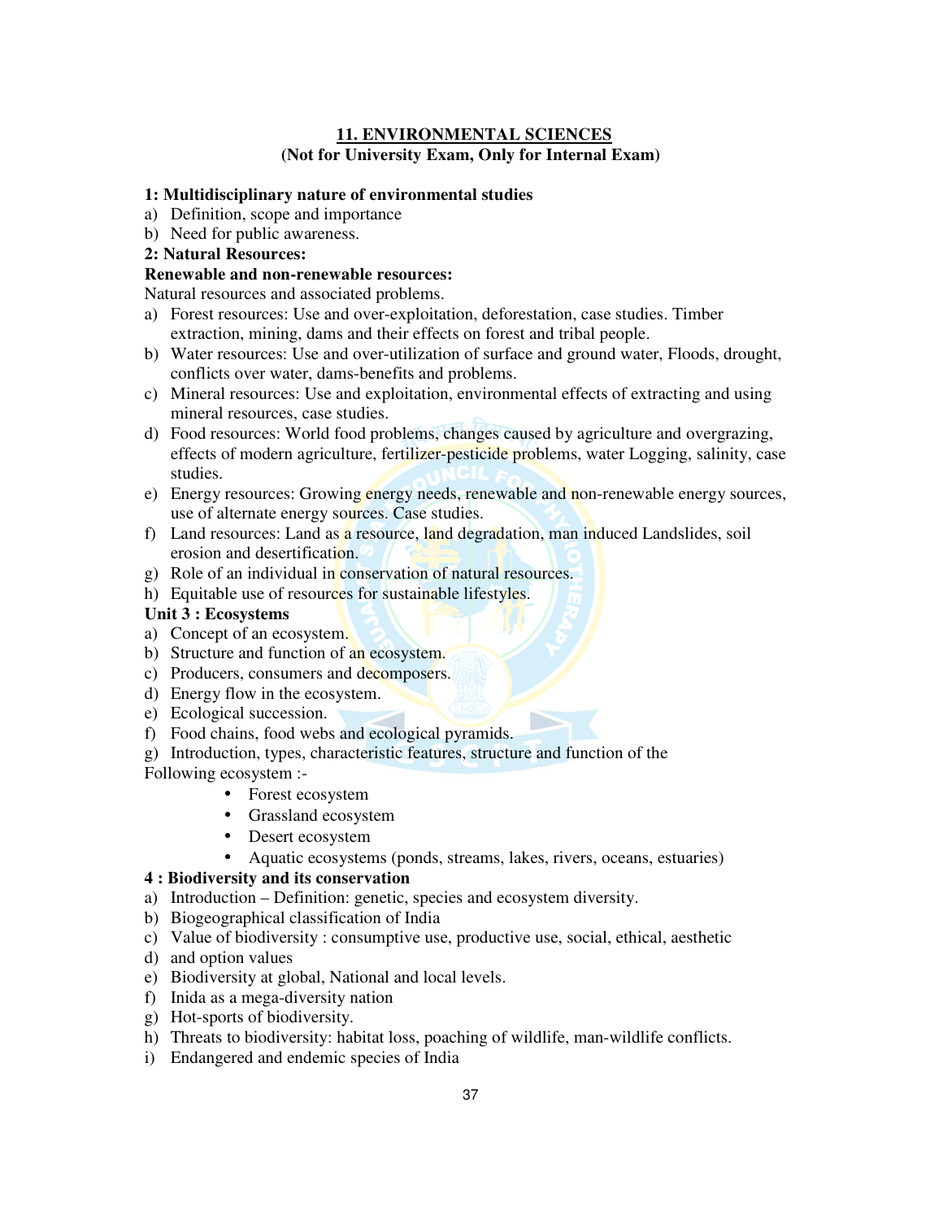## 11. ENVIRONMENTAL SCIENCES

**(Not for University Exam, Only for Internal Exam)**

**1: Multidisciplinary nature of environmental studies**

a) Definition, scope and importance
b) Need for public awareness.

**2: Natural Resources:**

**Renewable and non-renewable resources:**

Natural resources and associated problems.

a) Forest resources: Use and over-exploitation, deforestation, case studies. Timber extraction, mining, dams and their effects on forest and tribal people.
b) Water resources: Use and over-utilization of surface and ground water, Floods, drought, conflicts over water, dams-benefits and problems.
c) Mineral resources: Use and exploitation, environmental effects of extracting and using mineral resources, case studies.
d) Food resources: World food problems, changes caused by agriculture and overgrazing, effects of modern agriculture, fertilizer-pesticide problems, water Logging, salinity, case studies.
e) Energy resources: Growing energy needs, renewable and non-renewable energy sources, use of alternate energy sources. Case studies.
f) Land resources: Land as a resource, land degradation, man induced Landslides, soil erosion and desertification.
g) Role of an individual in conservation of natural resources.
h) Equitable use of resources for sustainable lifestyles.

**Unit 3 : Ecosystems**

a) Concept of an ecosystem.
b) Structure and function of an ecosystem.
c) Producers, consumers and decomposers.
d) Energy flow in the ecosystem.
e) Ecological succession.
f) Food chains, food webs and ecological pyramids.
g) Introduction, types, characteristic features, structure and function of the Following ecosystem :-
   - Forest ecosystem
   - Grassland ecosystem
   - Desert ecosystem
   - Aquatic ecosystems (ponds, streams, lakes, rivers, oceans, estuaries)

**4 : Biodiversity and its conservation**

a) Introduction – Definition: genetic, species and ecosystem diversity.
b) Biogeographical classification of India
c) Value of biodiversity : consumptive use, productive use, social, ethical, aesthetic
d) and option values
e) Biodiversity at global, National and local levels.
f) Inida as a mega-diversity nation
g) Hot-sports of biodiversity.
h) Threats to biodiversity: habitat loss, poaching of wildlife, man-wildlife conflicts.
i) Endangered and endemic species of India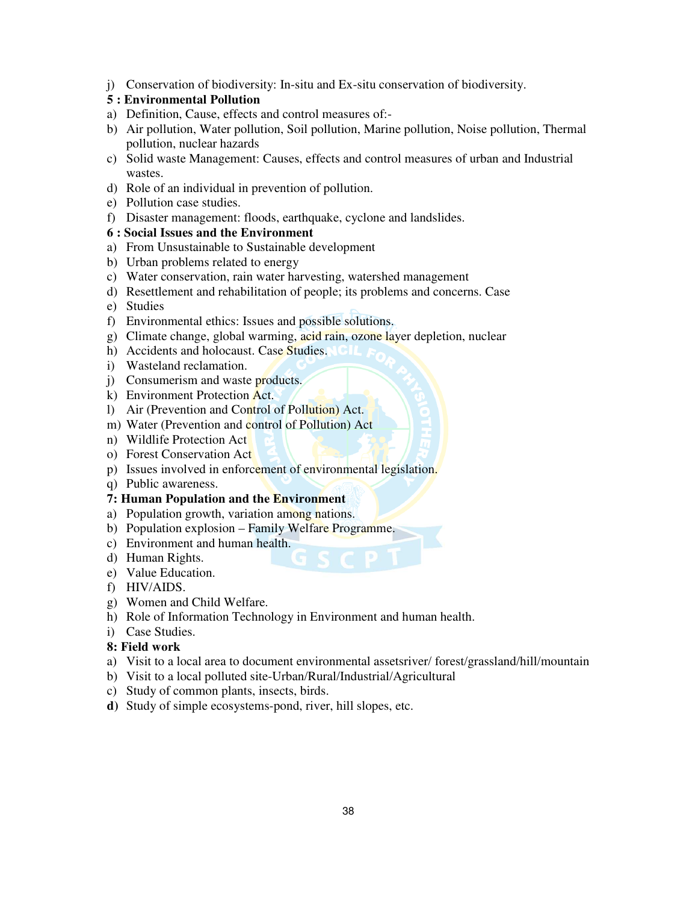j) Conservation of biodiversity: In-situ and Ex-situ conservation of biodiversity.

**5 : Environmental Pollution**

a) Definition, Cause, effects and control measures of:-
b) Air pollution, Water pollution, Soil pollution, Marine pollution, Noise pollution, Thermal pollution, nuclear hazards
c) Solid waste Management: Causes, effects and control measures of urban and Industrial wastes.
d) Role of an individual in prevention of pollution.
e) Pollution case studies.
f) Disaster management: floods, earthquake, cyclone and landslides.

**6 : Social Issues and the Environment**

a) From Unsustainable to Sustainable development
b) Urban problems related to energy
c) Water conservation, rain water harvesting, watershed management
d) Resettlement and rehabilitation of people; its problems and concerns. Case
e) Studies
f) Environmental ethics: Issues and possible solutions.
g) Climate change, global warming, acid rain, ozone layer depletion, nuclear
h) Accidents and holocaust. Case Studies.
i) Wasteland reclamation.
j) Consumerism and waste products.
k) Environment Protection Act.
l) Air (Prevention and Control of Pollution) Act.
m) Water (Prevention and control of Pollution) Act
n) Wildlife Protection Act
o) Forest Conservation Act
p) Issues involved in enforcement of environmental legislation.
q) Public awareness.

**7: Human Population and the Environment**

a) Population growth, variation among nations.
b) Population explosion – Family Welfare Programme.
c) Environment and human health.
d) Human Rights.
e) Value Education.
f) HIV/AIDS.
g) Women and Child Welfare.
h) Role of Information Technology in Environment and human health.
i) Case Studies.

**8: Field work**

a) Visit to a local area to document environmental assetsriver/ forest/grassland/hill/mountain
b) Visit to a local polluted site-Urban/Rural/Industrial/Agricultural
c) Study of common plants, insects, birds.
**d)** Study of simple ecosystems-pond, river, hill slopes, etc.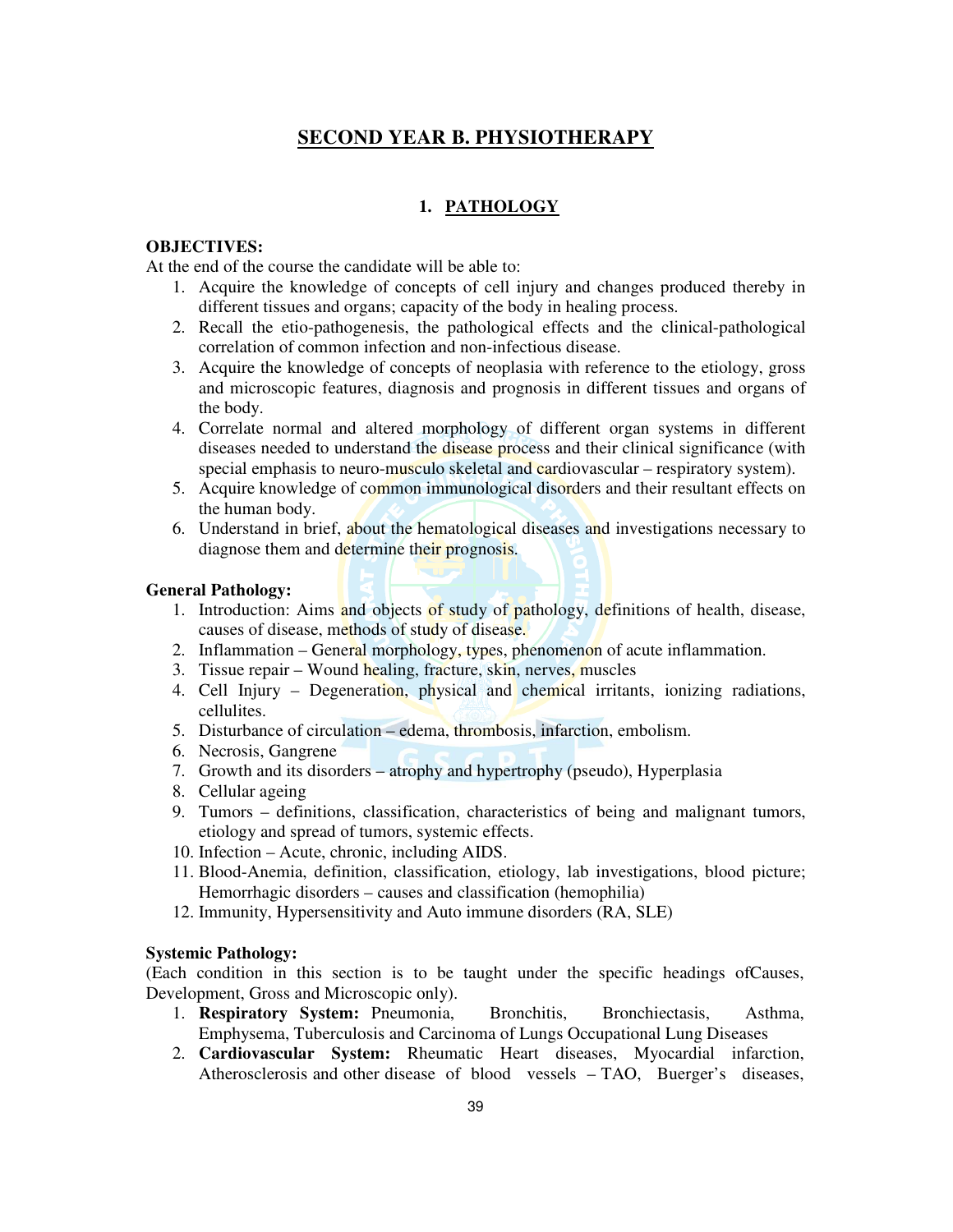# SECOND YEAR B. PHYSIOTHERAPY

## 1. PATHOLOGY

**OBJECTIVES:**

At the end of the course the candidate will be able to:

1. Acquire the knowledge of concepts of cell injury and changes produced thereby in different tissues and organs; capacity of the body in healing process.
2. Recall the etio-pathogenesis, the pathological effects and the clinical-pathological correlation of common infection and non-infectious disease.
3. Acquire the knowledge of concepts of neoplasia with reference to the etiology, gross and microscopic features, diagnosis and prognosis in different tissues and organs of the body.
4. Correlate normal and altered morphology of different organ systems in different diseases needed to understand the disease process and their clinical significance (with special emphasis to neuro-musculo skeletal and cardiovascular – respiratory system).
5. Acquire knowledge of common immunological disorders and their resultant effects on the human body.
6. Understand in brief, about the hematological diseases and investigations necessary to diagnose them and determine their prognosis.

**General Pathology:**

1. Introduction: Aims and objects of study of pathology, definitions of health, disease, causes of disease, methods of study of disease.
2. Inflammation – General morphology, types, phenomenon of acute inflammation.
3. Tissue repair – Wound healing, fracture, skin, nerves, muscles
4. Cell Injury – Degeneration, physical and chemical irritants, ionizing radiations, cellulites.
5. Disturbance of circulation – edema, thrombosis, infarction, embolism.
6. Necrosis, Gangrene
7. Growth and its disorders – atrophy and hypertrophy (pseudo), Hyperplasia
8. Cellular ageing
9. Tumors – definitions, classification, characteristics of being and malignant tumors, etiology and spread of tumors, systemic effects.
10. Infection – Acute, chronic, including AIDS.
11. Blood-Anemia, definition, classification, etiology, lab investigations, blood picture; Hemorrhagic disorders – causes and classification (hemophilia)
12. Immunity, Hypersensitivity and Auto immune disorders (RA, SLE)

**Systemic Pathology:**

(Each condition in this section is to be taught under the specific headings ofCauses, Development, Gross and Microscopic only).

1. **Respiratory System:** Pneumonia, Bronchitis, Bronchiectasis, Asthma, Emphysema, Tuberculosis and Carcinoma of Lungs Occupational Lung Diseases
2. **Cardiovascular System:** Rheumatic Heart diseases, Myocardial infarction, Atherosclerosis and other disease of blood vessels – TAO, Buerger's diseases,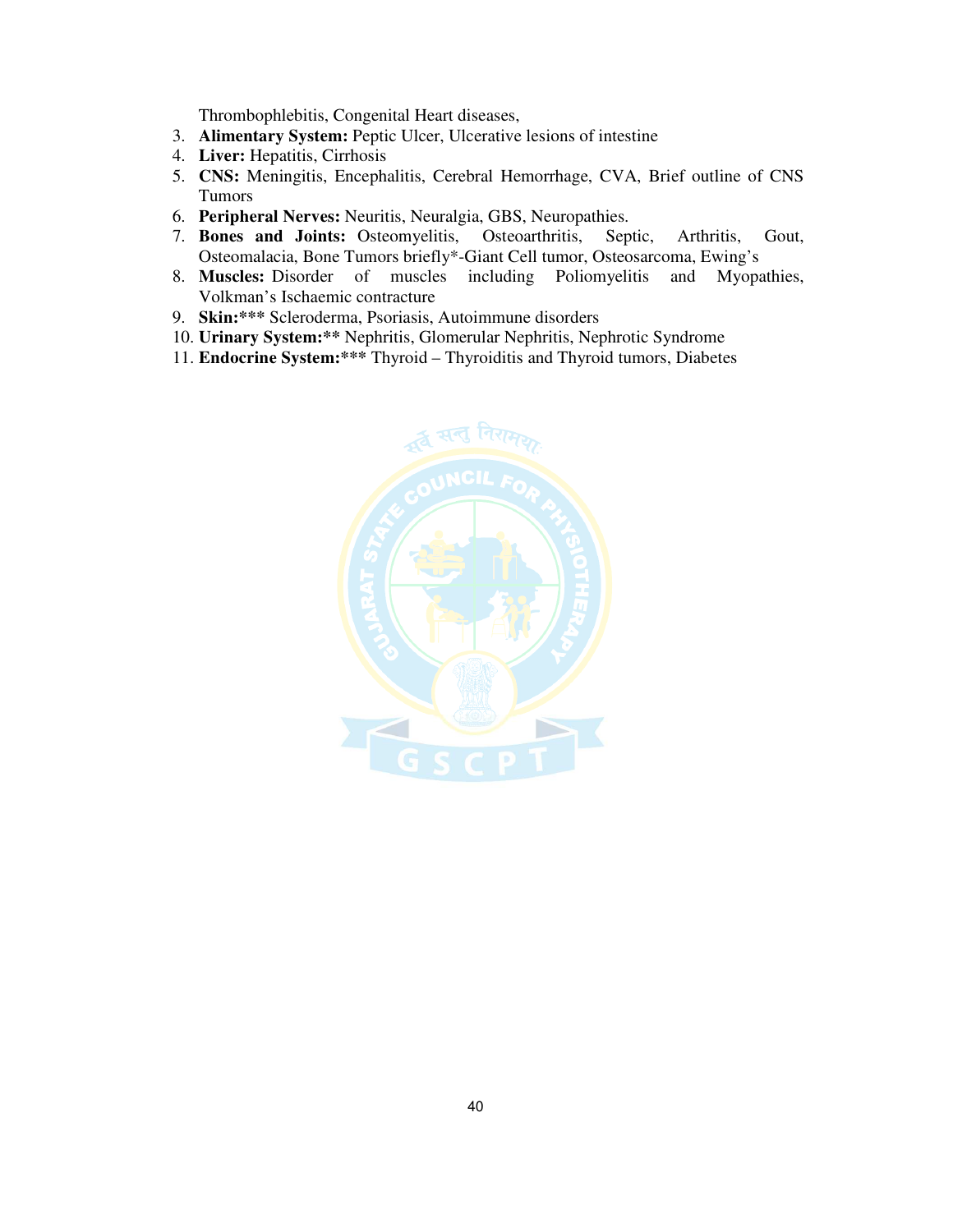Thrombophlebitis, Congenital Heart diseases,

3. **Alimentary System:** Peptic Ulcer, Ulcerative lesions of intestine
4. **Liver:** Hepatitis, Cirrhosis
5. **CNS:** Meningitis, Encephalitis, Cerebral Hemorrhage, CVA, Brief outline of CNS Tumors
6. **Peripheral Nerves:** Neuritis, Neuralgia, GBS, Neuropathies.
7. **Bones and Joints:** Osteomyelitis, Osteoarthritis, Septic, Arthritis, Gout, Osteomalacia, Bone Tumors briefly*-Giant Cell tumor, Osteosarcoma, Ewing's
8. **Muscles:** Disorder of muscles including Poliomyelitis and Myopathies, Volkman's Ischaemic contracture
9. **Skin:***** Scleroderma, Psoriasis, Autoimmune disorders
10. **Urinary System:**** Nephritis, Glomerular Nephritis, Nephrotic Syndrome
11. **Endocrine System:***** Thyroid – Thyroiditis and Thyroid tumors, Diabetes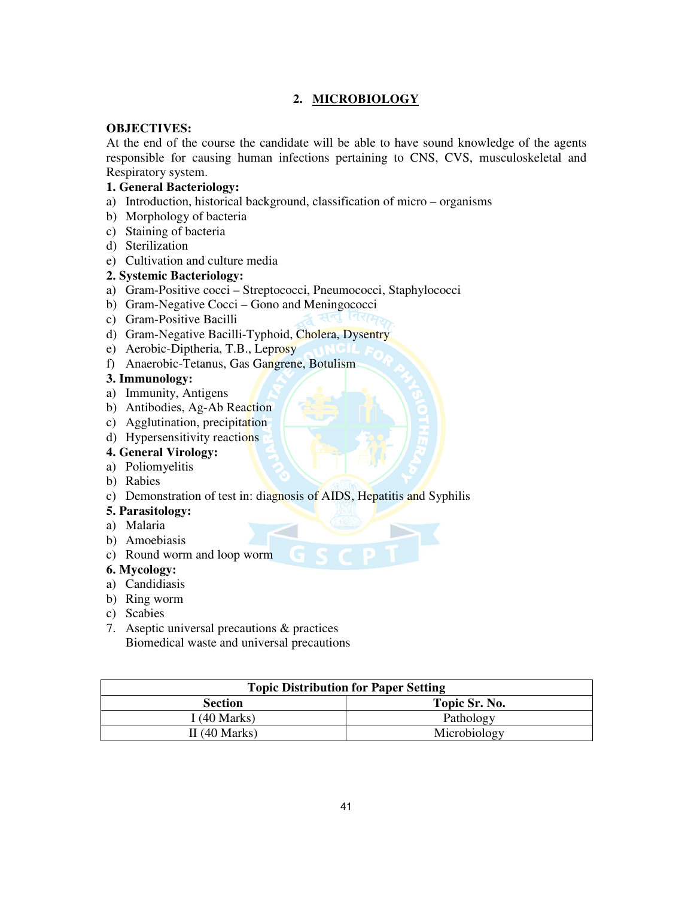## 2. MICROBIOLOGY

**OBJECTIVES:**

At the end of the course the candidate will be able to have sound knowledge of the agents responsible for causing human infections pertaining to CNS, CVS, musculoskeletal and Respiratory system.

**1. General Bacteriology:**

a) Introduction, historical background, classification of micro – organisms
b) Morphology of bacteria
c) Staining of bacteria
d) Sterilization
e) Cultivation and culture media

**2. Systemic Bacteriology:**

a) Gram-Positive cocci – Streptococci, Pneumococci, Staphylococci
b) Gram-Negative Cocci – Gono and Meningococci
c) Gram-Positive Bacilli
d) Gram-Negative Bacilli-Typhoid, Cholera, Dysentry
e) Aerobic-Diptheria, T.B., Leprosy
f) Anaerobic-Tetanus, Gas Gangrene, Botulism

**3. Immunology:**

a) Immunity, Antigens
b) Antibodies, Ag-Ab Reaction
c) Agglutination, precipitation
d) Hypersensitivity reactions

**4. General Virology:**

a) Poliomyelitis
b) Rabies
c) Demonstration of test in: diagnosis of AIDS, Hepatitis and Syphilis

**5. Parasitology:**

a) Malaria
b) Amoebiasis
c) Round worm and loop worm

**6. Mycology:**

a) Candidiasis
b) Ring worm
c) Scabies

7. Aseptic universal precautions & practices
   Biomedical waste and universal precautions

| Topic Distribution for Paper Setting | |
|---|---|
| **Section** | **Topic Sr. No.** |
| I (40 Marks) | Pathology |
| II (40 Marks) | Microbiology |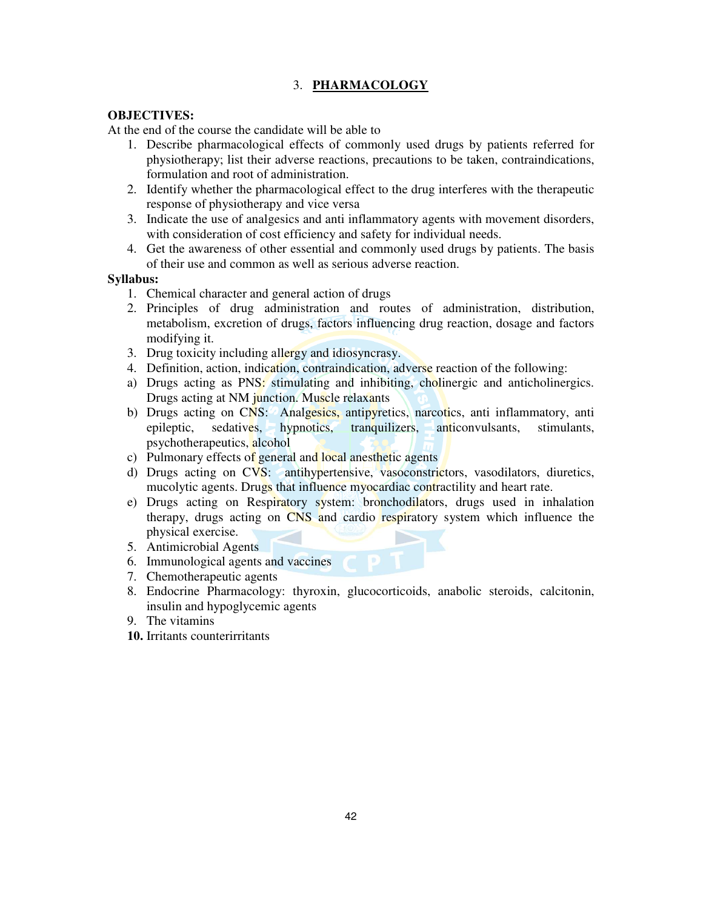## 3. PHARMACOLOGY

**OBJECTIVES:**

At the end of the course the candidate will be able to

1. Describe pharmacological effects of commonly used drugs by patients referred for physiotherapy; list their adverse reactions, precautions to be taken, contraindications, formulation and root of administration.
2. Identify whether the pharmacological effect to the drug interferes with the therapeutic response of physiotherapy and vice versa
3. Indicate the use of analgesics and anti inflammatory agents with movement disorders, with consideration of cost efficiency and safety for individual needs.
4. Get the awareness of other essential and commonly used drugs by patients. The basis of their use and common as well as serious adverse reaction.

**Syllabus:**

1. Chemical character and general action of drugs
2. Principles of drug administration and routes of administration, distribution, metabolism, excretion of drugs, factors influencing drug reaction, dosage and factors modifying it.
3. Drug toxicity including allergy and idiosyncrasy.
4. Definition, action, indication, contraindication, adverse reaction of the following:

a) Drugs acting as PNS: stimulating and inhibiting, cholinergic and anticholinergics. Drugs acting at NM junction. Muscle relaxants

b) Drugs acting on CNS: Analgesics, antipyretics, narcotics, anti inflammatory, anti epileptic, sedatives, hypnotics, tranquilizers, anticonvulsants, stimulants, psychotherapeutics, alcohol

c) Pulmonary effects of general and local anesthetic agents

d) Drugs acting on CVS: antihypertensive, vasoconstrictors, vasodilators, diuretics, mucolytic agents. Drugs that influence myocardial contractility and heart rate.

e) Drugs acting on Respiratory system: bronchodilators, drugs used in inhalation therapy, drugs acting on CNS and cardio respiratory system which influence the physical exercise.

5. Antimicrobial Agents
6. Immunological agents and vaccines
7. Chemotherapeutic agents
8. Endocrine Pharmacology: thyroxin, glucocorticoids, anabolic steroids, calcitonin, insulin and hypoglycemic agents
9. The vitamins
10. Irritants counterirritants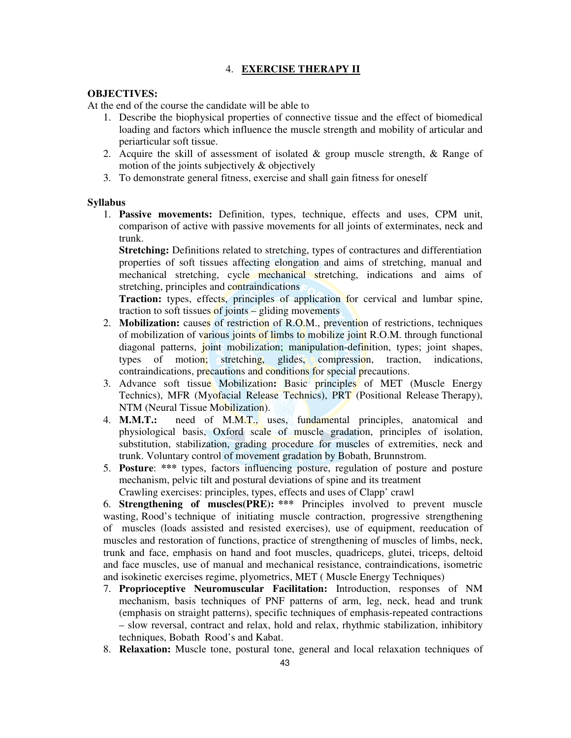## 4. EXERCISE THERAPY II

**OBJECTIVES:**

At the end of the course the candidate will be able to

1. Describe the biophysical properties of connective tissue and the effect of biomedical loading and factors which influence the muscle strength and mobility of articular and periarticular soft tissue.
2. Acquire the skill of assessment of isolated & group muscle strength, & Range of motion of the joints subjectively & objectively
3. To demonstrate general fitness, exercise and shall gain fitness for oneself

**Syllabus**

1. **Passive movements:** Definition, types, technique, effects and uses, CPM unit, comparison of active with passive movements for all joints of exterminates, neck and trunk.
   **Stretching:** Definitions related to stretching, types of contractures and differentiation properties of soft tissues affecting elongation and aims of stretching, manual and mechanical stretching, cycle mechanical stretching, indications and aims of stretching, principles and contraindications
   **Traction:** types, effects, principles of application for cervical and lumbar spine, traction to soft tissues of joints – gliding movements
2. **Mobilization:** causes of restriction of R.O.M., prevention of restrictions, techniques of mobilization of various joints of limbs to mobilize joint R.O.M. through functional diagonal patterns, joint mobilization; manipulation-definition, types; joint shapes, types of motion; stretching, glides, compression, traction, indications, contraindications, precautions and conditions for special precautions.
3. Advance soft tissue Mobilization**:** Basic principles of MET (Muscle Energy Technics), MFR (Myofacial Release Technics), PRT (Positional Release Therapy), NTM (Neural Tissue Mobilization).
4. **M.M.T.:** need of M.M.T., uses, fundamental principles, anatomical and physiological basis, Oxford scale of muscle gradation, principles of isolation, substitution, stabilization, grading procedure for muscles of extremities, neck and trunk. Voluntary control of movement gradation by Bobath, Brunnstrom.
5. **Posture**: *** types, factors influencing posture, regulation of posture and posture mechanism, pelvic tilt and postural deviations of spine and its treatment
   Crawling exercises: principles, types, effects and uses of Clapp' crawl
6. **Strengthening of muscles(PRE):** *** Principles involved to prevent muscle wasting, Rood's technique of initiating muscle contraction, progressive strengthening of muscles (loads assisted and resisted exercises), use of equipment, reeducation of muscles and restoration of functions, practice of strengthening of muscles of limbs, neck, trunk and face, emphasis on hand and foot muscles, quadriceps, glutei, triceps, deltoid and face muscles, use of manual and mechanical resistance, contraindications, isometric and isokinetic exercises regime, plyometrics, MET ( Muscle Energy Techniques)
7. **Proprioceptive Neuromuscular Facilitation:** Introduction, responses of NM mechanism, basis techniques of PNF patterns of arm, leg, neck, head and trunk (emphasis on straight patterns), specific techniques of emphasis-repeated contractions – slow reversal, contract and relax, hold and relax, rhythmic stabilization, inhibitory techniques, Bobath Rood's and Kabat.
8. **Relaxation:** Muscle tone, postural tone, general and local relaxation techniques of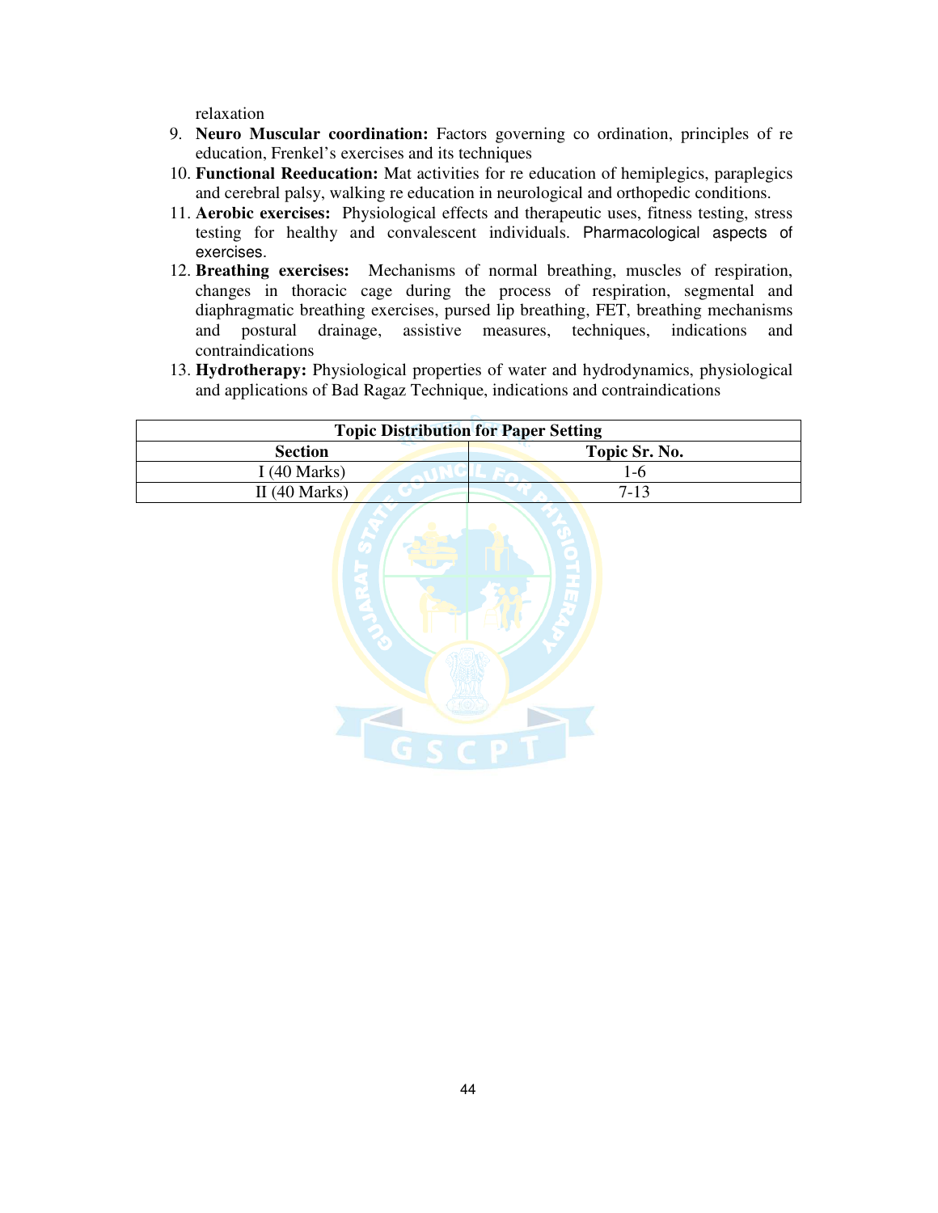relaxation

9. **Neuro Muscular coordination:** Factors governing co ordination, principles of re education, Frenkel's exercises and its techniques
10. **Functional Reeducation:** Mat activities for re education of hemiplegics, paraplegics and cerebral palsy, walking re education in neurological and orthopedic conditions.
11. **Aerobic exercises:** Physiological effects and therapeutic uses, fitness testing, stress testing for healthy and convalescent individuals. Pharmacological aspects of exercises.
12. **Breathing exercises:** Mechanisms of normal breathing, muscles of respiration, changes in thoracic cage during the process of respiration, segmental and diaphragmatic breathing exercises, pursed lip breathing, FET, breathing mechanisms and postural drainage, assistive measures, techniques, indications and contraindications
13. **Hydrotherapy:** Physiological properties of water and hydrodynamics, physiological and applications of Bad Ragaz Technique, indications and contraindications

| **Topic Distribution for Paper Setting** | |
|---|---|
| **Section** | **Topic Sr. No.** |
| I (40 Marks) | 1-6 |
| II (40 Marks) | 7-13 |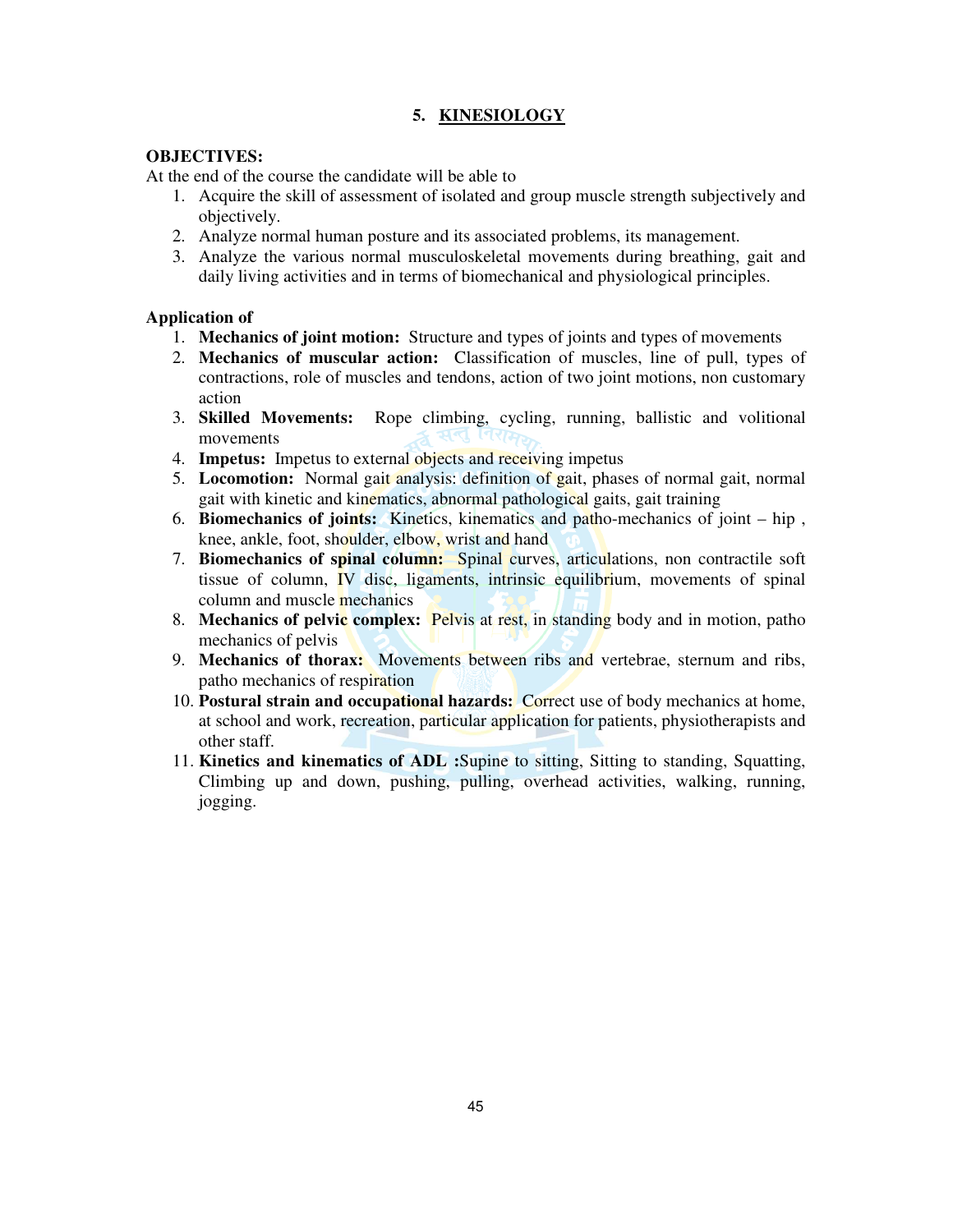## 5. KINESIOLOGY

**OBJECTIVES:**

At the end of the course the candidate will be able to

1. Acquire the skill of assessment of isolated and group muscle strength subjectively and objectively.
2. Analyze normal human posture and its associated problems, its management.
3. Analyze the various normal musculoskeletal movements during breathing, gait and daily living activities and in terms of biomechanical and physiological principles.

**Application of**

1. **Mechanics of joint motion:** Structure and types of joints and types of movements
2. **Mechanics of muscular action:** Classification of muscles, line of pull, types of contractions, role of muscles and tendons, action of two joint motions, non customary action
3. **Skilled Movements:** Rope climbing, cycling, running, ballistic and volitional movements
4. **Impetus:** Impetus to external objects and receiving impetus
5. **Locomotion:** Normal gait analysis: definition of gait, phases of normal gait, normal gait with kinetic and kinematics, abnormal pathological gaits, gait training
6. **Biomechanics of joints:** Kinetics, kinematics and patho-mechanics of joint – hip , knee, ankle, foot, shoulder, elbow, wrist and hand
7. **Biomechanics of spinal column:** Spinal curves, articulations, non contractile soft tissue of column, IV disc, ligaments, intrinsic equilibrium, movements of spinal column and muscle mechanics
8. **Mechanics of pelvic complex:** Pelvis at rest, in standing body and in motion, patho mechanics of pelvis
9. **Mechanics of thorax:** Movements between ribs and vertebrae, sternum and ribs, patho mechanics of respiration
10. **Postural strain and occupational hazards:** Correct use of body mechanics at home, at school and work, recreation, particular application for patients, physiotherapists and other staff.
11. **Kinetics and kinematics of ADL :**Supine to sitting, Sitting to standing, Squatting, Climbing up and down, pushing, pulling, overhead activities, walking, running, jogging.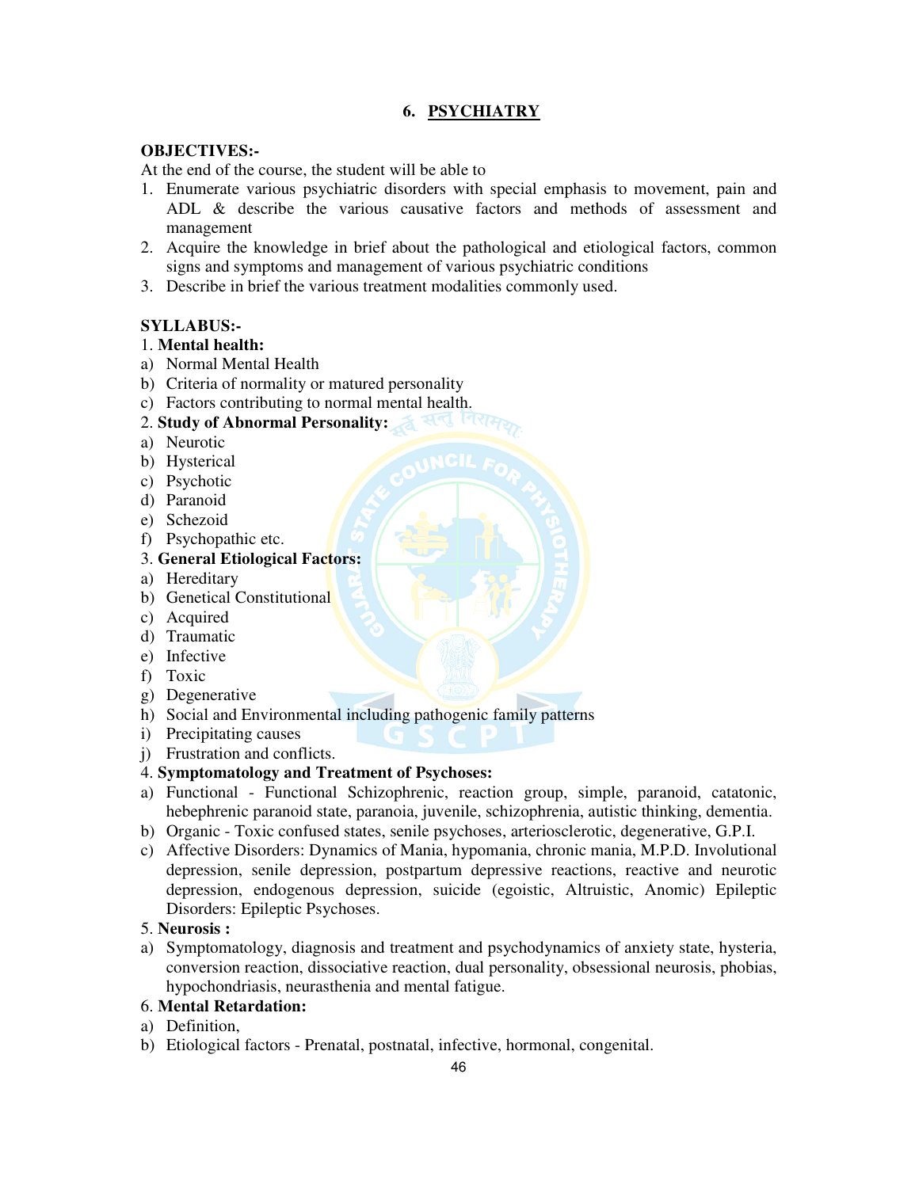## 6. PSYCHIATRY

**OBJECTIVES:-**

At the end of the course, the student will be able to

1. Enumerate various psychiatric disorders with special emphasis to movement, pain and ADL & describe the various causative factors and methods of assessment and management
2. Acquire the knowledge in brief about the pathological and etiological factors, common signs and symptoms and management of various psychiatric conditions
3. Describe in brief the various treatment modalities commonly used.

**SYLLABUS:-**

1. **Mental health:**

a) Normal Mental Health
b) Criteria of normality or matured personality
c) Factors contributing to normal mental health.

2. **Study of Abnormal Personality:**

a) Neurotic
b) Hysterical
c) Psychotic
d) Paranoid
e) Schezoid
f) Psychopathic etc.

3. **General Etiological Factors:**

a) Hereditary
b) Genetical Constitutional
c) Acquired
d) Traumatic
e) Infective
f) Toxic
g) Degenerative
h) Social and Environmental including pathogenic family patterns
i) Precipitating causes
j) Frustration and conflicts.

4. **Symptomatology and Treatment of Psychoses:**

a) Functional - Functional Schizophrenic, reaction group, simple, paranoid, catatonic, hebephrenic paranoid state, paranoia, juvenile, schizophrenia, autistic thinking, dementia.
b) Organic - Toxic confused states, senile psychoses, arteriosclerotic, degenerative, G.P.I.
c) Affective Disorders: Dynamics of Mania, hypomania, chronic mania, M.P.D. Involutional depression, senile depression, postpartum depressive reactions, reactive and neurotic depression, endogenous depression, suicide (egoistic, Altruistic, Anomic) Epileptic Disorders: Epileptic Psychoses.

5. **Neurosis :**

a) Symptomatology, diagnosis and treatment and psychodynamics of anxiety state, hysteria, conversion reaction, dissociative reaction, dual personality, obsessional neurosis, phobias, hypochondriasis, neurasthenia and mental fatigue.

6. **Mental Retardation:**

a) Definition,
b) Etiological factors - Prenatal, postnatal, infective, hormonal, congenital.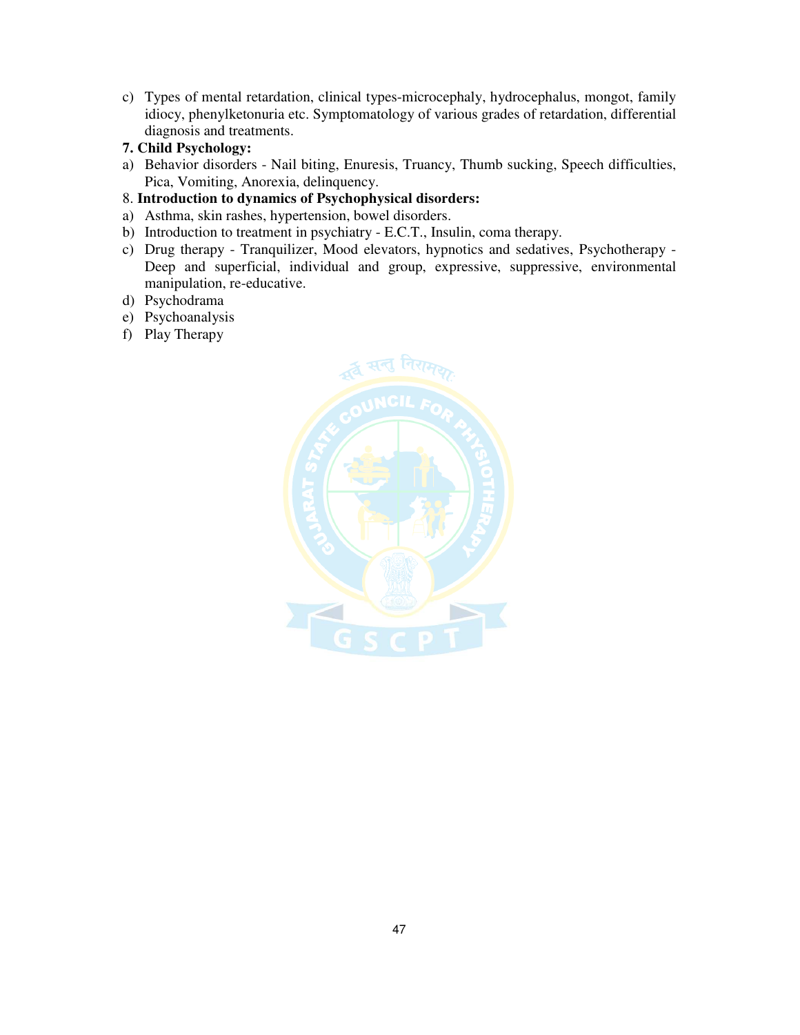c) Types of mental retardation, clinical types-microcephaly, hydrocephalus, mongot, family idiocy, phenylketonuria etc. Symptomatology of various grades of retardation, differential diagnosis and treatments.

**7. Child Psychology:**

a) Behavior disorders - Nail biting, Enuresis, Truancy, Thumb sucking, Speech difficulties, Pica, Vomiting, Anorexia, delinquency.

8. **Introduction to dynamics of Psychophysical disorders:**

a) Asthma, skin rashes, hypertension, bowel disorders.
b) Introduction to treatment in psychiatry - E.C.T., Insulin, coma therapy.
c) Drug therapy - Tranquilizer, Mood elevators, hypnotics and sedatives, Psychotherapy - Deep and superficial, individual and group, expressive, suppressive, environmental manipulation, re-educative.
d) Psychodrama
e) Psychoanalysis
f) Play Therapy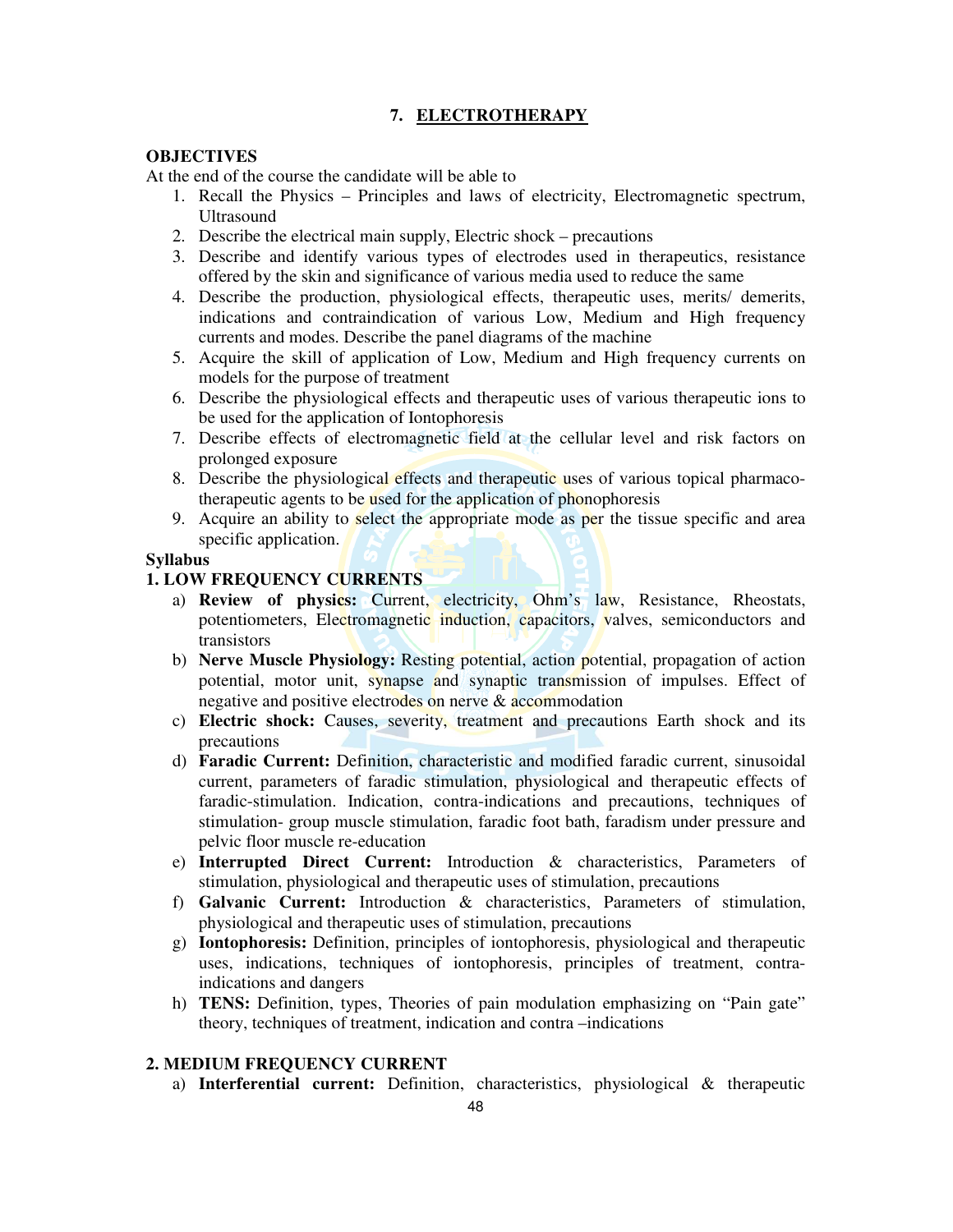## 7. ELECTROTHERAPY

**OBJECTIVES**

At the end of the course the candidate will be able to

1. Recall the Physics – Principles and laws of electricity, Electromagnetic spectrum, Ultrasound
2. Describe the electrical main supply, Electric shock – precautions
3. Describe and identify various types of electrodes used in therapeutics, resistance offered by the skin and significance of various media used to reduce the same
4. Describe the production, physiological effects, therapeutic uses, merits/ demerits, indications and contraindication of various Low, Medium and High frequency currents and modes. Describe the panel diagrams of the machine
5. Acquire the skill of application of Low, Medium and High frequency currents on models for the purpose of treatment
6. Describe the physiological effects and therapeutic uses of various therapeutic ions to be used for the application of Iontophoresis
7. Describe effects of electromagnetic field at the cellular level and risk factors on prolonged exposure
8. Describe the physiological effects and therapeutic uses of various topical pharmaco-therapeutic agents to be used for the application of phonophoresis
9. Acquire an ability to select the appropriate mode as per the tissue specific and area specific application.

**Syllabus**

**1. LOW FREQUENCY CURRENTS**

a) **Review of physics:** Current, electricity, Ohm's law, Resistance, Rheostats, potentiometers, Electromagnetic induction, capacitors, valves, semiconductors and transistors

b) **Nerve Muscle Physiology:** Resting potential, action potential, propagation of action potential, motor unit, synapse and synaptic transmission of impulses. Effect of negative and positive electrodes on nerve & accommodation

c) **Electric shock:** Causes, severity, treatment and precautions Earth shock and its precautions

d) **Faradic Current:** Definition, characteristic and modified faradic current, sinusoidal current, parameters of faradic stimulation, physiological and therapeutic effects of faradic-stimulation. Indication, contra-indications and precautions, techniques of stimulation- group muscle stimulation, faradic foot bath, faradism under pressure and pelvic floor muscle re-education

e) **Interrupted Direct Current:** Introduction & characteristics, Parameters of stimulation, physiological and therapeutic uses of stimulation, precautions

f) **Galvanic Current:** Introduction & characteristics, Parameters of stimulation, physiological and therapeutic uses of stimulation, precautions

g) **Iontophoresis:** Definition, principles of iontophoresis, physiological and therapeutic uses, indications, techniques of iontophoresis, principles of treatment, contra-indications and dangers

h) **TENS:** Definition, types, Theories of pain modulation emphasizing on "Pain gate" theory, techniques of treatment, indication and contra –indications

**2. MEDIUM FREQUENCY CURRENT**

a) **Interferential current:** Definition, characteristics, physiological & therapeutic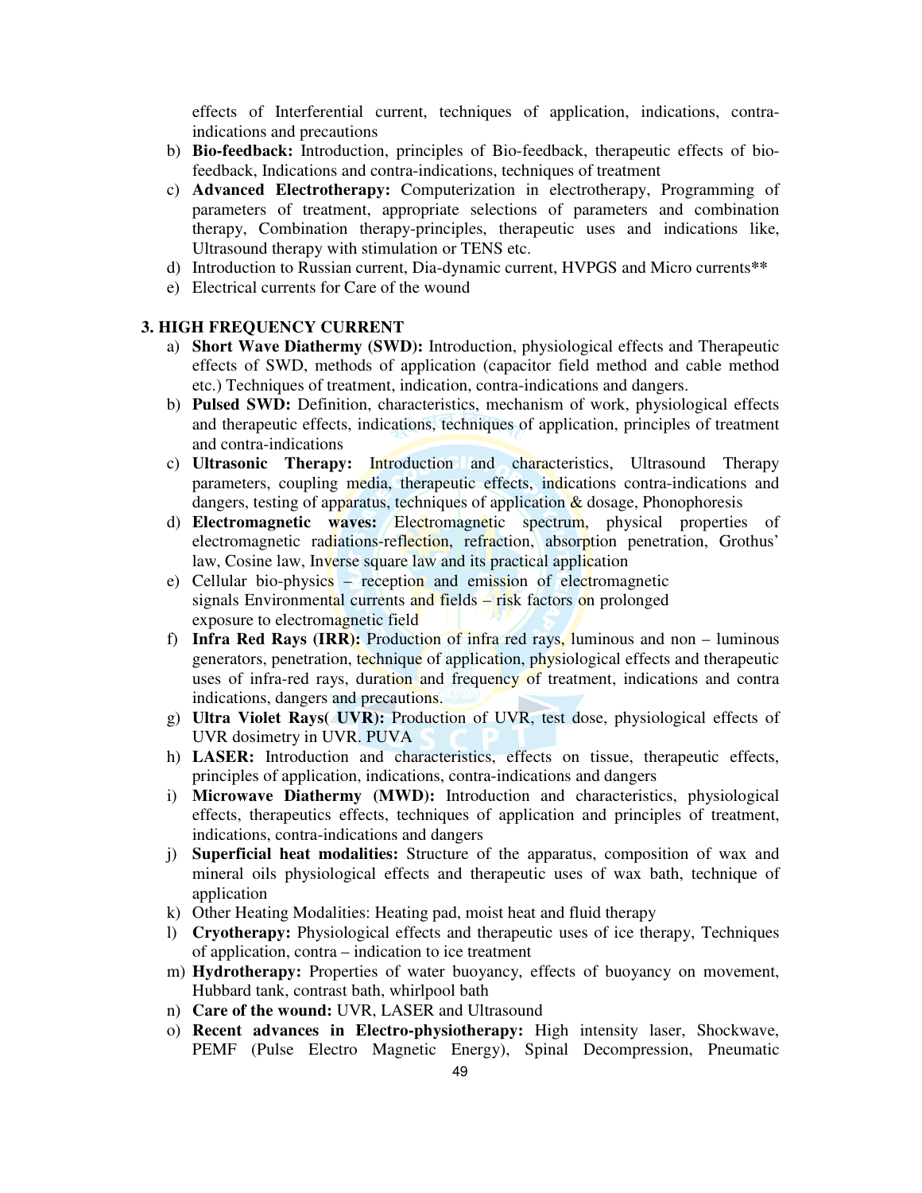effects of Interferential current, techniques of application, indications, contra-indications and precautions

b) **Bio-feedback:** Introduction, principles of Bio-feedback, therapeutic effects of bio-feedback, Indications and contra-indications, techniques of treatment
c) **Advanced Electrotherapy:** Computerization in electrotherapy, Programming of parameters of treatment, appropriate selections of parameters and combination therapy, Combination therapy-principles, therapeutic uses and indications like, Ultrasound therapy with stimulation or TENS etc.
d) Introduction to Russian current, Dia-dynamic current, HVPGS and Micro currents**
e) Electrical currents for Care of the wound

### 3. HIGH FREQUENCY CURRENT

a) **Short Wave Diathermy (SWD):** Introduction, physiological effects and Therapeutic effects of SWD, methods of application (capacitor field method and cable method etc.) Techniques of treatment, indication, contra-indications and dangers.
b) **Pulsed SWD:** Definition, characteristics, mechanism of work, physiological effects and therapeutic effects, indications, techniques of application, principles of treatment and contra-indications
c) **Ultrasonic Therapy:** Introduction and characteristics, Ultrasound Therapy parameters, coupling media, therapeutic effects, indications contra-indications and dangers, testing of apparatus, techniques of application & dosage, Phonophoresis
d) **Electromagnetic waves:** Electromagnetic spectrum, physical properties of electromagnetic radiations-reflection, refraction, absorption penetration, Grothus' law, Cosine law, Inverse square law and its practical application
e) Cellular bio-physics – reception and emission of electromagnetic signals Environmental currents and fields – risk factors on prolonged exposure to electromagnetic field
f) **Infra Red Rays (IRR):** Production of infra red rays, luminous and non – luminous generators, penetration, technique of application, physiological effects and therapeutic uses of infra-red rays, duration and frequency of treatment, indications and contra indications, dangers and precautions.
g) **Ultra Violet Rays( UVR):** Production of UVR, test dose, physiological effects of UVR dosimetry in UVR. PUVA
h) **LASER:** Introduction and characteristics, effects on tissue, therapeutic effects, principles of application, indications, contra-indications and dangers
i) **Microwave Diathermy (MWD):** Introduction and characteristics, physiological effects, therapeutics effects, techniques of application and principles of treatment, indications, contra-indications and dangers
j) **Superficial heat modalities:** Structure of the apparatus, composition of wax and mineral oils physiological effects and therapeutic uses of wax bath, technique of application
k) Other Heating Modalities: Heating pad, moist heat and fluid therapy
l) **Cryotherapy:** Physiological effects and therapeutic uses of ice therapy, Techniques of application, contra – indication to ice treatment
m) **Hydrotherapy:** Properties of water buoyancy, effects of buoyancy on movement, Hubbard tank, contrast bath, whirlpool bath
n) **Care of the wound:** UVR, LASER and Ultrasound
o) **Recent advances in Electro-physiotherapy:** High intensity laser, Shockwave, PEMF (Pulse Electro Magnetic Energy), Spinal Decompression, Pneumatic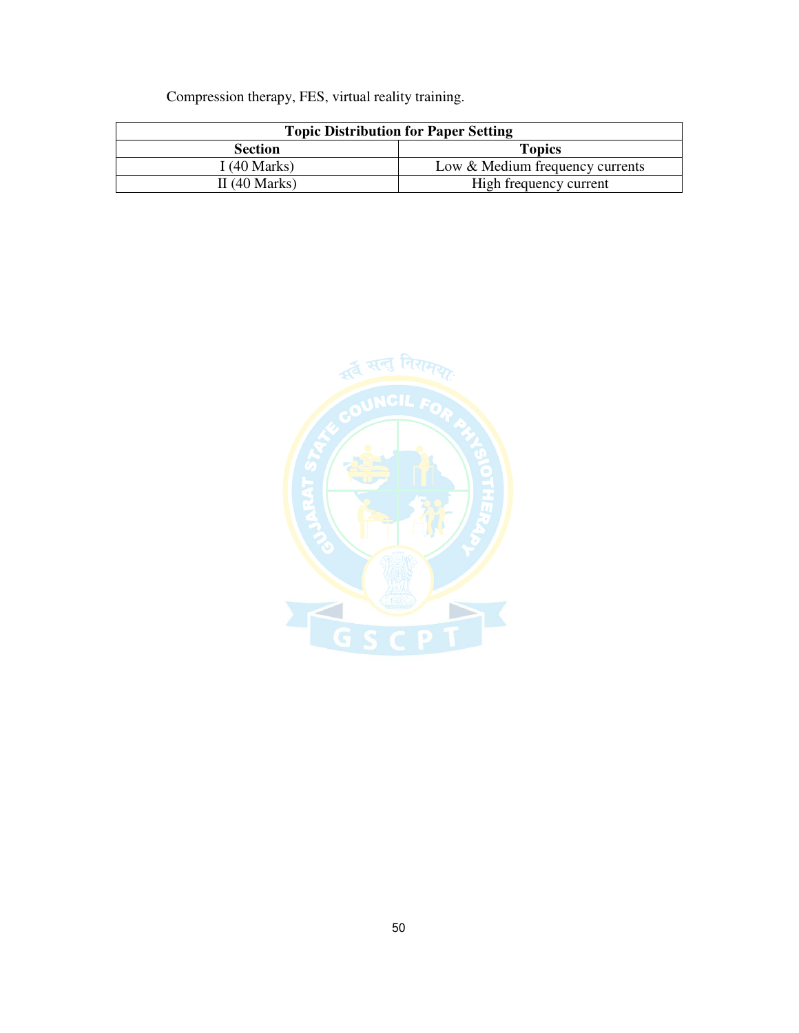Compression therapy, FES, virtual reality training.

| Topic Distribution for Paper Setting | |
|---|---|
| **Section** | **Topics** |
| I (40 Marks) | Low & Medium frequency currents |
| II (40 Marks) | High frequency current |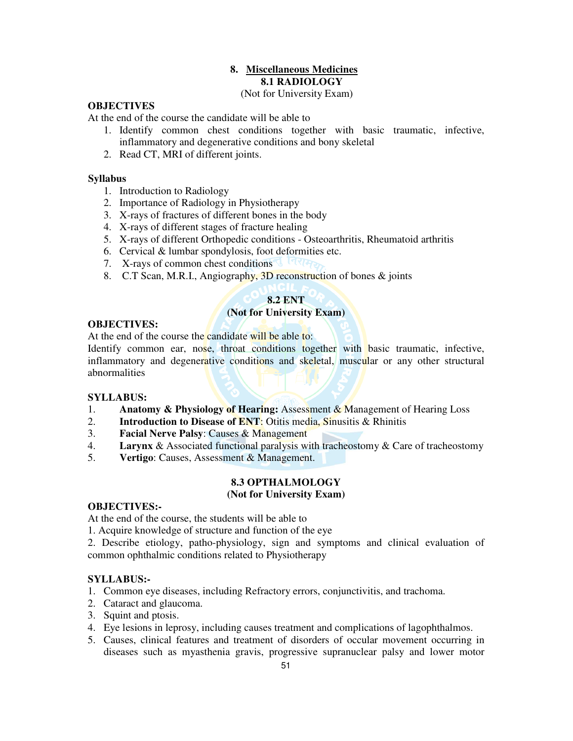# 8. Miscellaneous Medicines

## 8.1 RADIOLOGY

(Not for University Exam)

**OBJECTIVES**

At the end of the course the candidate will be able to

1. Identify common chest conditions together with basic traumatic, infective, inflammatory and degenerative conditions and bony skeletal
2. Read CT, MRI of different joints.

**Syllabus**

1. Introduction to Radiology
2. Importance of Radiology in Physiotherapy
3. X-rays of fractures of different bones in the body
4. X-rays of different stages of fracture healing
5. X-rays of different Orthopedic conditions - Osteoarthritis, Rheumatoid arthritis
6. Cervical & lumbar spondylosis, foot deformities etc.
7. X-rays of common chest conditions
8. C.T Scan, M.R.I., Angiography, 3D reconstruction of bones & joints

## 8.2 ENT

**(Not for University Exam)**

**OBJECTIVES:**

At the end of the course the candidate will be able to:

Identify common ear, nose, throat conditions together with basic traumatic, infective, inflammatory and degenerative conditions and skeletal, muscular or any other structural abnormalities

**SYLLABUS:**

1. **Anatomy & Physiology of Hearing:** Assessment & Management of Hearing Loss
2. **Introduction to Disease of ENT**: Otitis media, Sinusitis & Rhinitis
3. **Facial Nerve Palsy**: Causes & Management
4. **Larynx** & Associated functional paralysis with tracheostomy & Care of tracheostomy
5. **Vertigo**: Causes, Assessment & Management.

## 8.3 OPTHALMOLOGY

**(Not for University Exam)**

**OBJECTIVES:-**

At the end of the course, the students will be able to

1. Acquire knowledge of structure and function of the eye
2. Describe etiology, patho-physiology, sign and symptoms and clinical evaluation of common ophthalmic conditions related to Physiotherapy

**SYLLABUS:-**

1. Common eye diseases, including Refractory errors, conjunctivitis, and trachoma.
2. Cataract and glaucoma.
3. Squint and ptosis.
4. Eye lesions in leprosy, including causes treatment and complications of lagophthalmos.
5. Causes, clinical features and treatment of disorders of occular movement occurring in diseases such as myasthenia gravis, progressive supranuclear palsy and lower motor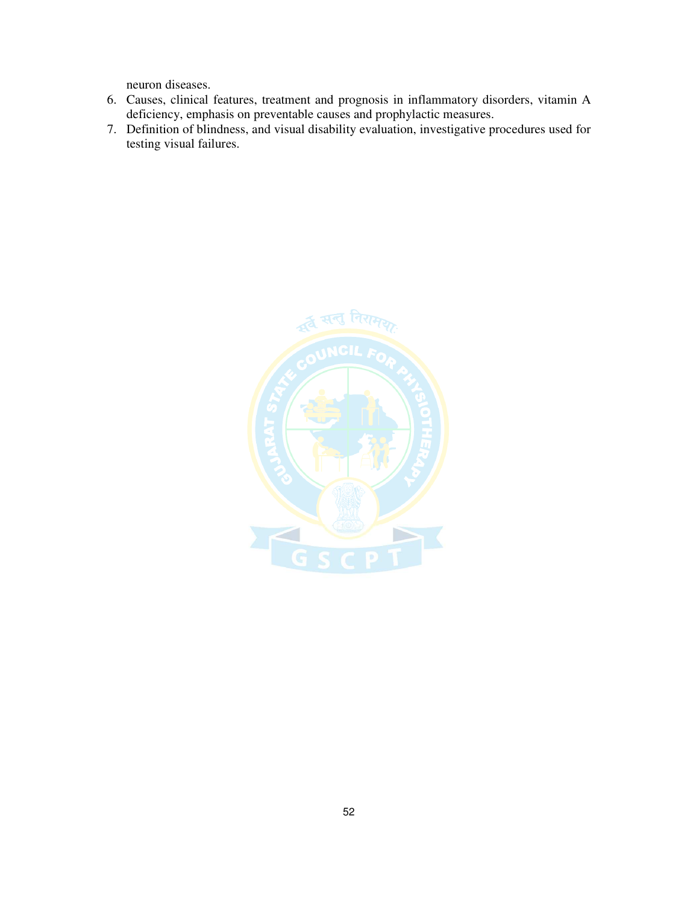neuron diseases.

6. Causes, clinical features, treatment and prognosis in inflammatory disorders, vitamin A deficiency, emphasis on preventable causes and prophylactic measures.
7. Definition of blindness, and visual disability evaluation, investigative procedures used for testing visual failures.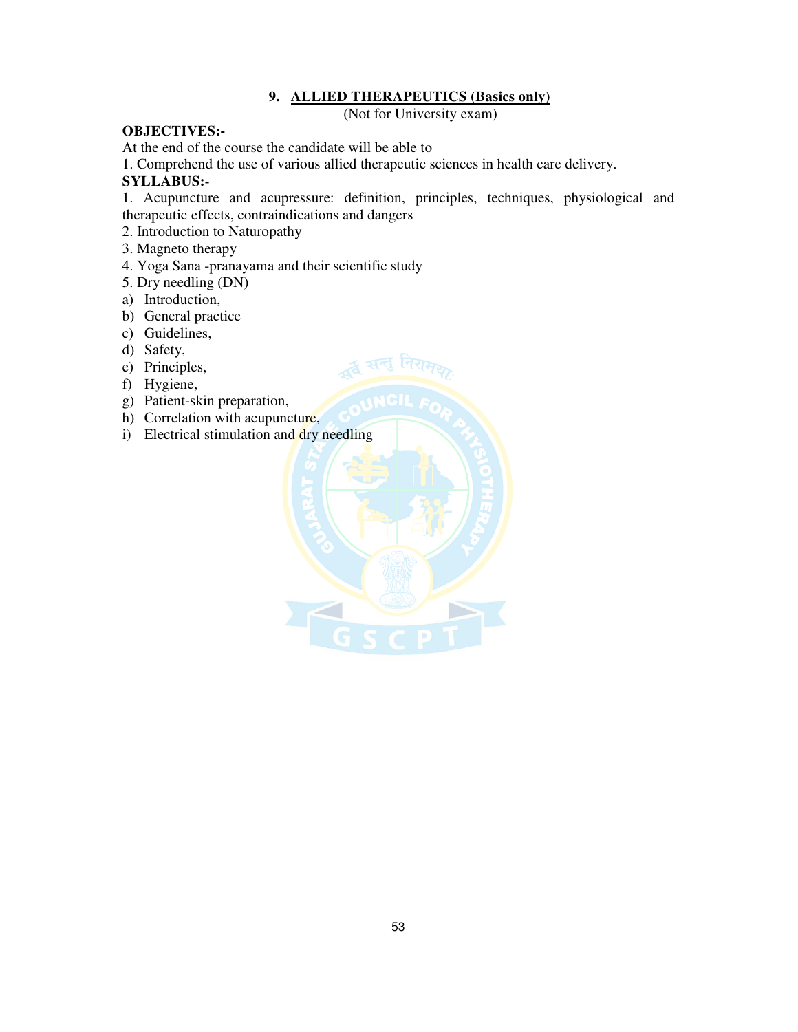## 9. ALLIED THERAPEUTICS (Basics only)

(Not for University exam)

**OBJECTIVES:-**

At the end of the course the candidate will be able to

1. Comprehend the use of various allied therapeutic sciences in health care delivery.

**SYLLABUS:-**

1. Acupuncture and acupressure: definition, principles, techniques, physiological and therapeutic effects, contraindications and dangers
2. Introduction to Naturopathy
3. Magneto therapy
4. Yoga Sana -pranayama and their scientific study
5. Dry needling (DN)

a) Introduction,
b) General practice
c) Guidelines,
d) Safety,
e) Principles,
f) Hygiene,
g) Patient-skin preparation,
h) Correlation with acupuncture,
i) Electrical stimulation and dry needling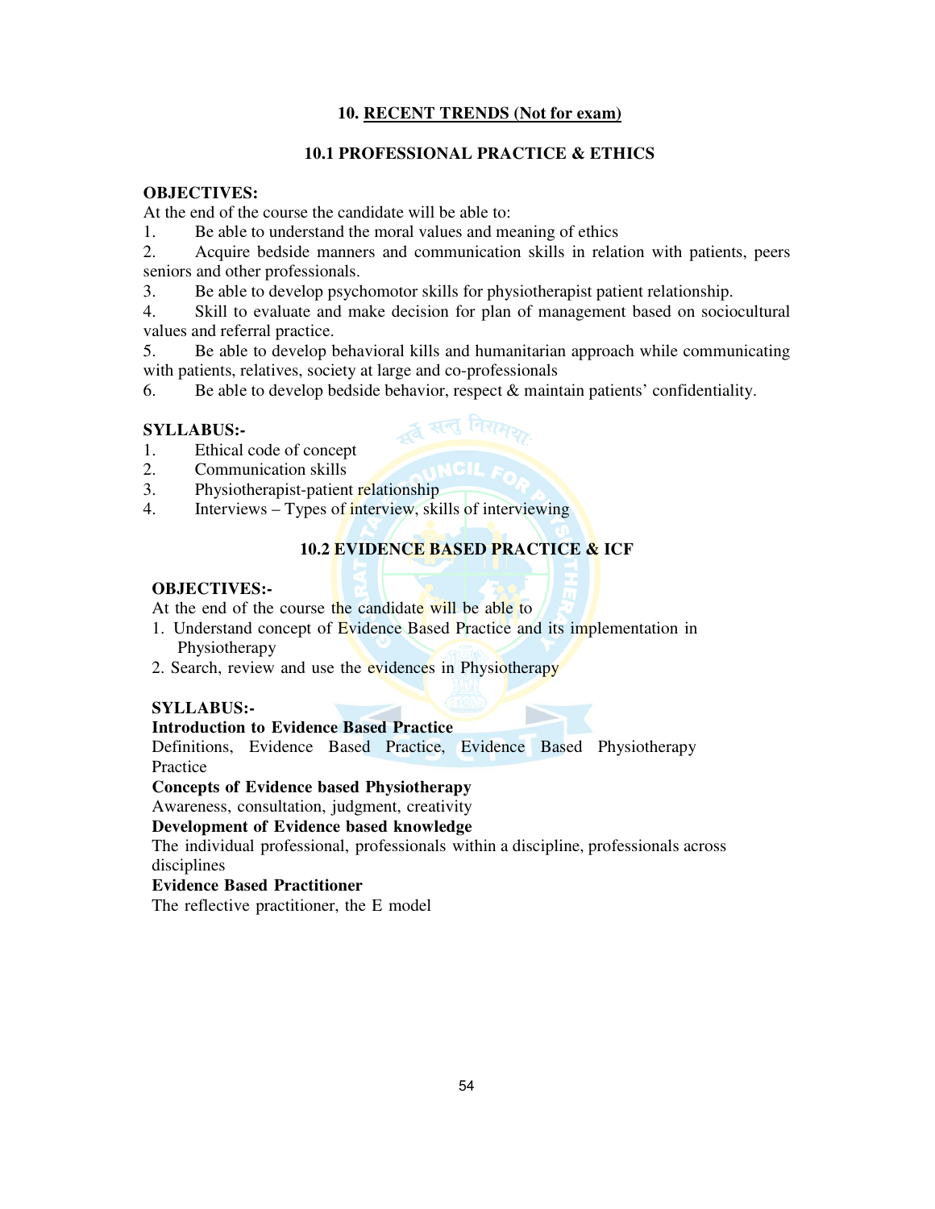## 10. <u>RECENT TRENDS (Not for exam)</u>

### 10.1 PROFESSIONAL PRACTICE & ETHICS

**OBJECTIVES:**

At the end of the course the candidate will be able to:

1. Be able to understand the moral values and meaning of ethics
2. Acquire bedside manners and communication skills in relation with patients, peers seniors and other professionals.
3. Be able to develop psychomotor skills for physiotherapist patient relationship.
4. Skill to evaluate and make decision for plan of management based on sociocultural values and referral practice.
5. Be able to develop behavioral kills and humanitarian approach while communicating with patients, relatives, society at large and co-professionals
6. Be able to develop bedside behavior, respect & maintain patients' confidentiality.

**SYLLABUS:-**

1. Ethical code of concept
2. Communication skills
3. Physiotherapist-patient relationship
4. Interviews – Types of interview, skills of interviewing

### 10.2 EVIDENCE BASED PRACTICE & ICF

**OBJECTIVES:-**

At the end of the course the candidate will be able to

1. Understand concept of Evidence Based Practice and its implementation in Physiotherapy
2. Search, review and use the evidences in Physiotherapy

**SYLLABUS:-**

**Introduction to Evidence Based Practice**

Definitions, Evidence Based Practice, Evidence Based Physiotherapy Practice

**Concepts of Evidence based Physiotherapy**

Awareness, consultation, judgment, creativity

**Development of Evidence based knowledge**

The individual professional, professionals within a discipline, professionals across disciplines

**Evidence Based Practitioner**

The reflective practitioner, the E model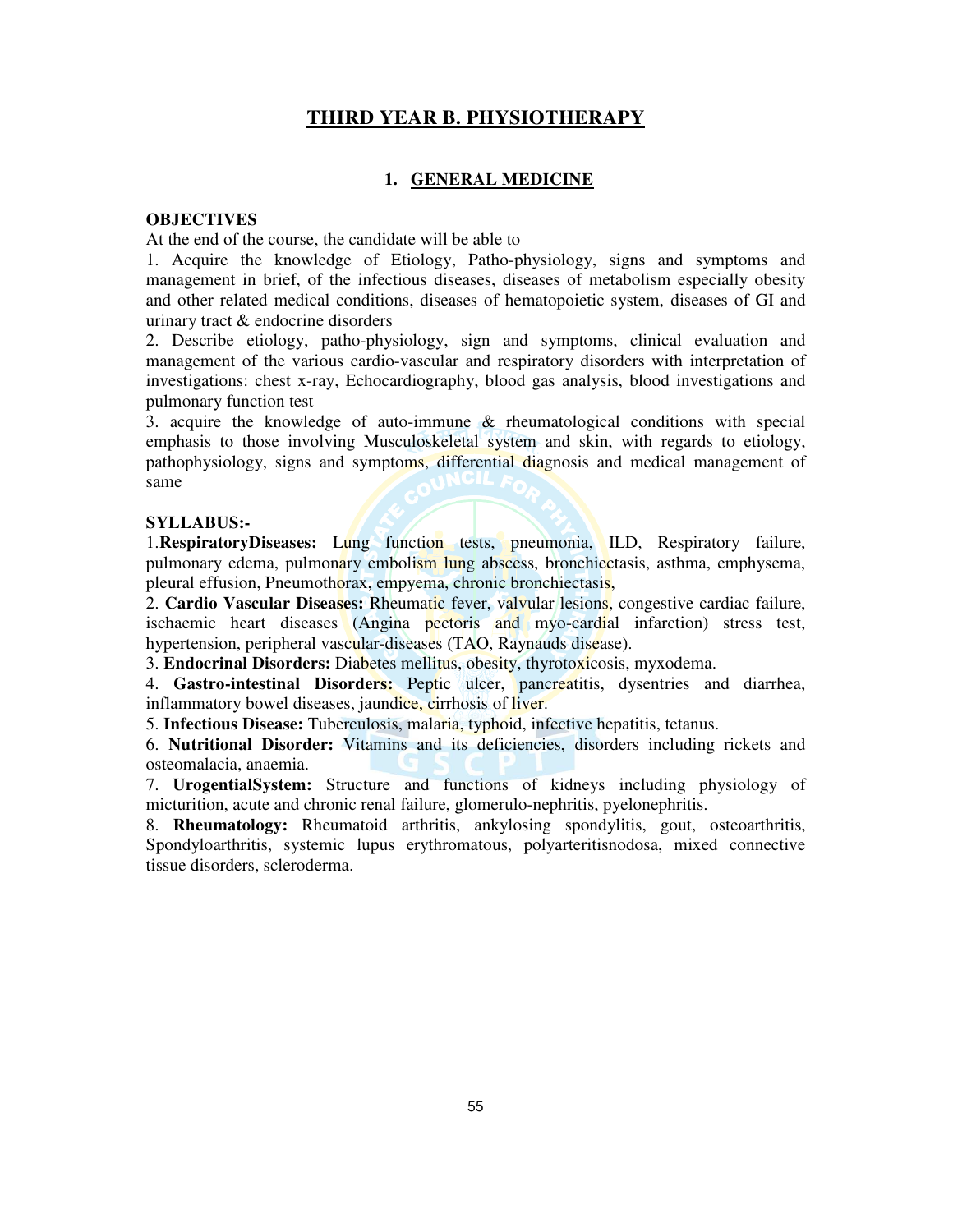# THIRD YEAR B. PHYSIOTHERAPY

## 1. GENERAL MEDICINE

**OBJECTIVES**

At the end of the course, the candidate will be able to

1. Acquire the knowledge of Etiology, Patho-physiology, signs and symptoms and management in brief, of the infectious diseases, diseases of metabolism especially obesity and other related medical conditions, diseases of hematopoietic system, diseases of GI and urinary tract & endocrine disorders
2. Describe etiology, patho-physiology, sign and symptoms, clinical evaluation and management of the various cardio-vascular and respiratory disorders with interpretation of investigations: chest x-ray, Echocardiography, blood gas analysis, blood investigations and pulmonary function test
3. acquire the knowledge of auto-immune & rheumatological conditions with special emphasis to those involving Musculoskeletal system and skin, with regards to etiology, pathophysiology, signs and symptoms, differential diagnosis and medical management of same

**SYLLABUS:-**

1.**RespiratoryDiseases:** Lung function tests, pneumonia, ILD, Respiratory failure, pulmonary edema, pulmonary embolism lung abscess, bronchiectasis, asthma, emphysema, pleural effusion, Pneumothorax, empyema, chronic bronchiectasis,

2. **Cardio Vascular Diseases:** Rheumatic fever, valvular lesions, congestive cardiac failure, ischaemic heart diseases (Angina pectoris and myo-cardial infarction) stress test, hypertension, peripheral vascular-diseases (TAO, Raynauds disease).

3. **Endocrinal Disorders:** Diabetes mellitus, obesity, thyrotoxicosis, myxodema.

4. **Gastro-intestinal Disorders:** Peptic ulcer, pancreatitis, dysentries and diarrhea, inflammatory bowel diseases, jaundice, cirrhosis of liver.

5. **Infectious Disease:** Tuberculosis, malaria, typhoid, infective hepatitis, tetanus.

6. **Nutritional Disorder:** Vitamins and its deficiencies, disorders including rickets and osteomalacia, anaemia.

7. **UrogentialSystem:** Structure and functions of kidneys including physiology of micturition, acute and chronic renal failure, glomerulo-nephritis, pyelonephritis.

8. **Rheumatology:** Rheumatoid arthritis, ankylosing spondylitis, gout, osteoarthritis, Spondyloarthritis, systemic lupus erythromatous, polyarteritisnodosa, mixed connective tissue disorders, scleroderma.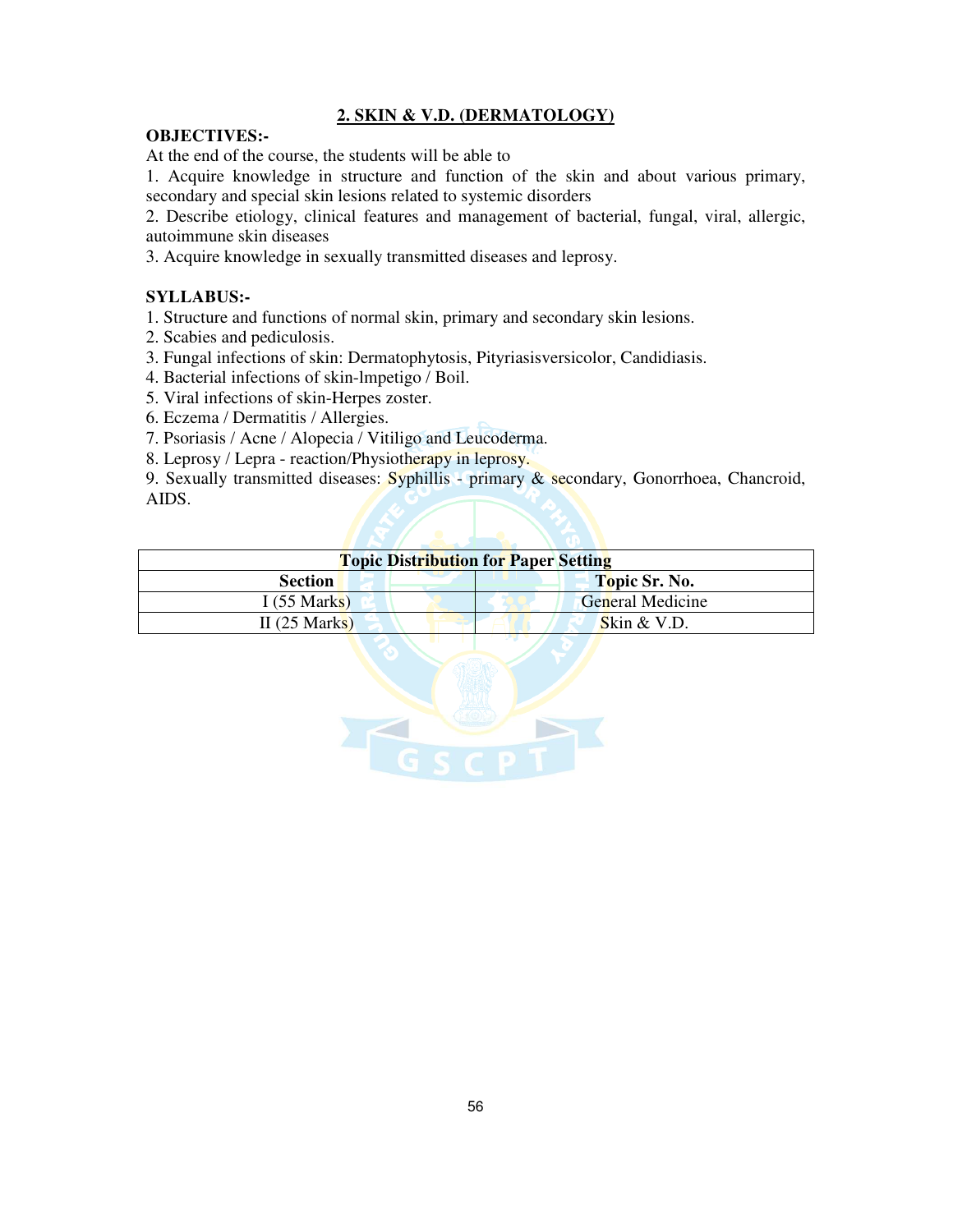## 2. SKIN & V.D. (DERMATOLOGY)

**OBJECTIVES:-**

At the end of the course, the students will be able to

1. Acquire knowledge in structure and function of the skin and about various primary, secondary and special skin lesions related to systemic disorders
2. Describe etiology, clinical features and management of bacterial, fungal, viral, allergic, autoimmune skin diseases
3. Acquire knowledge in sexually transmitted diseases and leprosy.

**SYLLABUS:-**

1. Structure and functions of normal skin, primary and secondary skin lesions.
2. Scabies and pediculosis.
3. Fungal infections of skin: Dermatophytosis, Pityriasisversicolor, Candidiasis.
4. Bacterial infections of skin-lmpetigo / Boil.
5. Viral infections of skin-Herpes zoster.
6. Eczema / Dermatitis / Allergies.
7. Psoriasis / Acne / Alopecia / Vitiligo and Leucoderma.
8. Leprosy / Lepra - reaction/Physiotherapy in leprosy.
9. Sexually transmitted diseases: Syphillis - primary & secondary, Gonorrhoea, Chancroid, AIDS.

| Topic Distribution for Paper Setting | |
|---|---|
| **Section** | **Topic Sr. No.** |
| I (55 Marks) | General Medicine |
| II (25 Marks) | Skin & V.D. |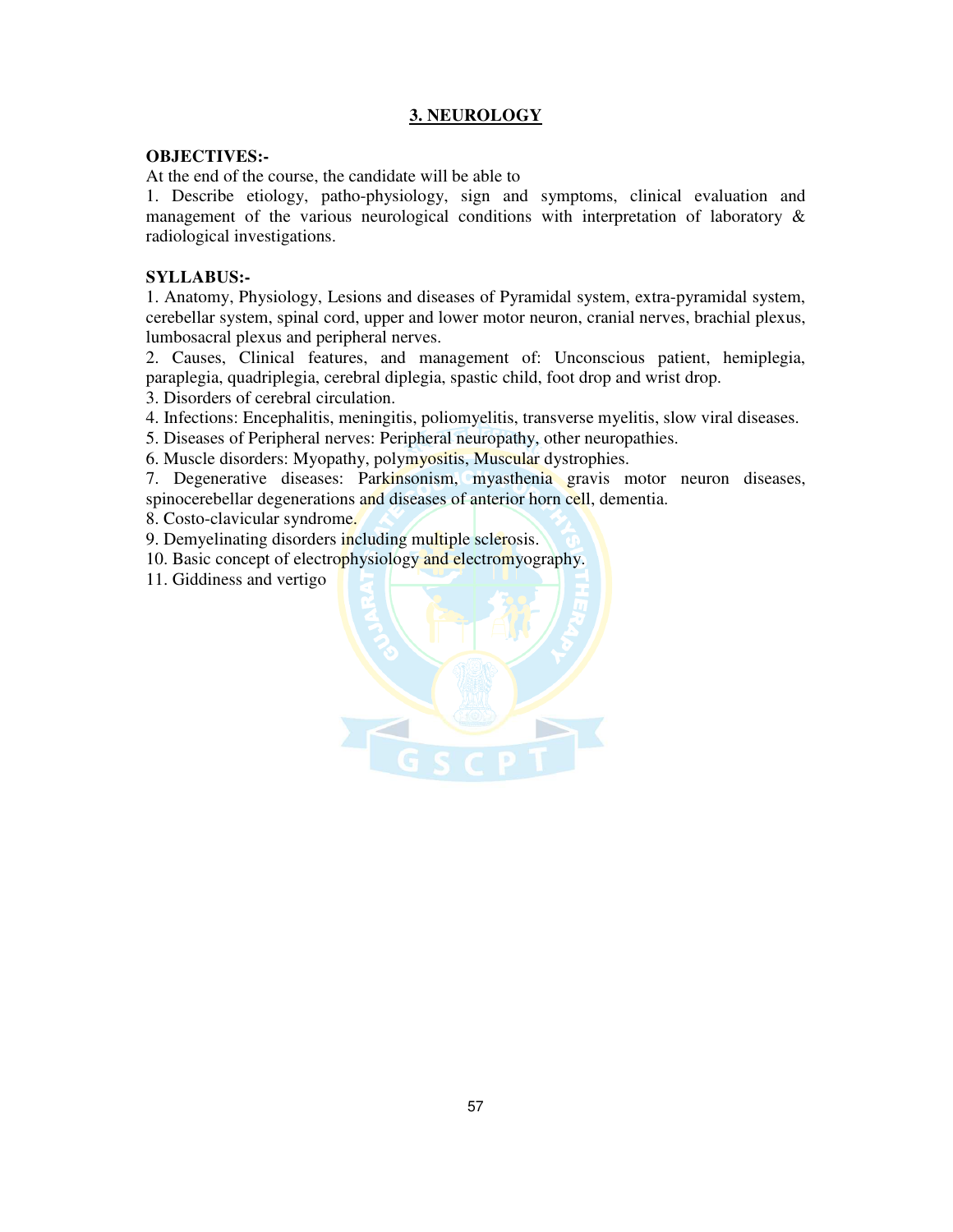## 3. NEUROLOGY

**OBJECTIVES:-**

At the end of the course, the candidate will be able to

1. Describe etiology, patho-physiology, sign and symptoms, clinical evaluation and management of the various neurological conditions with interpretation of laboratory & radiological investigations.

**SYLLABUS:-**

1. Anatomy, Physiology, Lesions and diseases of Pyramidal system, extra-pyramidal system, cerebellar system, spinal cord, upper and lower motor neuron, cranial nerves, brachial plexus, lumbosacral plexus and peripheral nerves.
2. Causes, Clinical features, and management of: Unconscious patient, hemiplegia, paraplegia, quadriplegia, cerebral diplegia, spastic child, foot drop and wrist drop.
3. Disorders of cerebral circulation.
4. Infections: Encephalitis, meningitis, poliomyelitis, transverse myelitis, slow viral diseases.
5. Diseases of Peripheral nerves: Peripheral neuropathy, other neuropathies.
6. Muscle disorders: Myopathy, polymyositis, Muscular dystrophies.
7. Degenerative diseases: Parkinsonism, myasthenia gravis motor neuron diseases, spinocerebellar degenerations and diseases of anterior horn cell, dementia.
8. Costo-clavicular syndrome.
9. Demyelinating disorders including multiple sclerosis.
10. Basic concept of electrophysiology and electromyography.
11. Giddiness and vertigo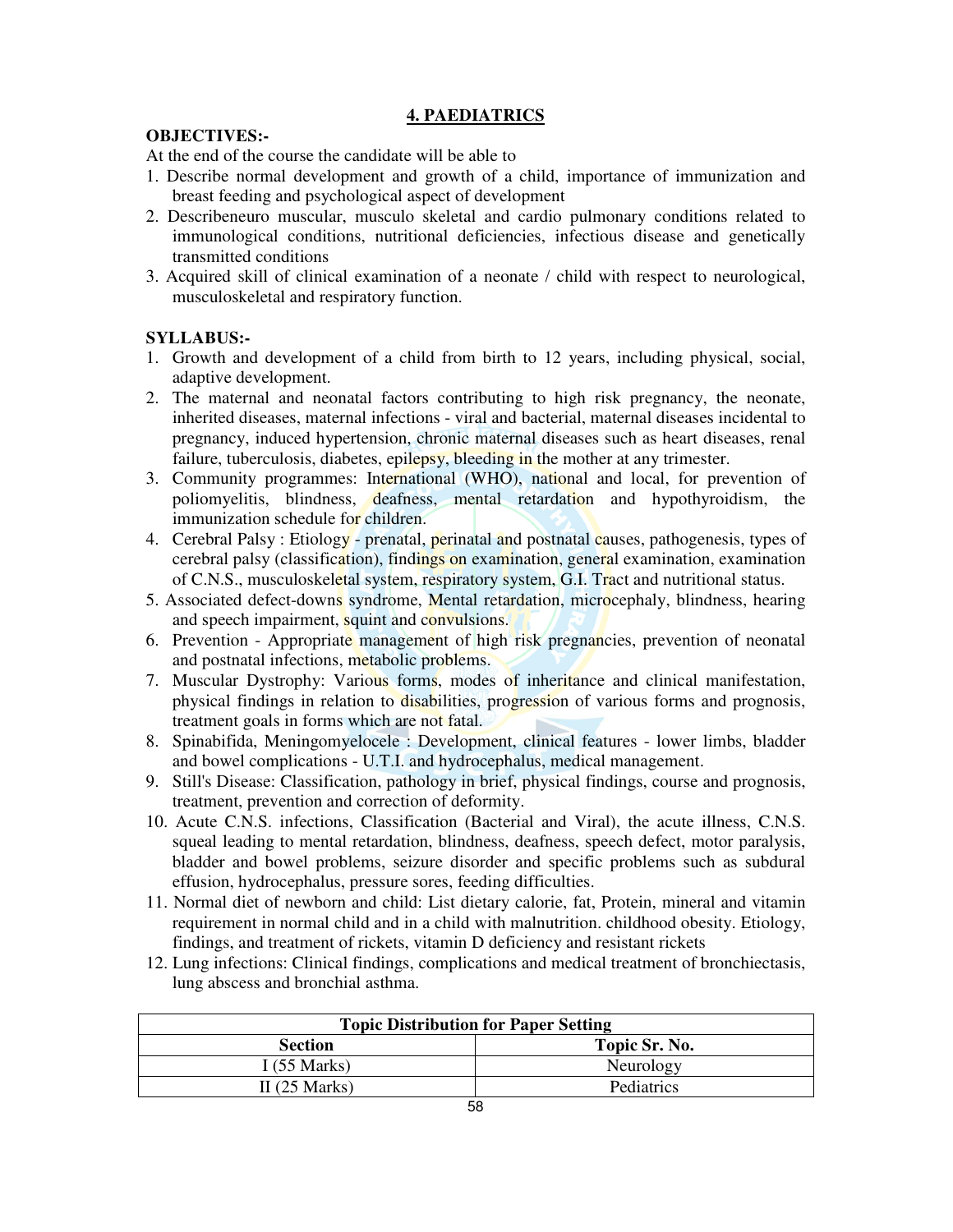## 4. PAEDIATRICS

**OBJECTIVES:-**

At the end of the course the candidate will be able to

1. Describe normal development and growth of a child, importance of immunization and breast feeding and psychological aspect of development
2. Describeneuro muscular, musculo skeletal and cardio pulmonary conditions related to immunological conditions, nutritional deficiencies, infectious disease and genetically transmitted conditions
3. Acquired skill of clinical examination of a neonate / child with respect to neurological, musculoskeletal and respiratory function.

**SYLLABUS:-**

1. Growth and development of a child from birth to 12 years, including physical, social, adaptive development.
2. The maternal and neonatal factors contributing to high risk pregnancy, the neonate, inherited diseases, maternal infections - viral and bacterial, maternal diseases incidental to pregnancy, induced hypertension, chronic maternal diseases such as heart diseases, renal failure, tuberculosis, diabetes, epilepsy, bleeding in the mother at any trimester.
3. Community programmes: International (WHO), national and local, for prevention of poliomyelitis, blindness, deafness, mental retardation and hypothyroidism, the immunization schedule for children.
4. Cerebral Palsy : Etiology - prenatal, perinatal and postnatal causes, pathogenesis, types of cerebral palsy (classification), findings on examination, general examination, examination of C.N.S., musculoskeletal system, respiratory system, G.I. Tract and nutritional status.
5. Associated defect-downs syndrome, Mental retardation, microcephaly, blindness, hearing and speech impairment, squint and convulsions.
6. Prevention - Appropriate management of high risk pregnancies, prevention of neonatal and postnatal infections, metabolic problems.
7. Muscular Dystrophy: Various forms, modes of inheritance and clinical manifestation, physical findings in relation to disabilities, progression of various forms and prognosis, treatment goals in forms which are not fatal.
8. Spinabifida, Meningomyelocele : Development, clinical features - lower limbs, bladder and bowel complications - U.T.I. and hydrocephalus, medical management.
9. Still's Disease: Classification, pathology in brief, physical findings, course and prognosis, treatment, prevention and correction of deformity.
10. Acute C.N.S. infections, Classification (Bacterial and Viral), the acute illness, C.N.S. squeal leading to mental retardation, blindness, deafness, speech defect, motor paralysis, bladder and bowel problems, seizure disorder and specific problems such as subdural effusion, hydrocephalus, pressure sores, feeding difficulties.
11. Normal diet of newborn and child: List dietary calorie, fat, Protein, mineral and vitamin requirement in normal child and in a child with malnutrition. childhood obesity. Etiology, findings, and treatment of rickets, vitamin D deficiency and resistant rickets
12. Lung infections: Clinical findings, complications and medical treatment of bronchiectasis, lung abscess and bronchial asthma.

| Topic Distribution for Paper Setting | |
|---|---|
| **Section** | **Topic Sr. No.** |
| I (55 Marks) | Neurology |
| II (25 Marks) | Pediatrics |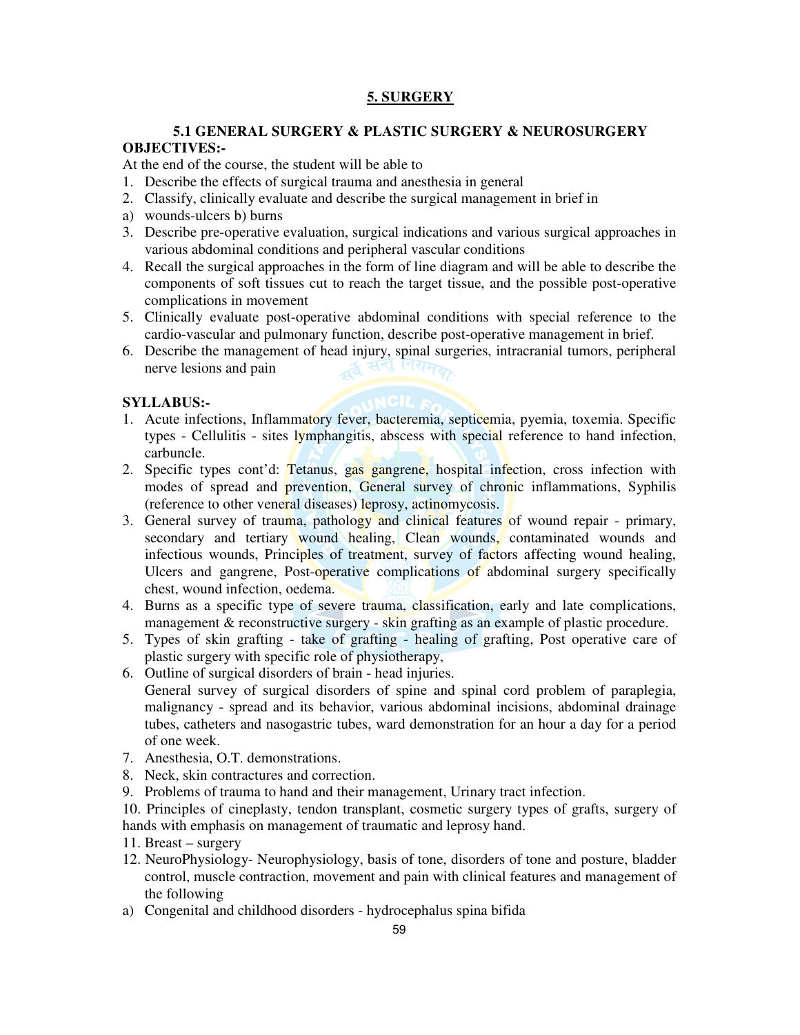## 5. SURGERY

### 5.1 GENERAL SURGERY & PLASTIC SURGERY & NEUROSURGERY

**OBJECTIVES:-**

At the end of the course, the student will be able to

1. Describe the effects of surgical trauma and anesthesia in general
2. Classify, clinically evaluate and describe the surgical management in brief in

a) wounds-ulcers b) burns

3. Describe pre-operative evaluation, surgical indications and various surgical approaches in various abdominal conditions and peripheral vascular conditions
4. Recall the surgical approaches in the form of line diagram and will be able to describe the components of soft tissues cut to reach the target tissue, and the possible post-operative complications in movement
5. Clinically evaluate post-operative abdominal conditions with special reference to the cardio-vascular and pulmonary function, describe post-operative management in brief.
6. Describe the management of head injury, spinal surgeries, intracranial tumors, peripheral nerve lesions and pain

**SYLLABUS:-**

1. Acute infections, Inflammatory fever, bacteremia, septicemia, pyemia, toxemia. Specific types - Cellulitis - sites lymphangitis, abscess with special reference to hand infection, carbuncle.
2. Specific types cont'd: Tetanus, gas gangrene, hospital infection, cross infection with modes of spread and prevention, General survey of chronic inflammations, Syphilis (reference to other veneral diseases) leprosy, actinomycosis.
3. General survey of trauma, pathology and clinical features of wound repair - primary, secondary and tertiary wound healing, Clean wounds, contaminated wounds and infectious wounds, Principles of treatment, survey of factors affecting wound healing, Ulcers and gangrene, Post-operative complications of abdominal surgery specifically chest, wound infection, oedema.
4. Burns as a specific type of severe trauma, classification, early and late complications, management & reconstructive surgery - skin grafting as an example of plastic procedure.
5. Types of skin grafting - take of grafting - healing of grafting, Post operative care of plastic surgery with specific role of physiotherapy,
6. Outline of surgical disorders of brain - head injuries.
   General survey of surgical disorders of spine and spinal cord problem of paraplegia, malignancy - spread and its behavior, various abdominal incisions, abdominal drainage tubes, catheters and nasogastric tubes, ward demonstration for an hour a day for a period of one week.
7. Anesthesia, O.T. demonstrations.
8. Neck, skin contractures and correction.
9. Problems of trauma to hand and their management, Urinary tract infection.
10. Principles of cineplasty, tendon transplant, cosmetic surgery types of grafts, surgery of hands with emphasis on management of traumatic and leprosy hand.
11. Breast – surgery
12. NeuroPhysiology- Neurophysiology, basis of tone, disorders of tone and posture, bladder control, muscle contraction, movement and pain with clinical features and management of the following

a) Congenital and childhood disorders - hydrocephalus spina bifida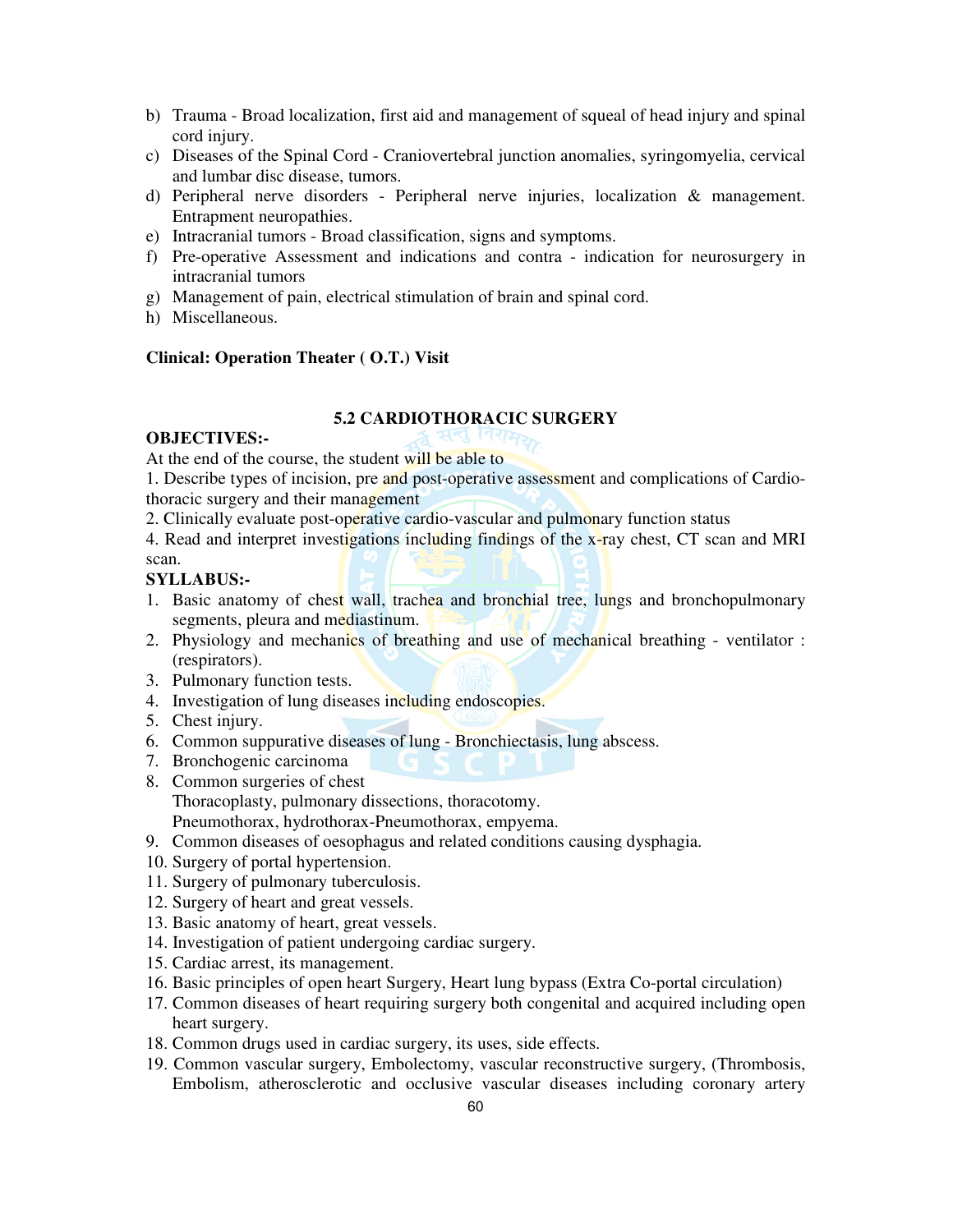b) Trauma - Broad localization, first aid and management of squeal of head injury and spinal cord injury.
c) Diseases of the Spinal Cord - Craniovertebral junction anomalies, syringomyelia, cervical and lumbar disc disease, tumors.
d) Peripheral nerve disorders - Peripheral nerve injuries, localization & management. Entrapment neuropathies.
e) Intracranial tumors - Broad classification, signs and symptoms.
f) Pre-operative Assessment and indications and contra - indication for neurosurgery in intracranial tumors
g) Management of pain, electrical stimulation of brain and spinal cord.
h) Miscellaneous.

**Clinical: Operation Theater ( O.T.) Visit**

## 5.2 CARDIOTHORACIC SURGERY

**OBJECTIVES:-**

At the end of the course, the student will be able to

1. Describe types of incision, pre and post-operative assessment and complications of Cardio-thoracic surgery and their management
2. Clinically evaluate post-operative cardio-vascular and pulmonary function status
4. Read and interpret investigations including findings of the x-ray chest, CT scan and MRI scan.

**SYLLABUS:-**

1. Basic anatomy of chest wall, trachea and bronchial tree, lungs and bronchopulmonary segments, pleura and mediastinum.
2. Physiology and mechanics of breathing and use of mechanical breathing - ventilator : (respirators).
3. Pulmonary function tests.
4. Investigation of lung diseases including endoscopies.
5. Chest injury.
6. Common suppurative diseases of lung - Bronchiectasis, lung abscess.
7. Bronchogenic carcinoma
8. Common surgeries of chest
   Thoracoplasty, pulmonary dissections, thoracotomy.
   Pneumothorax, hydrothorax-Pneumothorax, empyema.
9. Common diseases of oesophagus and related conditions causing dysphagia.
10. Surgery of portal hypertension.
11. Surgery of pulmonary tuberculosis.
12. Surgery of heart and great vessels.
13. Basic anatomy of heart, great vessels.
14. Investigation of patient undergoing cardiac surgery.
15. Cardiac arrest, its management.
16. Basic principles of open heart Surgery, Heart lung bypass (Extra Co-portal circulation)
17. Common diseases of heart requiring surgery both congenital and acquired including open heart surgery.
18. Common drugs used in cardiac surgery, its uses, side effects.
19. Common vascular surgery, Embolectomy, vascular reconstructive surgery, (Thrombosis, Embolism, atherosclerotic and occlusive vascular diseases including coronary artery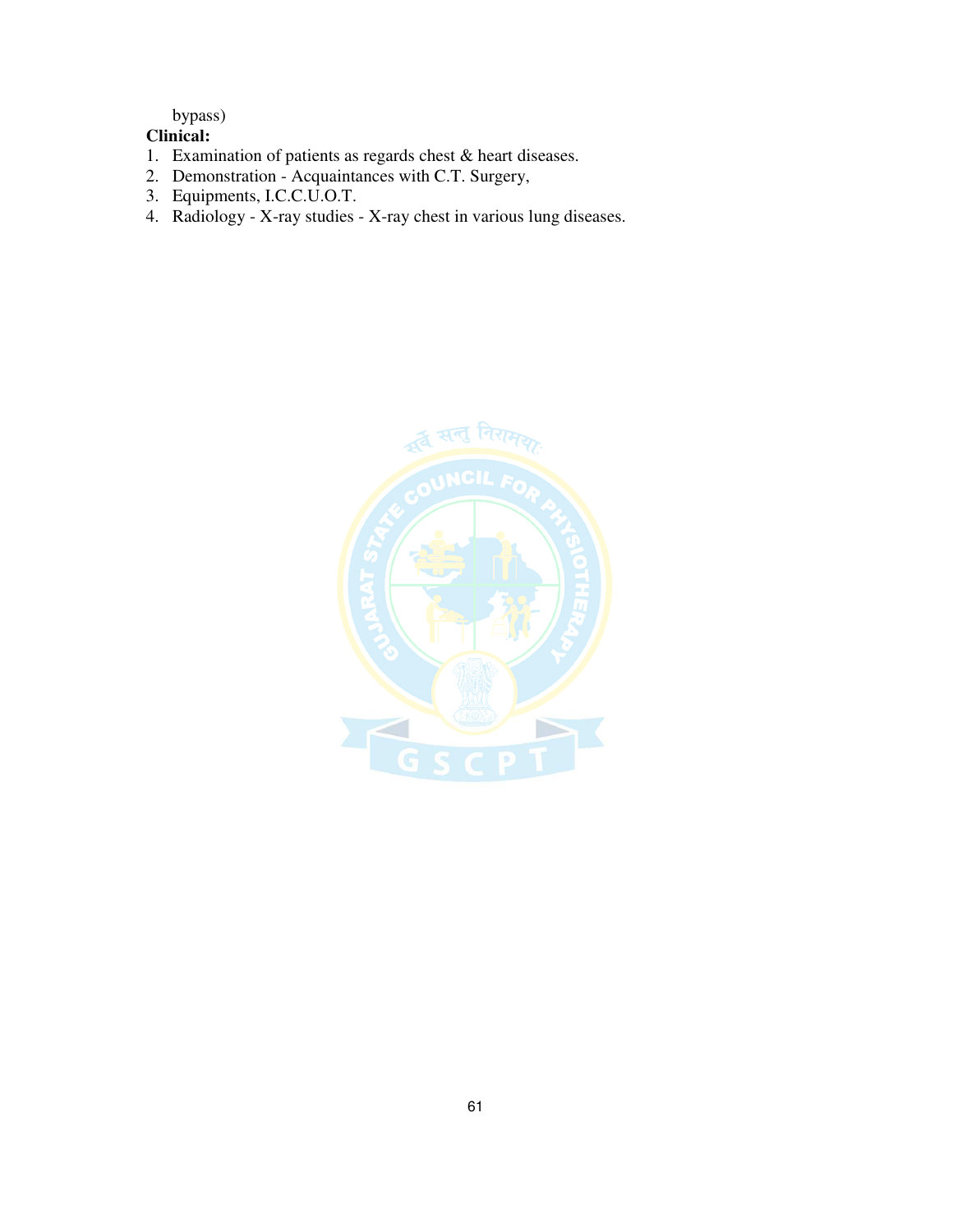bypass)

**Clinical:**

1. Examination of patients as regards chest & heart diseases.
2. Demonstration - Acquaintances with C.T. Surgery,
3. Equipments, I.C.C.U.O.T.
4. Radiology - X-ray studies - X-ray chest in various lung diseases.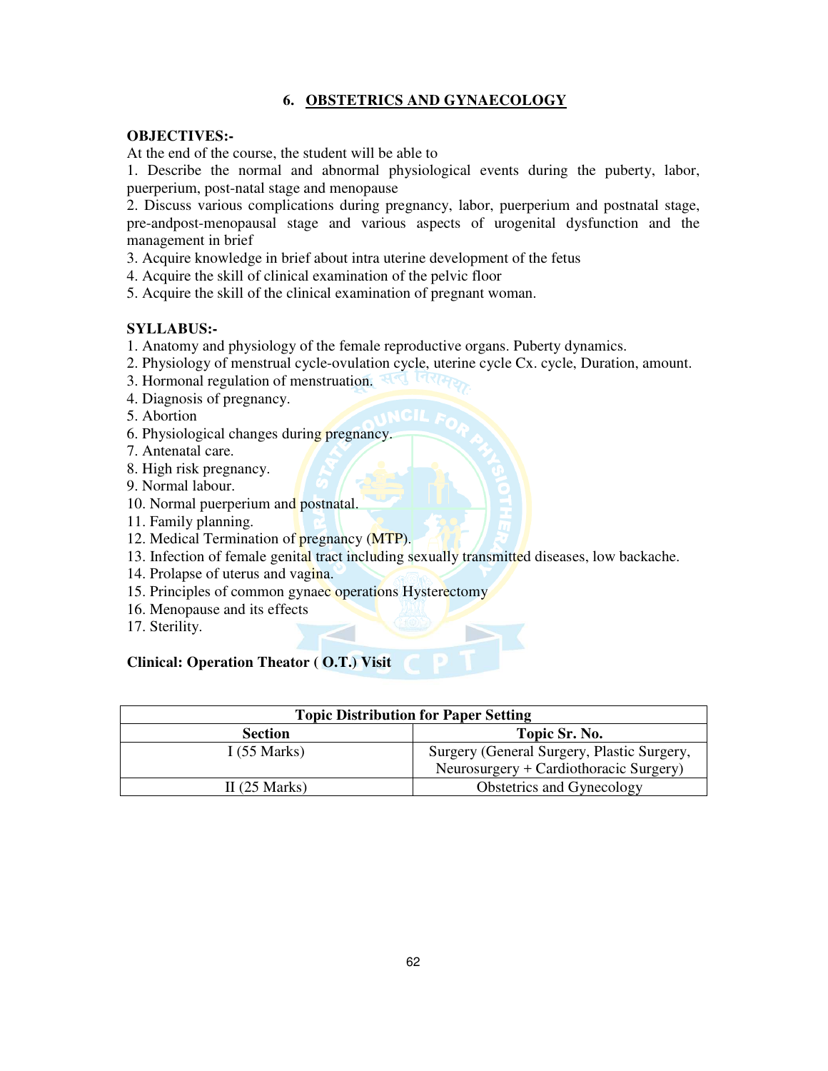## 6. OBSTETRICS AND GYNAECOLOGY

**OBJECTIVES:-**

At the end of the course, the student will be able to

1. Describe the normal and abnormal physiological events during the puberty, labor, puerperium, post-natal stage and menopause
2. Discuss various complications during pregnancy, labor, puerperium and postnatal stage, pre-andpost-menopausal stage and various aspects of urogenital dysfunction and the management in brief
3. Acquire knowledge in brief about intra uterine development of the fetus
4. Acquire the skill of clinical examination of the pelvic floor
5. Acquire the skill of the clinical examination of pregnant woman.

**SYLLABUS:-**

1. Anatomy and physiology of the female reproductive organs. Puberty dynamics.
2. Physiology of menstrual cycle-ovulation cycle, uterine cycle Cx. cycle, Duration, amount.
3. Hormonal regulation of menstruation.
4. Diagnosis of pregnancy.
5. Abortion
6. Physiological changes during pregnancy.
7. Antenatal care.
8. High risk pregnancy.
9. Normal labour.
10. Normal puerperium and postnatal.
11. Family planning.
12. Medical Termination of pregnancy (MTP).
13. Infection of female genital tract including sexually transmitted diseases, low backache.
14. Prolapse of uterus and vagina.
15. Principles of common gynaec operations Hysterectomy
16. Menopause and its effects
17. Sterility.

**Clinical: Operation Theator ( O.T.) Visit**

| **Topic Distribution for Paper Setting** | |
|---|---|
| **Section** | **Topic Sr. No.** |
| I (55 Marks) | Surgery (General Surgery, Plastic Surgery, Neurosurgery + Cardiothoracic Surgery) |
| II (25 Marks) | Obstetrics and Gynecology |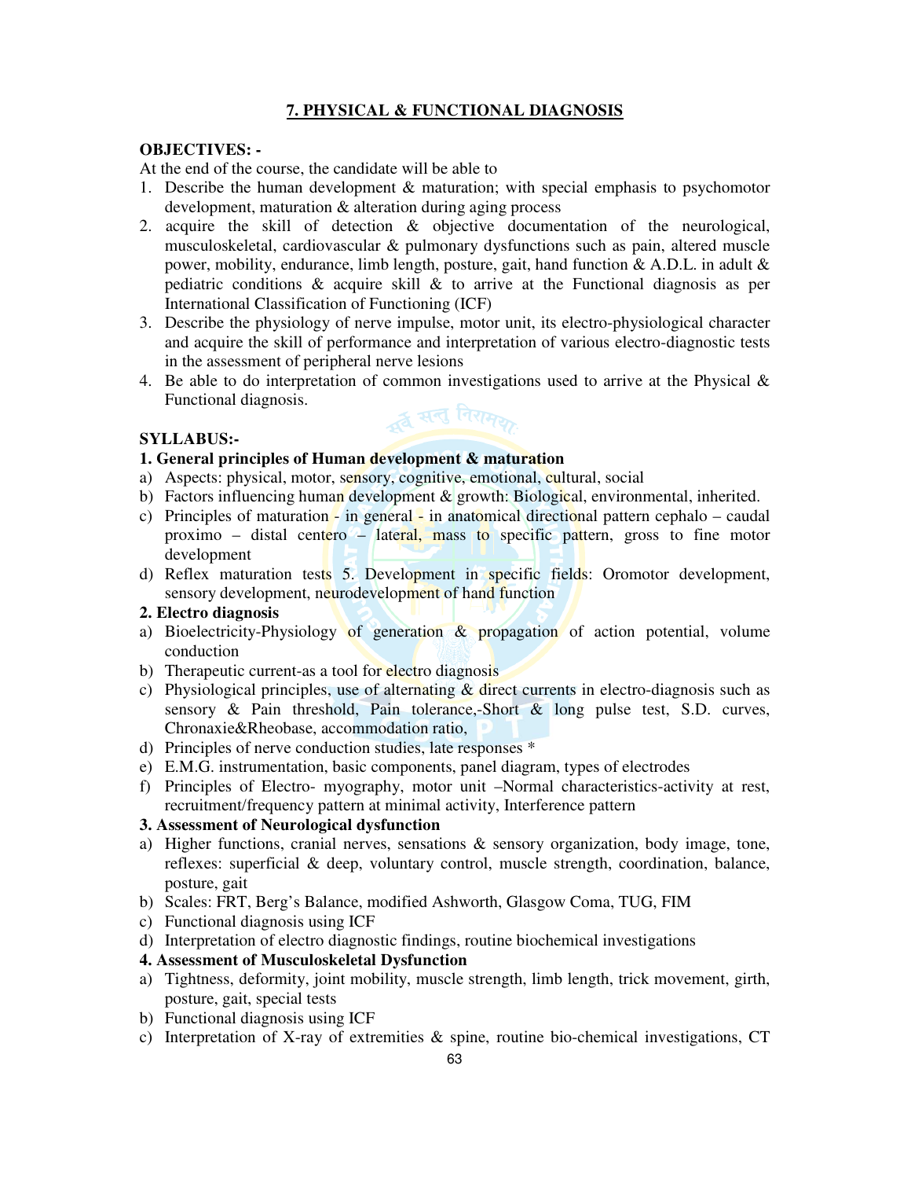## 7. PHYSICAL & FUNCTIONAL DIAGNOSIS

**OBJECTIVES: -**

At the end of the course, the candidate will be able to

1. Describe the human development & maturation; with special emphasis to psychomotor development, maturation & alteration during aging process
2. acquire the skill of detection & objective documentation of the neurological, musculoskeletal, cardiovascular & pulmonary dysfunctions such as pain, altered muscle power, mobility, endurance, limb length, posture, gait, hand function & A.D.L. in adult & pediatric conditions & acquire skill & to arrive at the Functional diagnosis as per International Classification of Functioning (ICF)
3. Describe the physiology of nerve impulse, motor unit, its electro-physiological character and acquire the skill of performance and interpretation of various electro-diagnostic tests in the assessment of peripheral nerve lesions
4. Be able to do interpretation of common investigations used to arrive at the Physical & Functional diagnosis.

**SYLLABUS:-**

**1. General principles of Human development & maturation**

a) Aspects: physical, motor, sensory, cognitive, emotional, cultural, social
b) Factors influencing human development & growth: Biological, environmental, inherited.
c) Principles of maturation - in general - in anatomical directional pattern cephalo – caudal proximo – distal centero – lateral, mass to specific pattern, gross to fine motor development
d) Reflex maturation tests 5. Development in specific fields: Oromotor development, sensory development, neurodevelopment of hand function

**2. Electro diagnosis**

a) Bioelectricity-Physiology of generation & propagation of action potential, volume conduction
b) Therapeutic current-as a tool for electro diagnosis
c) Physiological principles, use of alternating & direct currents in electro-diagnosis such as sensory & Pain threshold, Pain tolerance,-Short & long pulse test, S.D. curves, Chronaxie&Rheobase, accommodation ratio,
d) Principles of nerve conduction studies, late responses *
e) E.M.G. instrumentation, basic components, panel diagram, types of electrodes
f) Principles of Electro- myography, motor unit –Normal characteristics-activity at rest, recruitment/frequency pattern at minimal activity, Interference pattern

**3. Assessment of Neurological dysfunction**

a) Higher functions, cranial nerves, sensations & sensory organization, body image, tone, reflexes: superficial & deep, voluntary control, muscle strength, coordination, balance, posture, gait
b) Scales: FRT, Berg's Balance, modified Ashworth, Glasgow Coma, TUG, FIM
c) Functional diagnosis using ICF
d) Interpretation of electro diagnostic findings, routine biochemical investigations

**4. Assessment of Musculoskeletal Dysfunction**

a) Tightness, deformity, joint mobility, muscle strength, limb length, trick movement, girth, posture, gait, special tests
b) Functional diagnosis using ICF
c) Interpretation of X-ray of extremities & spine, routine bio-chemical investigations, CT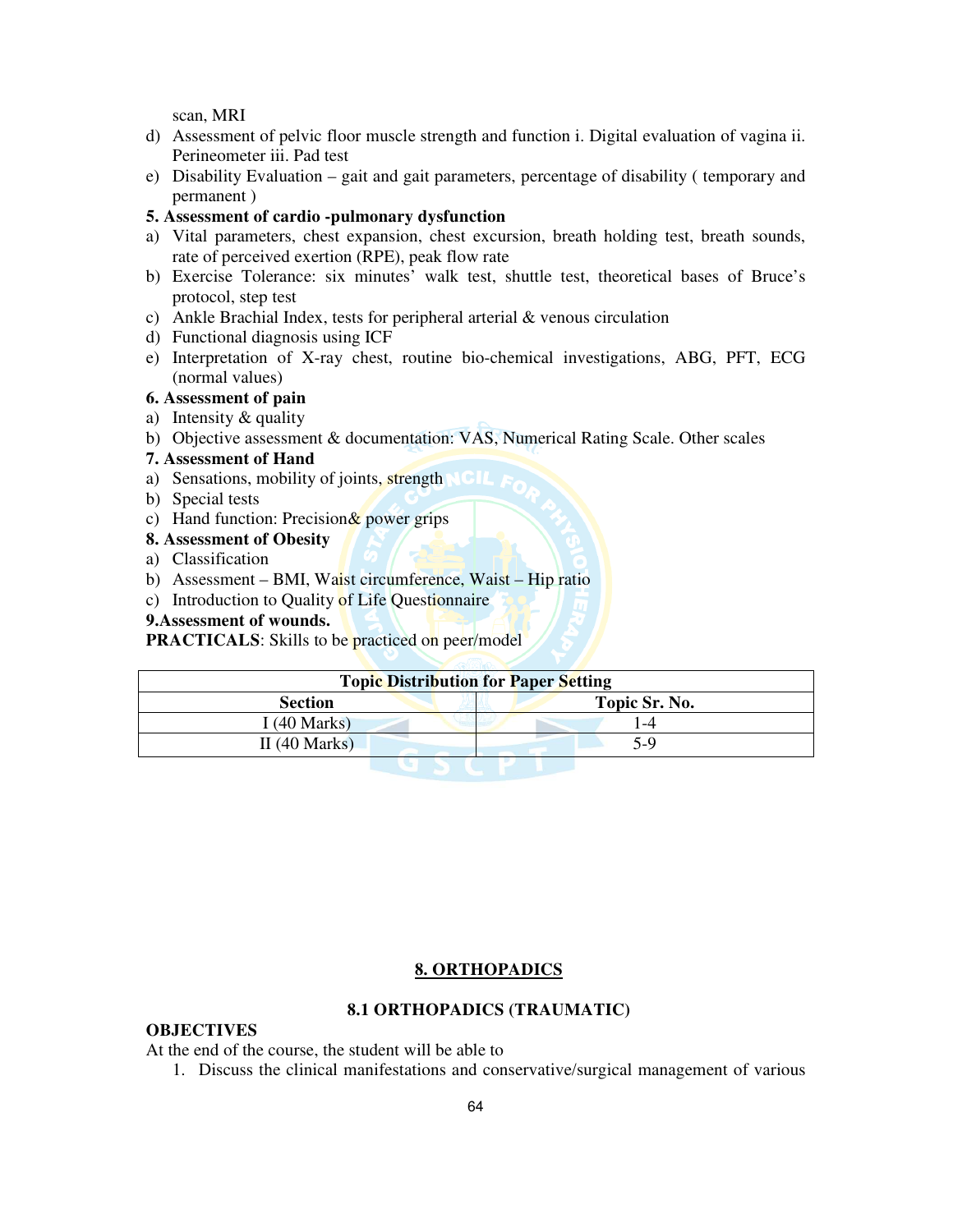scan, MRI

d) Assessment of pelvic floor muscle strength and function i. Digital evaluation of vagina ii. Perineometer iii. Pad test
e) Disability Evaluation – gait and gait parameters, percentage of disability ( temporary and permanent )

**5. Assessment of cardio -pulmonary dysfunction**

a) Vital parameters, chest expansion, chest excursion, breath holding test, breath sounds, rate of perceived exertion (RPE), peak flow rate
b) Exercise Tolerance: six minutes' walk test, shuttle test, theoretical bases of Bruce's protocol, step test
c) Ankle Brachial Index, tests for peripheral arterial & venous circulation
d) Functional diagnosis using ICF
e) Interpretation of X-ray chest, routine bio-chemical investigations, ABG, PFT, ECG (normal values)

**6. Assessment of pain**

a) Intensity & quality
b) Objective assessment & documentation: VAS, Numerical Rating Scale. Other scales

**7. Assessment of Hand**

a) Sensations, mobility of joints, strength
b) Special tests
c) Hand function: Precision& power grips

**8. Assessment of Obesity**

a) Classification
b) Assessment – BMI, Waist circumference, Waist – Hip ratio
c) Introduction to Quality of Life Questionnaire

**9.Assessment of wounds.**

**PRACTICALS**: Skills to be practiced on peer/model

| Topic Distribution for Paper Setting | |
|---|---|
| **Section** | **Topic Sr. No.** |
| I (40 Marks) | 1-4 |
| II (40 Marks) | 5-9 |

## 8. ORTHOPADICS

### 8.1 ORTHOPADICS (TRAUMATIC)

**OBJECTIVES**

At the end of the course, the student will be able to

1. Discuss the clinical manifestations and conservative/surgical management of various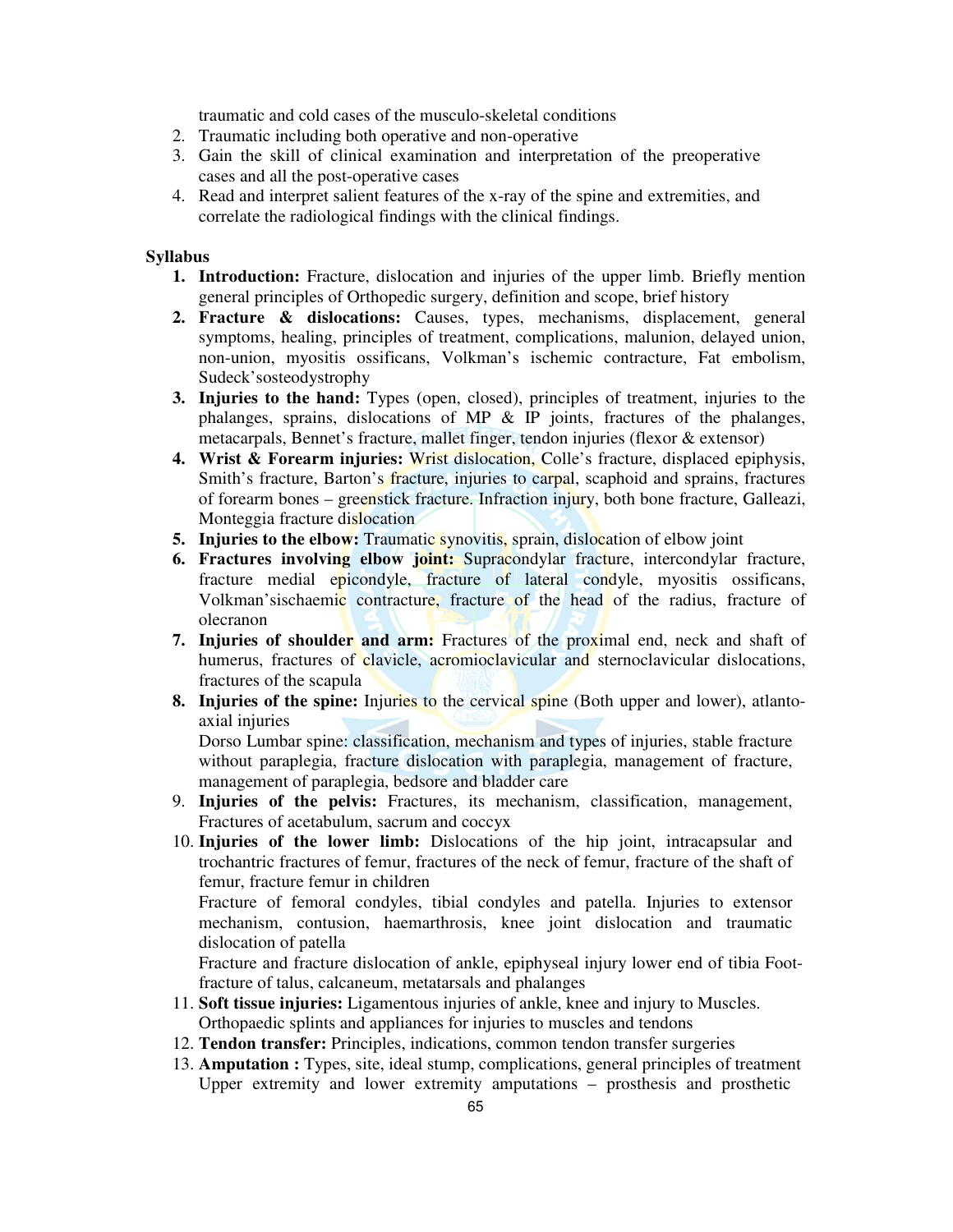traumatic and cold cases of the musculo-skeletal conditions

2. Traumatic including both operative and non-operative
3. Gain the skill of clinical examination and interpretation of the preoperative cases and all the post-operative cases
4. Read and interpret salient features of the x-ray of the spine and extremities, and correlate the radiological findings with the clinical findings.

**Syllabus**

1. **Introduction:** Fracture, dislocation and injuries of the upper limb. Briefly mention general principles of Orthopedic surgery, definition and scope, brief history
2. **Fracture & dislocations:** Causes, types, mechanisms, displacement, general symptoms, healing, principles of treatment, complications, malunion, delayed union, non-union, myositis ossificans, Volkman's ischemic contracture, Fat embolism, Sudeck'sosteodystrophy
3. **Injuries to the hand:** Types (open, closed), principles of treatment, injuries to the phalanges, sprains, dislocations of MP & IP joints, fractures of the phalanges, metacarpals, Bennet's fracture, mallet finger, tendon injuries (flexor & extensor)
4. **Wrist & Forearm injuries:** Wrist dislocation, Colle's fracture, displaced epiphysis, Smith's fracture, Barton's fracture, injuries to carpal, scaphoid and sprains, fractures of forearm bones – greenstick fracture. Infraction injury, both bone fracture, Galleazi, Monteggia fracture dislocation
5. **Injuries to the elbow:** Traumatic synovitis, sprain, dislocation of elbow joint
6. **Fractures involving elbow joint:** Supracondylar fracture, intercondylar fracture, fracture medial epicondyle, fracture of lateral condyle, myositis ossificans, Volkman'sischaemic contracture, fracture of the head of the radius, fracture of olecranon
7. **Injuries of shoulder and arm:** Fractures of the proximal end, neck and shaft of humerus, fractures of clavicle, acromioclavicular and sternoclavicular dislocations, fractures of the scapula
8. **Injuries of the spine:** Injuries to the cervical spine (Both upper and lower), atlanto-axial injuries
   Dorso Lumbar spine: classification, mechanism and types of injuries, stable fracture without paraplegia, fracture dislocation with paraplegia, management of fracture, management of paraplegia, bedsore and bladder care
9. **Injuries of the pelvis:** Fractures, its mechanism, classification, management, Fractures of acetabulum, sacrum and coccyx
10. **Injuries of the lower limb:** Dislocations of the hip joint, intracapsular and trochantric fractures of femur, fractures of the neck of femur, fracture of the shaft of femur, fracture femur in children
    Fracture of femoral condyles, tibial condyles and patella. Injuries to extensor mechanism, contusion, haemarthrosis, knee joint dislocation and traumatic dislocation of patella
    Fracture and fracture dislocation of ankle, epiphyseal injury lower end of tibia Foot-fracture of talus, calcaneum, metatarsals and phalanges
11. **Soft tissue injuries:** Ligamentous injuries of ankle, knee and injury to Muscles. Orthopaedic splints and appliances for injuries to muscles and tendons
12. **Tendon transfer:** Principles, indications, common tendon transfer surgeries
13. **Amputation :** Types, site, ideal stump, complications, general principles of treatment Upper extremity and lower extremity amputations – prosthesis and prosthetic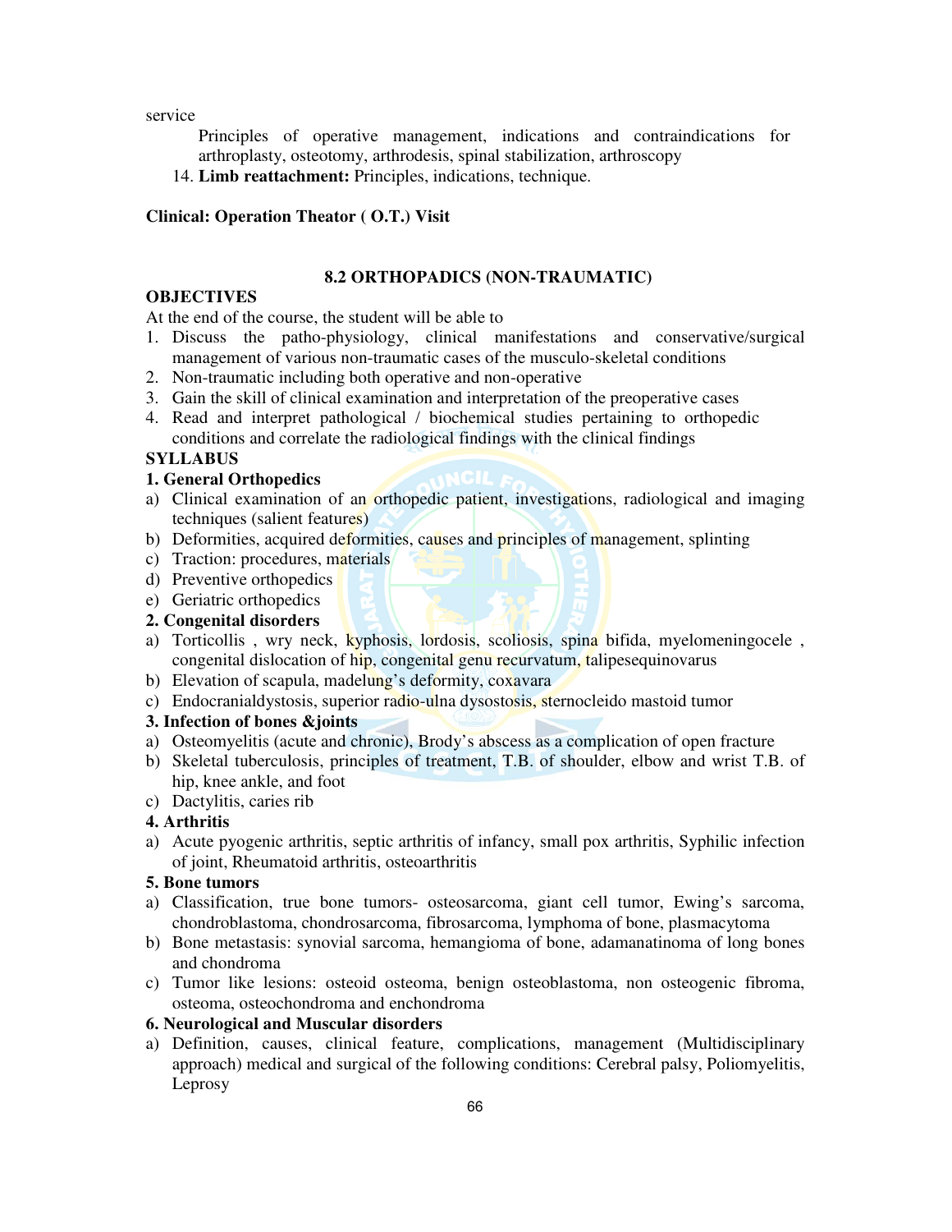service

Principles of operative management, indications and contraindications for arthroplasty, osteotomy, arthrodesis, spinal stabilization, arthroscopy

14. **Limb reattachment:** Principles, indications, technique.

**Clinical: Operation Theator ( O.T.) Visit**

## 8.2 ORTHOPADICS (NON-TRAUMATIC)

**OBJECTIVES**

At the end of the course, the student will be able to

1. Discuss the patho-physiology, clinical manifestations and conservative/surgical management of various non-traumatic cases of the musculo-skeletal conditions
2. Non-traumatic including both operative and non-operative
3. Gain the skill of clinical examination and interpretation of the preoperative cases
4. Read and interpret pathological / biochemical studies pertaining to orthopedic conditions and correlate the radiological findings with the clinical findings

**SYLLABUS**

**1. General Orthopedics**

a) Clinical examination of an orthopedic patient, investigations, radiological and imaging techniques (salient features)
b) Deformities, acquired deformities, causes and principles of management, splinting
c) Traction: procedures, materials
d) Preventive orthopedics
e) Geriatric orthopedics

**2. Congenital disorders**

a) Torticollis , wry neck, kyphosis, lordosis, scoliosis, spina bifida, myelomeningocele , congenital dislocation of hip, congenital genu recurvatum, talipesequinovarus
b) Elevation of scapula, madelung's deformity, coxavara
c) Endocranialdystosis, superior radio-ulna dysostosis, sternocleido mastoid tumor

**3. Infection of bones &joints**

a) Osteomyelitis (acute and chronic), Brody's abscess as a complication of open fracture
b) Skeletal tuberculosis, principles of treatment, T.B. of shoulder, elbow and wrist T.B. of hip, knee ankle, and foot
c) Dactylitis, caries rib

**4. Arthritis**

a) Acute pyogenic arthritis, septic arthritis of infancy, small pox arthritis, Syphilic infection of joint, Rheumatoid arthritis, osteoarthritis

**5. Bone tumors**

a) Classification, true bone tumors- osteosarcoma, giant cell tumor, Ewing's sarcoma, chondroblastoma, chondrosarcoma, fibrosarcoma, lymphoma of bone, plasmacytoma
b) Bone metastasis: synovial sarcoma, hemangioma of bone, adamanatinoma of long bones and chondroma
c) Tumor like lesions: osteoid osteoma, benign osteoblastoma, non osteogenic fibroma, osteoma, osteochondroma and enchondroma

**6. Neurological and Muscular disorders**

a) Definition, causes, clinical feature, complications, management (Multidisciplinary approach) medical and surgical of the following conditions: Cerebral palsy, Poliomyelitis, Leprosy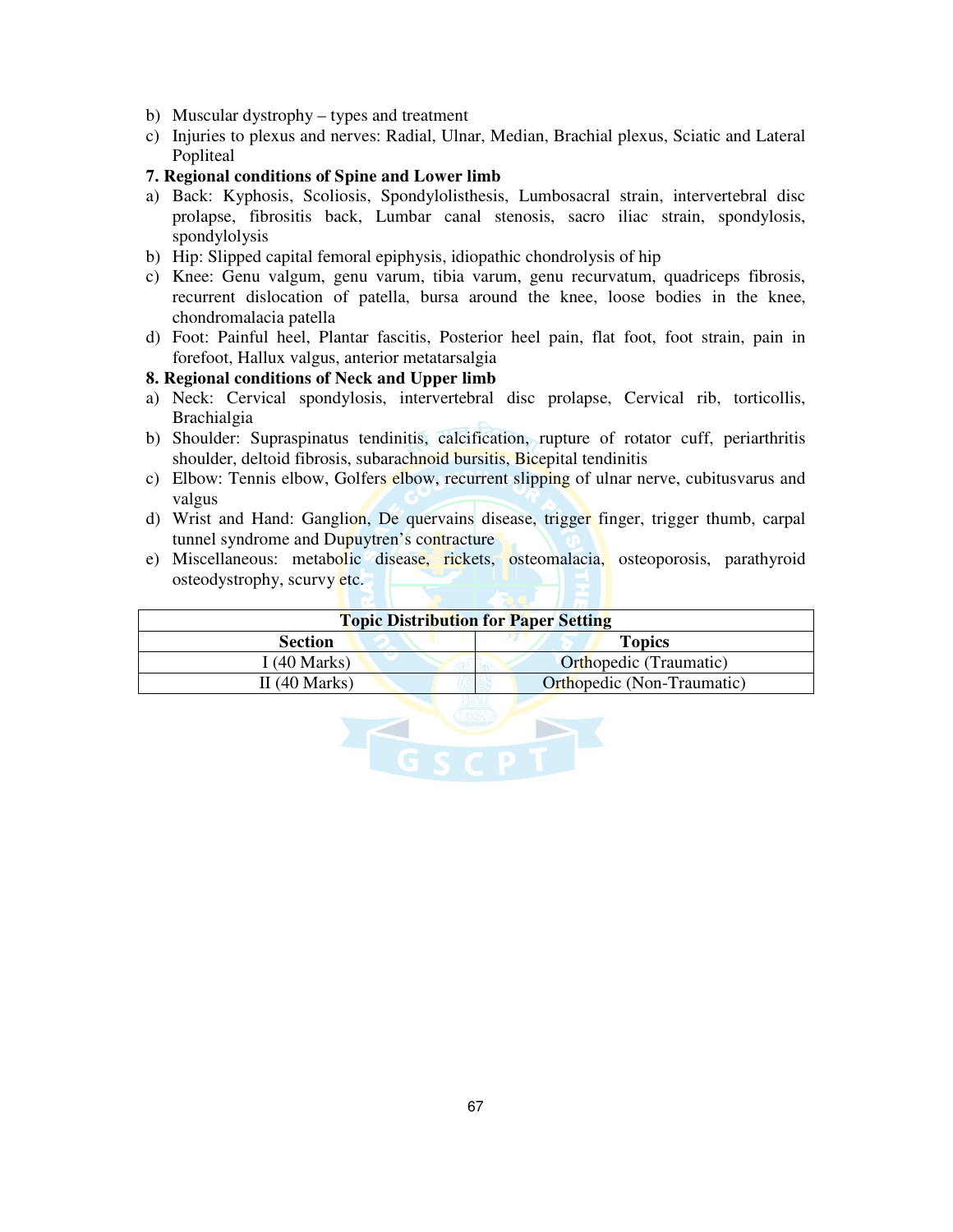b) Muscular dystrophy – types and treatment
c) Injuries to plexus and nerves: Radial, Ulnar, Median, Brachial plexus, Sciatic and Lateral Popliteal

**7. Regional conditions of Spine and Lower limb**

a) Back: Kyphosis, Scoliosis, Spondylolisthesis, Lumbosacral strain, intervertebral disc prolapse, fibrositis back, Lumbar canal stenosis, sacro iliac strain, spondylosis, spondylolysis
b) Hip: Slipped capital femoral epiphysis, idiopathic chondrolysis of hip
c) Knee: Genu valgum, genu varum, tibia varum, genu recurvatum, quadriceps fibrosis, recurrent dislocation of patella, bursa around the knee, loose bodies in the knee, chondromalacia patella
d) Foot: Painful heel, Plantar fascitis, Posterior heel pain, flat foot, foot strain, pain in forefoot, Hallux valgus, anterior metatarsalgia

**8. Regional conditions of Neck and Upper limb**

a) Neck: Cervical spondylosis, intervertebral disc prolapse, Cervical rib, torticollis, Brachialgia
b) Shoulder: Supraspinatus tendinitis, calcification, rupture of rotator cuff, periarthritis shoulder, deltoid fibrosis, subarachnoid bursitis, Bicepital tendinitis
c) Elbow: Tennis elbow, Golfers elbow, recurrent slipping of ulnar nerve, cubitusvarus and valgus
d) Wrist and Hand: Ganglion, De quervains disease, trigger finger, trigger thumb, carpal tunnel syndrome and Dupuytren's contracture
e) Miscellaneous: metabolic disease, rickets, osteomalacia, osteoporosis, parathyroid osteodystrophy, scurvy etc.

| **Topic Distribution for Paper Setting** | |
|---|---|
| **Section** | **Topics** |
| I (40 Marks) | Orthopedic (Traumatic) |
| II (40 Marks) | Orthopedic (Non-Traumatic) |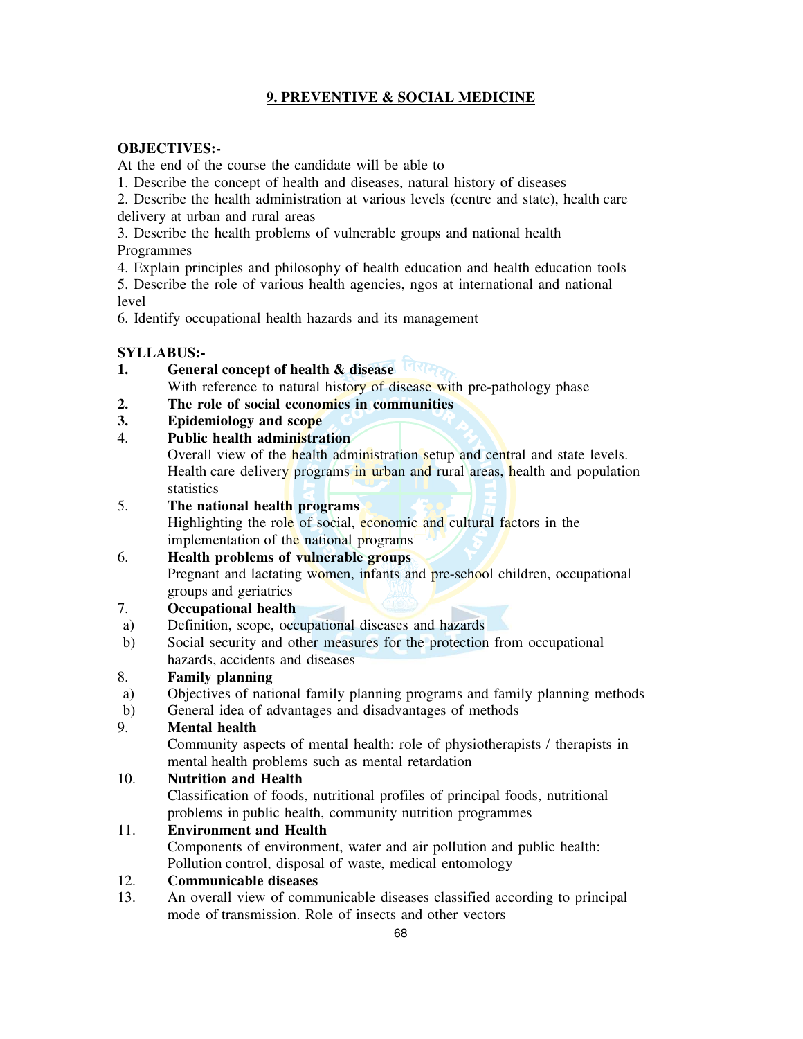## 9. PREVENTIVE & SOCIAL MEDICINE

**OBJECTIVES:-**

At the end of the course the candidate will be able to

1. Describe the concept of health and diseases, natural history of diseases
2. Describe the health administration at various levels (centre and state), health care delivery at urban and rural areas
3. Describe the health problems of vulnerable groups and national health Programmes
4. Explain principles and philosophy of health education and health education tools
5. Describe the role of various health agencies, ngos at international and national level
6. Identify occupational health hazards and its management

**SYLLABUS:-**

1. **General concept of health & disease**
   With reference to natural history of disease with pre-pathology phase
2. **The role of social economics in communities**
3. **Epidemiology and scope**
4. **Public health administration**
   Overall view of the health administration setup and central and state levels. Health care delivery programs in urban and rural areas, health and population statistics
5. **The national health programs**
   Highlighting the role of social, economic and cultural factors in the implementation of the national programs
6. **Health problems of vulnerable groups**
   Pregnant and lactating women, infants and pre-school children, occupational groups and geriatrics
7. **Occupational health**
   a) Definition, scope, occupational diseases and hazards
   b) Social security and other measures for the protection from occupational hazards, accidents and diseases
8. **Family planning**
   a) Objectives of national family planning programs and family planning methods
   b) General idea of advantages and disadvantages of methods
9. **Mental health**
   Community aspects of mental health: role of physiotherapists / therapists in mental health problems such as mental retardation
10. **Nutrition and Health**
    Classification of foods, nutritional profiles of principal foods, nutritional problems in public health, community nutrition programmes
11. **Environment and Health**
    Components of environment, water and air pollution and public health: Pollution control, disposal of waste, medical entomology
12. **Communicable diseases**
13. An overall view of communicable diseases classified according to principal mode of transmission. Role of insects and other vectors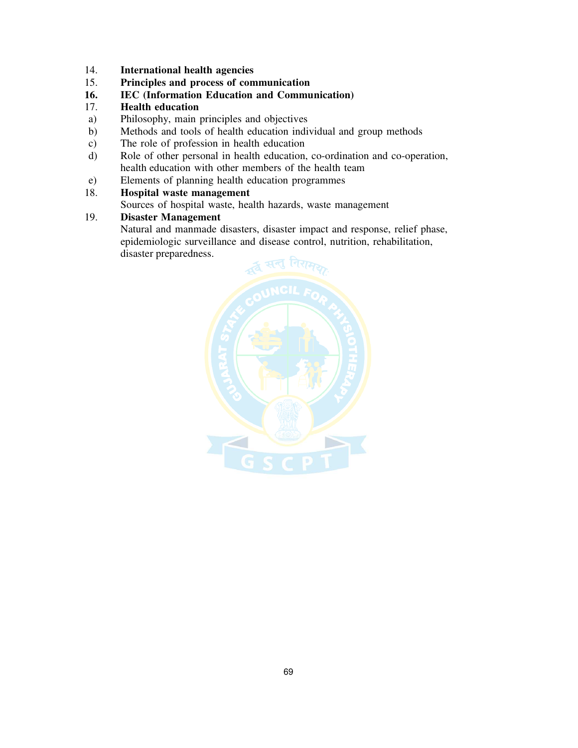14. **International health agencies**
15. **Principles and process of communication**
16. **IEC (Information Education and Communication)**
17. **Health education**
    - a) Philosophy, main principles and objectives
    - b) Methods and tools of health education individual and group methods
    - c) The role of profession in health education
    - d) Role of other personal in health education, co-ordination and co-operation, health education with other members of the health team
    - e) Elements of planning health education programmes
18. **Hospital waste management**

    Sources of hospital waste, health hazards, waste management
19. **Disaster Management**

    Natural and manmade disasters, disaster impact and response, relief phase, epidemiologic surveillance and disease control, nutrition, rehabilitation, disaster preparedness.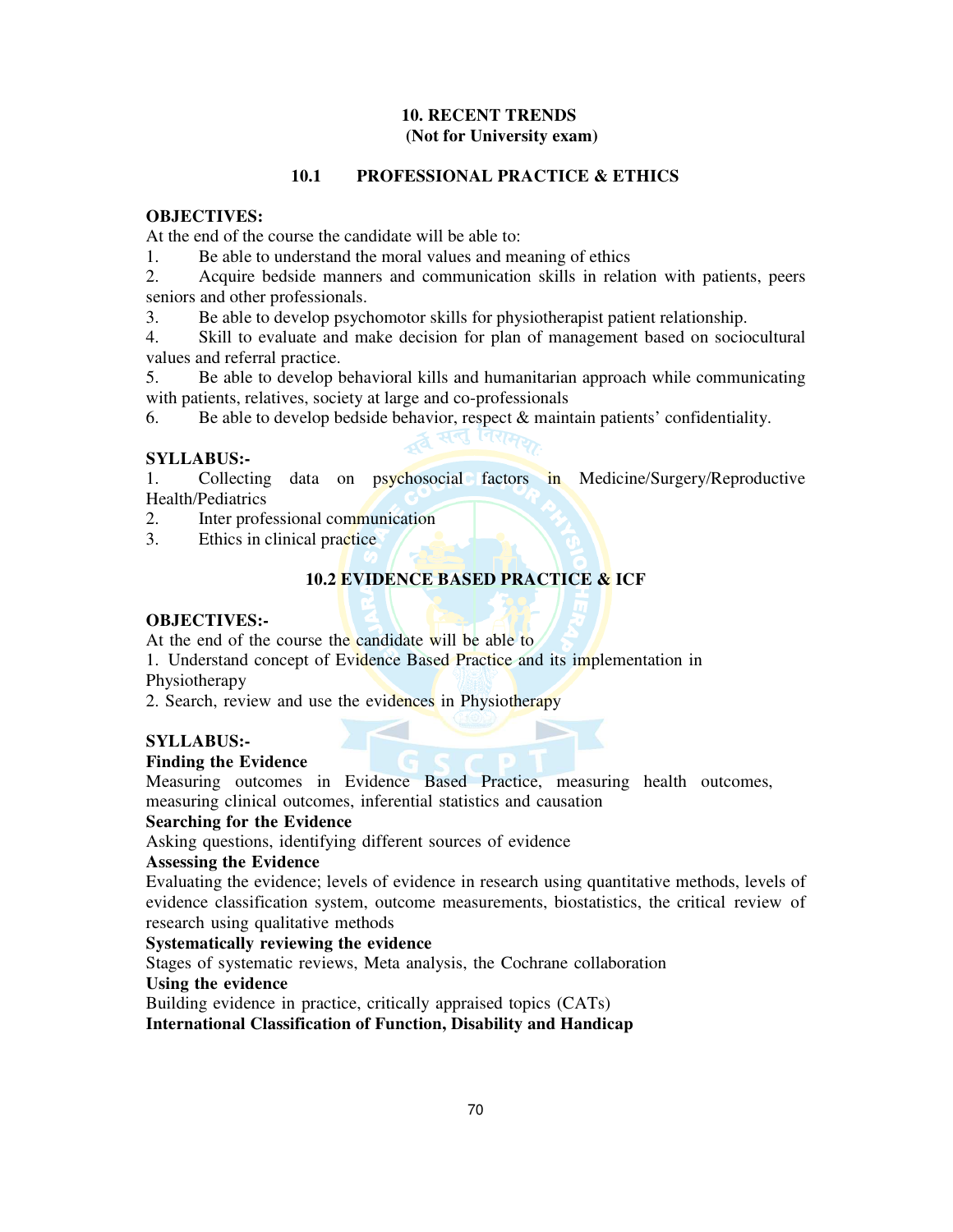## 10. RECENT TRENDS
**(Not for University exam)**

### 10.1 PROFESSIONAL PRACTICE & ETHICS

**OBJECTIVES:**

At the end of the course the candidate will be able to:

1. Be able to understand the moral values and meaning of ethics
2. Acquire bedside manners and communication skills in relation with patients, peers seniors and other professionals.
3. Be able to develop psychomotor skills for physiotherapist patient relationship.
4. Skill to evaluate and make decision for plan of management based on sociocultural values and referral practice.
5. Be able to develop behavioral kills and humanitarian approach while communicating with patients, relatives, society at large and co-professionals
6. Be able to develop bedside behavior, respect & maintain patients' confidentiality.

**SYLLABUS:-**

1. Collecting data on psychosocial factors in Medicine/Surgery/Reproductive Health/Pediatrics
2. Inter professional communication
3. Ethics in clinical practice

### 10.2 EVIDENCE BASED PRACTICE & ICF

**OBJECTIVES:-**

At the end of the course the candidate will be able to

1. Understand concept of Evidence Based Practice and its implementation in Physiotherapy
2. Search, review and use the evidences in Physiotherapy

**SYLLABUS:-**

**Finding the Evidence**

Measuring outcomes in Evidence Based Practice, measuring health outcomes, measuring clinical outcomes, inferential statistics and causation

**Searching for the Evidence**

Asking questions, identifying different sources of evidence

**Assessing the Evidence**

Evaluating the evidence; levels of evidence in research using quantitative methods, levels of evidence classification system, outcome measurements, biostatistics, the critical review of research using qualitative methods

**Systematically reviewing the evidence**

Stages of systematic reviews, Meta analysis, the Cochrane collaboration

**Using the evidence**

Building evidence in practice, critically appraised topics (CATs)

**International Classification of Function, Disability and Handicap**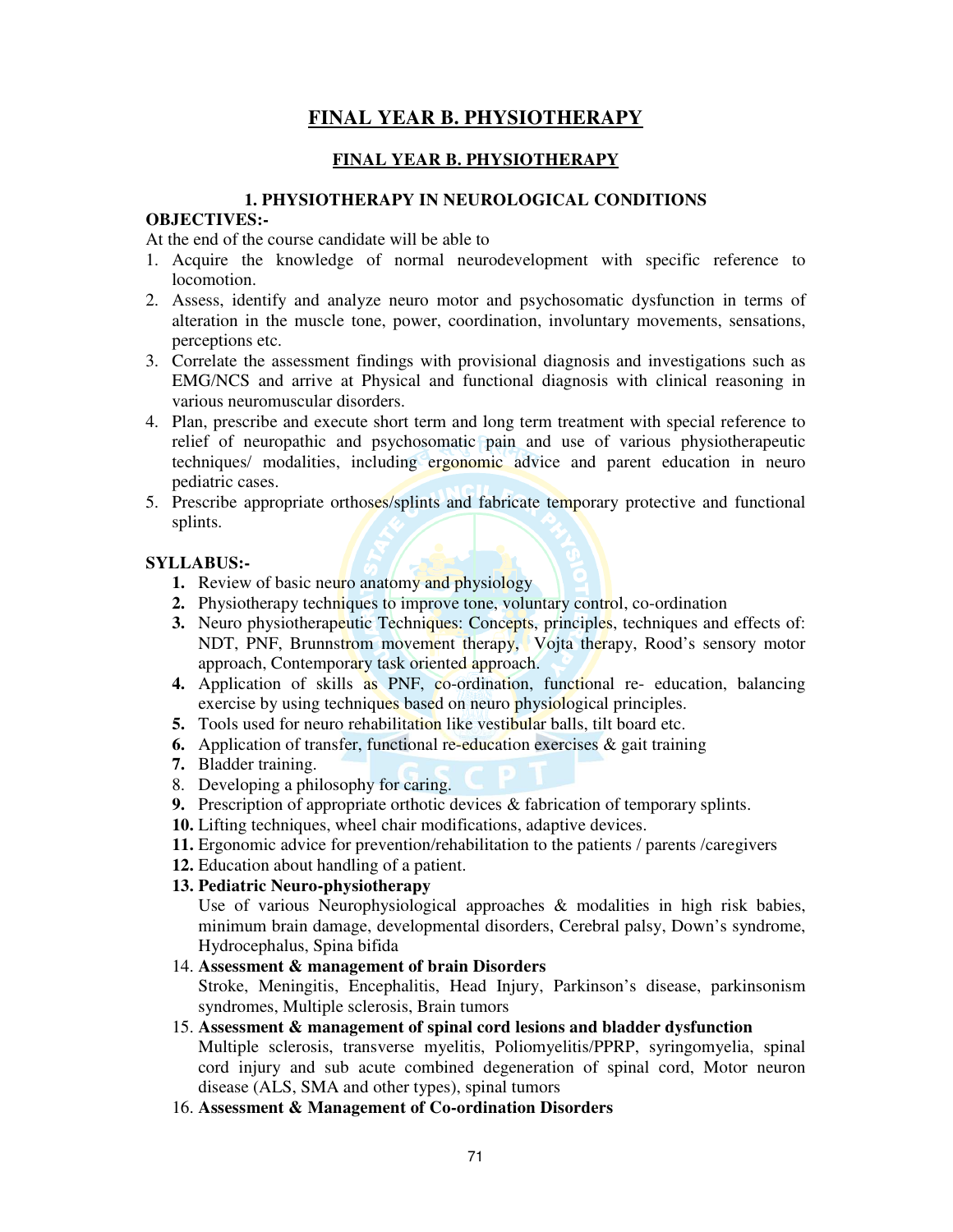# FINAL YEAR B. PHYSIOTHERAPY

## FINAL YEAR B. PHYSIOTHERAPY

### 1. PHYSIOTHERAPY IN NEUROLOGICAL CONDITIONS

**OBJECTIVES:-**

At the end of the course candidate will be able to

1. Acquire the knowledge of normal neurodevelopment with specific reference to locomotion.
2. Assess, identify and analyze neuro motor and psychosomatic dysfunction in terms of alteration in the muscle tone, power, coordination, involuntary movements, sensations, perceptions etc.
3. Correlate the assessment findings with provisional diagnosis and investigations such as EMG/NCS and arrive at Physical and functional diagnosis with clinical reasoning in various neuromuscular disorders.
4. Plan, prescribe and execute short term and long term treatment with special reference to relief of neuropathic and psychosomatic pain and use of various physiotherapeutic techniques/ modalities, including ergonomic advice and parent education in neuro pediatric cases.
5. Prescribe appropriate orthoses/splints and fabricate temporary protective and functional splints.

**SYLLABUS:-**

1. Review of basic neuro anatomy and physiology
2. Physiotherapy techniques to improve tone, voluntary control, co-ordination
3. Neuro physiotherapeutic Techniques: Concepts, principles, techniques and effects of: NDT, PNF, Brunnstrom movement therapy, Vojta therapy, Rood's sensory motor approach, Contemporary task oriented approach.
4. Application of skills as PNF, co-ordination, functional re- education, balancing exercise by using techniques based on neuro physiological principles.
5. Tools used for neuro rehabilitation like vestibular balls, tilt board etc.
6. Application of transfer, functional re-education exercises & gait training
7. Bladder training.
8. Developing a philosophy for caring.
9. Prescription of appropriate orthotic devices & fabrication of temporary splints.
10. Lifting techniques, wheel chair modifications, adaptive devices.
11. Ergonomic advice for prevention/rehabilitation to the patients / parents /caregivers
12. Education about handling of a patient.
13. **Pediatric Neuro-physiotherapy**
    Use of various Neurophysiological approaches & modalities in high risk babies, minimum brain damage, developmental disorders, Cerebral palsy, Down's syndrome, Hydrocephalus, Spina bifida
14. **Assessment & management of brain Disorders**
    Stroke, Meningitis, Encephalitis, Head Injury, Parkinson's disease, parkinsonism syndromes, Multiple sclerosis, Brain tumors
15. **Assessment & management of spinal cord lesions and bladder dysfunction**
    Multiple sclerosis, transverse myelitis, Poliomyelitis/PPRP, syringomyelia, spinal cord injury and sub acute combined degeneration of spinal cord, Motor neuron disease (ALS, SMA and other types), spinal tumors
16. **Assessment & Management of Co-ordination Disorders**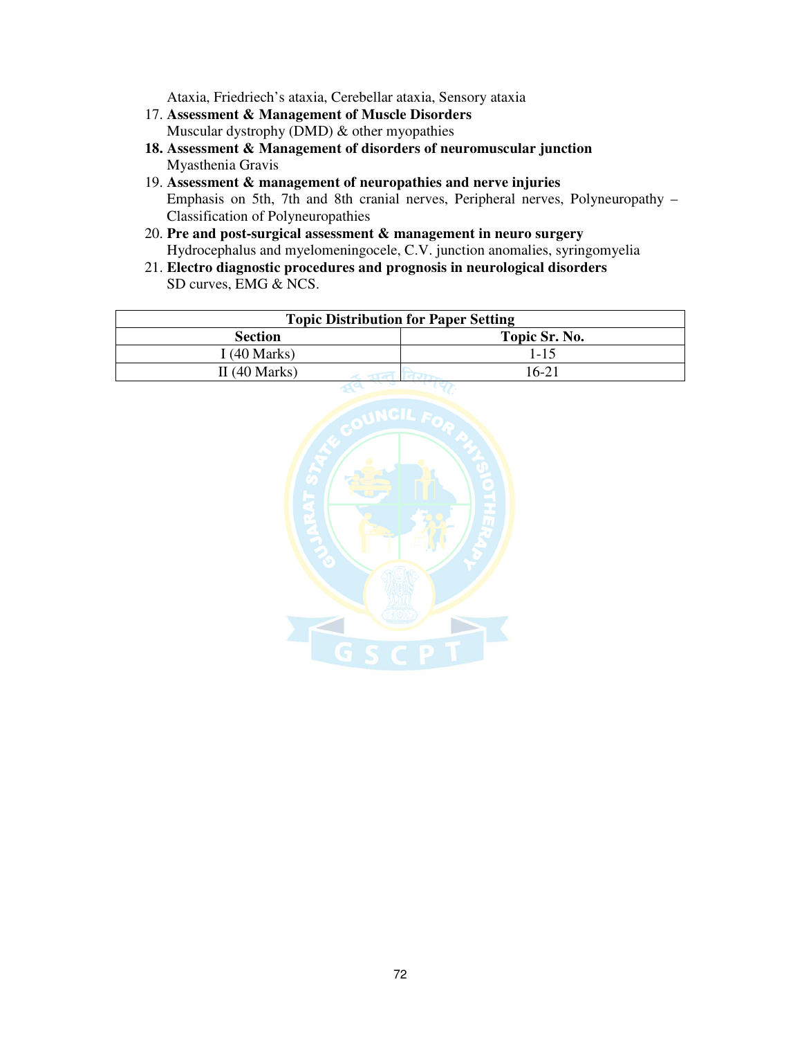Ataxia, Friedriech's ataxia, Cerebellar ataxia, Sensory ataxia

17. **Assessment & Management of Muscle Disorders**
    Muscular dystrophy (DMD) & other myopathies
18. **Assessment & Management of disorders of neuromuscular junction**
    Myasthenia Gravis
19. **Assessment & management of neuropathies and nerve injuries**
    Emphasis on 5th, 7th and 8th cranial nerves, Peripheral nerves, Polyneuropathy – Classification of Polyneuropathies
20. **Pre and post-surgical assessment & management in neuro surgery**
    Hydrocephalus and myelomeningocele, C.V. junction anomalies, syringomyelia
21. **Electro diagnostic procedures and prognosis in neurological disorders**
    SD curves, EMG & NCS.

| **Topic Distribution for Paper Setting** | |
|---|---|
| **Section** | **Topic Sr. No.** |
| I (40 Marks) | 1-15 |
| II (40 Marks) | 16-21 |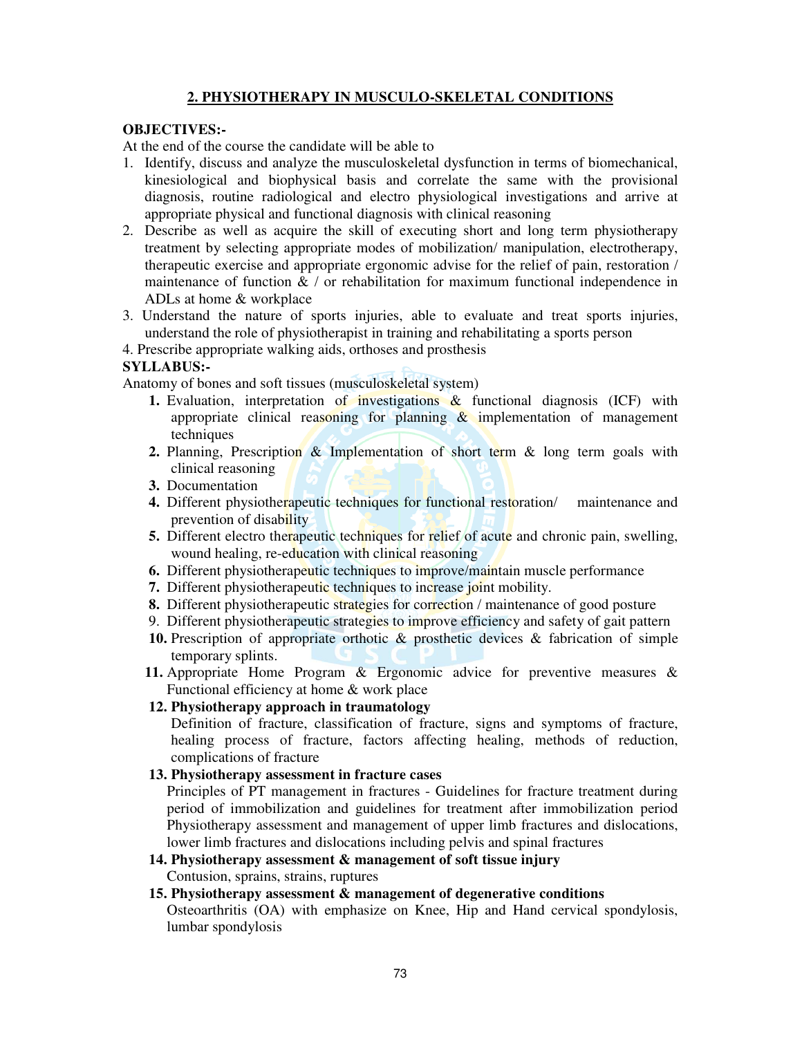## 2. PHYSIOTHERAPY IN MUSCULO-SKELETAL CONDITIONS

**OBJECTIVES:-**

At the end of the course the candidate will be able to

1. Identify, discuss and analyze the musculoskeletal dysfunction in terms of biomechanical, kinesiological and biophysical basis and correlate the same with the provisional diagnosis, routine radiological and electro physiological investigations and arrive at appropriate physical and functional diagnosis with clinical reasoning
2. Describe as well as acquire the skill of executing short and long term physiotherapy treatment by selecting appropriate modes of mobilization/ manipulation, electrotherapy, therapeutic exercise and appropriate ergonomic advise for the relief of pain, restoration / maintenance of function & / or rehabilitation for maximum functional independence in ADLs at home & workplace
3. Understand the nature of sports injuries, able to evaluate and treat sports injuries, understand the role of physiotherapist in training and rehabilitating a sports person
4. Prescribe appropriate walking aids, orthoses and prosthesis

**SYLLABUS:-**

Anatomy of bones and soft tissues (musculoskeletal system)

1. Evaluation, interpretation of investigations & functional diagnosis (ICF) with appropriate clinical reasoning for planning & implementation of management techniques
2. Planning, Prescription & Implementation of short term & long term goals with clinical reasoning
3. Documentation
4. Different physiotherapeutic techniques for functional restoration/ maintenance and prevention of disability
5. Different electro therapeutic techniques for relief of acute and chronic pain, swelling, wound healing, re-education with clinical reasoning
6. Different physiotherapeutic techniques to improve/maintain muscle performance
7. Different physiotherapeutic techniques to increase joint mobility.
8. Different physiotherapeutic strategies for correction / maintenance of good posture
9. Different physiotherapeutic strategies to improve efficiency and safety of gait pattern
10. Prescription of appropriate orthotic & prosthetic devices & fabrication of simple temporary splints.
11. Appropriate Home Program & Ergonomic advice for preventive measures & Functional efficiency at home & work place
12. **Physiotherapy approach in traumatology**

    Definition of fracture, classification of fracture, signs and symptoms of fracture, healing process of fracture, factors affecting healing, methods of reduction, complications of fracture
13. **Physiotherapy assessment in fracture cases**

    Principles of PT management in fractures - Guidelines for fracture treatment during period of immobilization and guidelines for treatment after immobilization period Physiotherapy assessment and management of upper limb fractures and dislocations, lower limb fractures and dislocations including pelvis and spinal fractures
14. **Physiotherapy assessment & management of soft tissue injury**

    Contusion, sprains, strains, ruptures
15. **Physiotherapy assessment & management of degenerative conditions**

    Osteoarthritis (OA) with emphasize on Knee, Hip and Hand cervical spondylosis, lumbar spondylosis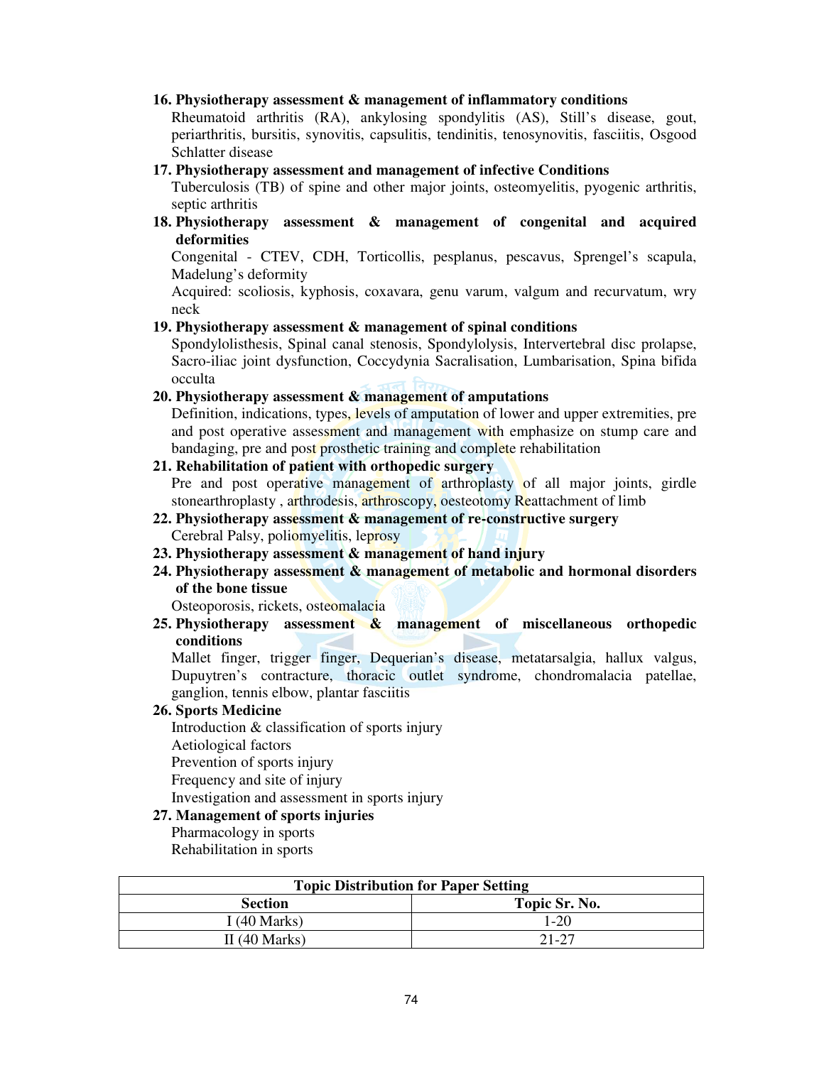**16. Physiotherapy assessment & management of inflammatory conditions**

Rheumatoid arthritis (RA), ankylosing spondylitis (AS), Still's disease, gout, periarthritis, bursitis, synovitis, capsulitis, tendinitis, tenosynovitis, fasciitis, Osgood Schlatter disease

**17. Physiotherapy assessment and management of infective Conditions**

Tuberculosis (TB) of spine and other major joints, osteomyelitis, pyogenic arthritis, septic arthritis

**18. Physiotherapy assessment & management of congenital and acquired deformities**

Congenital - CTEV, CDH, Torticollis, pesplanus, pescavus, Sprengel's scapula, Madelung's deformity

Acquired: scoliosis, kyphosis, coxavara, genu varum, valgum and recurvatum, wry neck

**19. Physiotherapy assessment & management of spinal conditions**

Spondylolisthesis, Spinal canal stenosis, Spondylolysis, Intervertebral disc prolapse, Sacro-iliac joint dysfunction, Coccydynia Sacralisation, Lumbarisation, Spina bifida occulta

**20. Physiotherapy assessment & management of amputations**

Definition, indications, types, levels of amputation of lower and upper extremities, pre and post operative assessment and management with emphasize on stump care and bandaging, pre and post prosthetic training and complete rehabilitation

**21. Rehabilitation of patient with orthopedic surgery**

Pre and post operative management of arthroplasty of all major joints, girdle stonearthroplasty , arthrodesis, arthroscopy, oesteotomy Reattachment of limb

**22. Physiotherapy assessment & management of re-constructive surgery**

Cerebral Palsy, poliomyelitis, leprosy

**23. Physiotherapy assessment & management of hand injury**

**24. Physiotherapy assessment & management of metabolic and hormonal disorders of the bone tissue**

Osteoporosis, rickets, osteomalacia

**25. Physiotherapy assessment & management of miscellaneous orthopedic conditions**

Mallet finger, trigger finger, Dequerian's disease, metatarsalgia, hallux valgus, Dupuytren's contracture, thoracic outlet syndrome, chondromalacia patellae, ganglion, tennis elbow, plantar fasciitis

**26. Sports Medicine**

Introduction & classification of sports injury

Aetiological factors

Prevention of sports injury

Frequency and site of injury

Investigation and assessment in sports injury

**27. Management of sports injuries**

Pharmacology in sports

Rehabilitation in sports

| Topic Distribution for Paper Setting | |
|---|---|
| **Section** | **Topic Sr. No.** |
| I (40 Marks) | 1-20 |
| II (40 Marks) | 21-27 |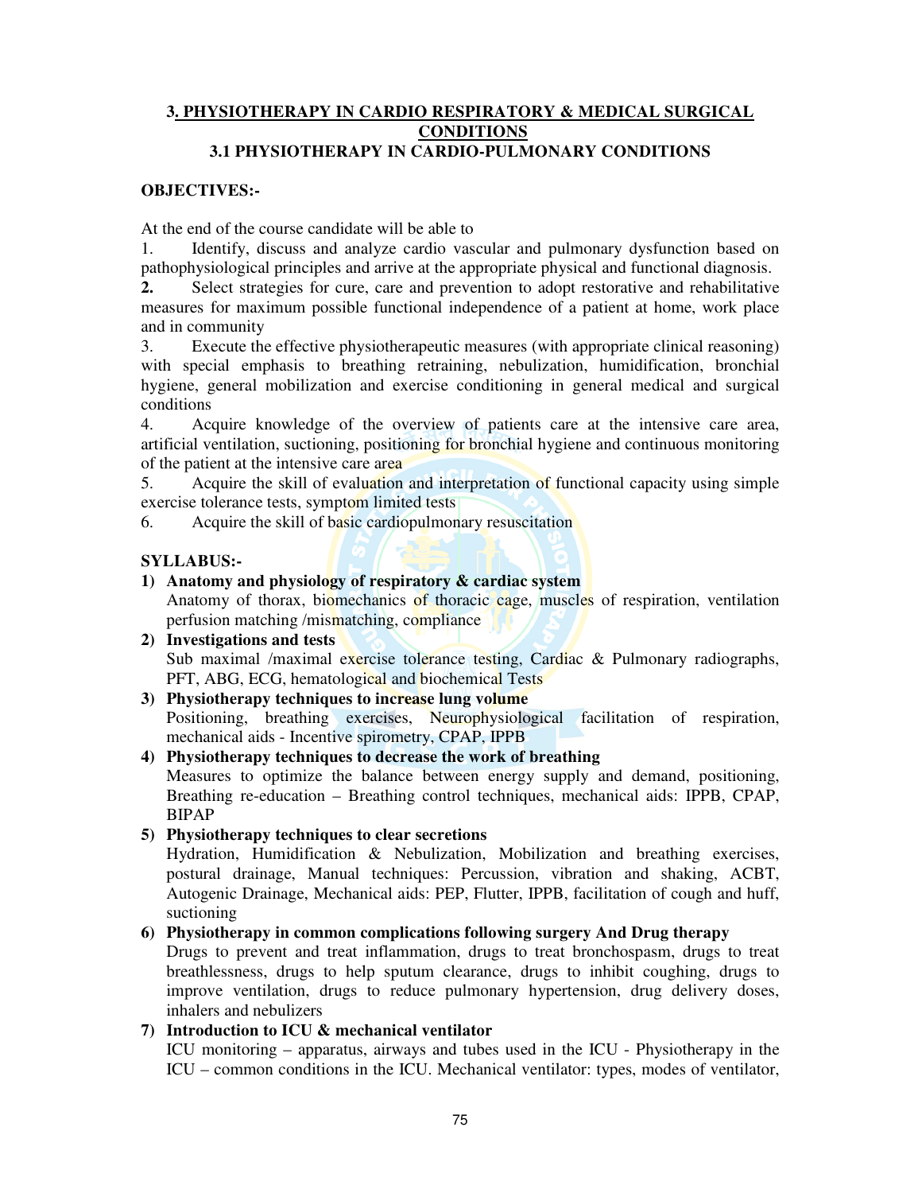## 3. PHYSIOTHERAPY IN CARDIO RESPIRATORY & MEDICAL SURGICAL CONDITIONS

### 3.1 PHYSIOTHERAPY IN CARDIO-PULMONARY CONDITIONS

**OBJECTIVES:-**

At the end of the course candidate will be able to

1. Identify, discuss and analyze cardio vascular and pulmonary dysfunction based on pathophysiological principles and arrive at the appropriate physical and functional diagnosis.
2. Select strategies for cure, care and prevention to adopt restorative and rehabilitative measures for maximum possible functional independence of a patient at home, work place and in community
3. Execute the effective physiotherapeutic measures (with appropriate clinical reasoning) with special emphasis to breathing retraining, nebulization, humidification, bronchial hygiene, general mobilization and exercise conditioning in general medical and surgical conditions
4. Acquire knowledge of the overview of patients care at the intensive care area, artificial ventilation, suctioning, positioning for bronchial hygiene and continuous monitoring of the patient at the intensive care area
5. Acquire the skill of evaluation and interpretation of functional capacity using simple exercise tolerance tests, symptom limited tests
6. Acquire the skill of basic cardiopulmonary resuscitation

**SYLLABUS:-**

1) **Anatomy and physiology of respiratory & cardiac system**
   Anatomy of thorax, biomechanics of thoracic cage, muscles of respiration, ventilation perfusion matching /mismatching, compliance
2) **Investigations and tests**
   Sub maximal /maximal exercise tolerance testing, Cardiac & Pulmonary radiographs, PFT, ABG, ECG, hematological and biochemical Tests
3) **Physiotherapy techniques to increase lung volume**
   Positioning, breathing exercises, Neurophysiological facilitation of respiration, mechanical aids - Incentive spirometry, CPAP, IPPB
4) **Physiotherapy techniques to decrease the work of breathing**
   Measures to optimize the balance between energy supply and demand, positioning, Breathing re-education – Breathing control techniques, mechanical aids: IPPB, CPAP, BIPAP
5) **Physiotherapy techniques to clear secretions**
   Hydration, Humidification & Nebulization, Mobilization and breathing exercises, postural drainage, Manual techniques: Percussion, vibration and shaking, ACBT, Autogenic Drainage, Mechanical aids: PEP, Flutter, IPPB, facilitation of cough and huff, suctioning
6) **Physiotherapy in common complications following surgery And Drug therapy**
   Drugs to prevent and treat inflammation, drugs to treat bronchospasm, drugs to treat breathlessness, drugs to help sputum clearance, drugs to inhibit coughing, drugs to improve ventilation, drugs to reduce pulmonary hypertension, drug delivery doses, inhalers and nebulizers
7) **Introduction to ICU & mechanical ventilator**
   ICU monitoring – apparatus, airways and tubes used in the ICU - Physiotherapy in the ICU – common conditions in the ICU. Mechanical ventilator: types, modes of ventilator,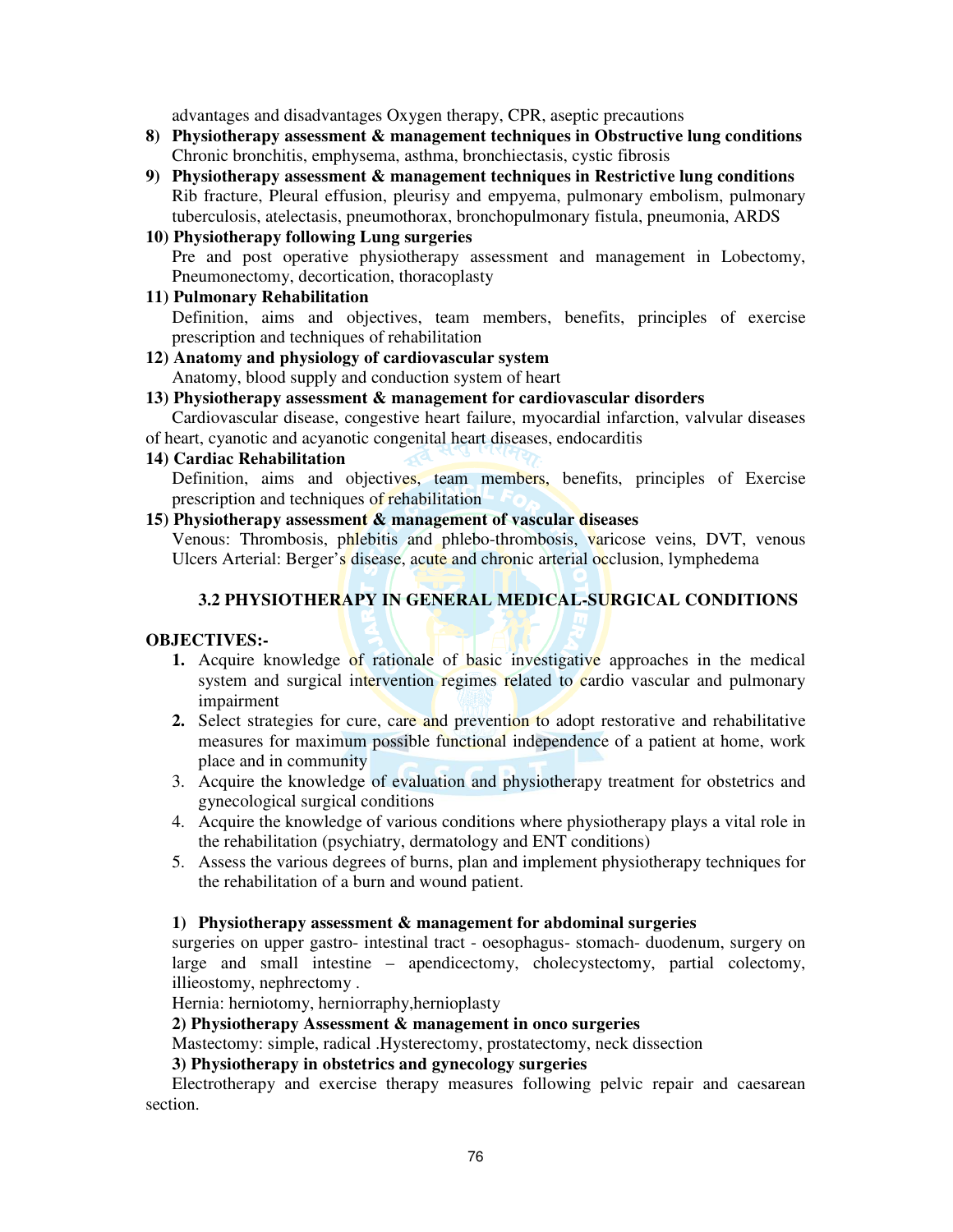advantages and disadvantages Oxygen therapy, CPR, aseptic precautions

**8) Physiotherapy assessment & management techniques in Obstructive lung conditions**
Chronic bronchitis, emphysema, asthma, bronchiectasis, cystic fibrosis

**9) Physiotherapy assessment & management techniques in Restrictive lung conditions**
Rib fracture, Pleural effusion, pleurisy and empyema, pulmonary embolism, pulmonary tuberculosis, atelectasis, pneumothorax, bronchopulmonary fistula, pneumonia, ARDS

**10) Physiotherapy following Lung surgeries**
Pre and post operative physiotherapy assessment and management in Lobectomy, Pneumonectomy, decortication, thoracoplasty

**11) Pulmonary Rehabilitation**
Definition, aims and objectives, team members, benefits, principles of exercise prescription and techniques of rehabilitation

**12) Anatomy and physiology of cardiovascular system**
Anatomy, blood supply and conduction system of heart

**13) Physiotherapy assessment & management for cardiovascular disorders**
Cardiovascular disease, congestive heart failure, myocardial infarction, valvular diseases of heart, cyanotic and acyanotic congenital heart diseases, endocarditis

**14) Cardiac Rehabilitation**
Definition, aims and objectives, team members, benefits, principles of Exercise prescription and techniques of rehabilitation

**15) Physiotherapy assessment & management of vascular diseases**
Venous: Thrombosis, phlebitis and phlebo-thrombosis, varicose veins, DVT, venous Ulcers Arterial: Berger's disease, acute and chronic arterial occlusion, lymphedema

## 3.2 PHYSIOTHERAPY IN GENERAL MEDICAL-SURGICAL CONDITIONS

**OBJECTIVES:-**

1. Acquire knowledge of rationale of basic investigative approaches in the medical system and surgical intervention regimes related to cardio vascular and pulmonary impairment
2. Select strategies for cure, care and prevention to adopt restorative and rehabilitative measures for maximum possible functional independence of a patient at home, work place and in community
3. Acquire the knowledge of evaluation and physiotherapy treatment for obstetrics and gynecological surgical conditions
4. Acquire the knowledge of various conditions where physiotherapy plays a vital role in the rehabilitation (psychiatry, dermatology and ENT conditions)
5. Assess the various degrees of burns, plan and implement physiotherapy techniques for the rehabilitation of a burn and wound patient.

**1) Physiotherapy assessment & management for abdominal surgeries**
surgeries on upper gastro- intestinal tract - oesophagus- stomach- duodenum, surgery on large and small intestine – apendicectomy, cholecystectomy, partial colectomy, illieostomy, nephrectomy .
Hernia: herniotomy, herniorraphy,hernioplasty

**2) Physiotherapy Assessment & management in onco surgeries**
Mastectomy: simple, radical .Hysterectomy, prostatectomy, neck dissection

**3) Physiotherapy in obstetrics and gynecology surgeries**
Electrotherapy and exercise therapy measures following pelvic repair and caesarean section.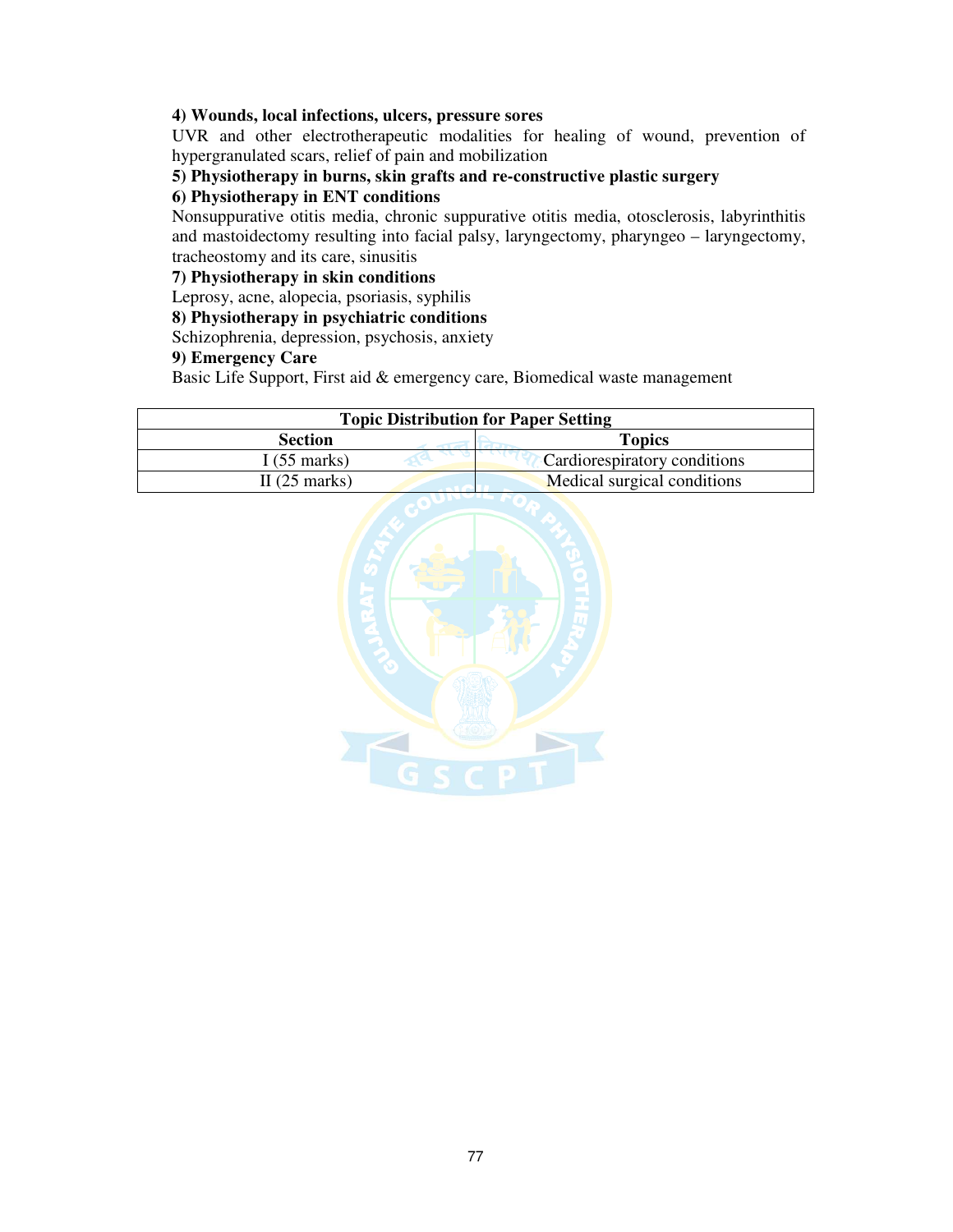**4) Wounds, local infections, ulcers, pressure sores**

UVR and other electrotherapeutic modalities for healing of wound, prevention of hypergranulated scars, relief of pain and mobilization

**5) Physiotherapy in burns, skin grafts and re-constructive plastic surgery**

**6) Physiotherapy in ENT conditions**

Nonsuppurative otitis media, chronic suppurative otitis media, otosclerosis, labyrinthitis and mastoidectomy resulting into facial palsy, laryngectomy, pharyngeo – laryngectomy, tracheostomy and its care, sinusitis

**7) Physiotherapy in skin conditions**

Leprosy, acne, alopecia, psoriasis, syphilis

**8) Physiotherapy in psychiatric conditions**

Schizophrenia, depression, psychosis, anxiety

**9) Emergency Care**

Basic Life Support, First aid & emergency care, Biomedical waste management

| **Topic Distribution for Paper Setting** | |
|---|---|
| **Section** | **Topics** |
| I (55 marks) | Cardiorespiratory conditions |
| II (25 marks) | Medical surgical conditions |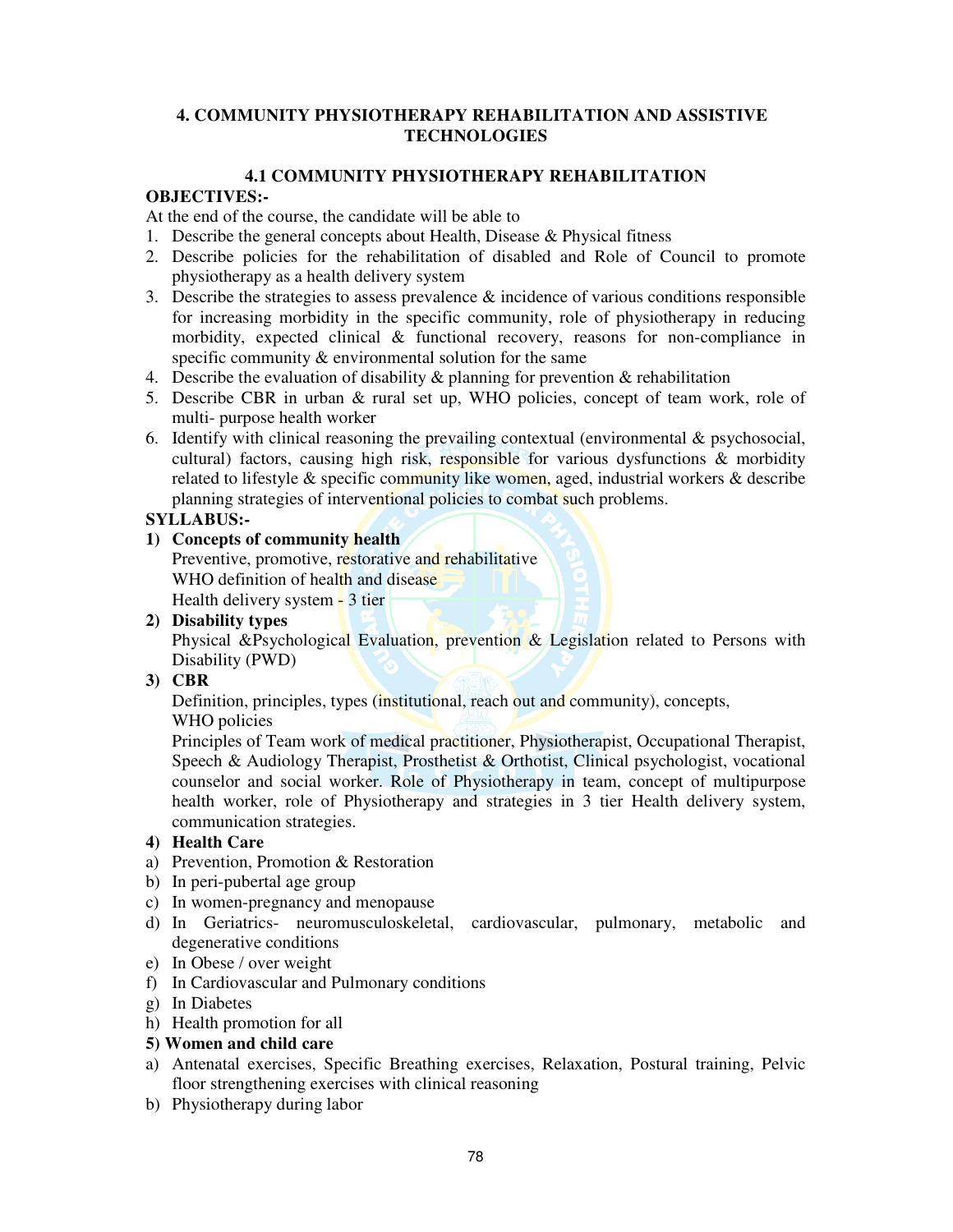## 4. COMMUNITY PHYSIOTHERAPY REHABILITATION AND ASSISTIVE TECHNOLOGIES

### 4.1 COMMUNITY PHYSIOTHERAPY REHABILITATION

**OBJECTIVES:-**

At the end of the course, the candidate will be able to

1. Describe the general concepts about Health, Disease & Physical fitness
2. Describe policies for the rehabilitation of disabled and Role of Council to promote physiotherapy as a health delivery system
3. Describe the strategies to assess prevalence & incidence of various conditions responsible for increasing morbidity in the specific community, role of physiotherapy in reducing morbidity, expected clinical & functional recovery, reasons for non-compliance in specific community & environmental solution for the same
4. Describe the evaluation of disability & planning for prevention & rehabilitation
5. Describe CBR in urban & rural set up, WHO policies, concept of team work, role of multi- purpose health worker
6. Identify with clinical reasoning the prevailing contextual (environmental & psychosocial, cultural) factors, causing high risk, responsible for various dysfunctions & morbidity related to lifestyle & specific community like women, aged, industrial workers & describe planning strategies of interventional policies to combat such problems.

**SYLLABUS:-**

1) **Concepts of community health**
   Preventive, promotive, restorative and rehabilitative
   WHO definition of health and disease
   Health delivery system - 3 tier
2) **Disability types**
   Physical &Psychological Evaluation, prevention & Legislation related to Persons with Disability (PWD)
3) **CBR**
   Definition, principles, types (institutional, reach out and community), concepts,
   WHO policies
   Principles of Team work of medical practitioner, Physiotherapist, Occupational Therapist, Speech & Audiology Therapist, Prosthetist & Orthotist, Clinical psychologist, vocational counselor and social worker. Role of Physiotherapy in team, concept of multipurpose health worker, role of Physiotherapy and strategies in 3 tier Health delivery system, communication strategies.
4) **Health Care**

a) Prevention, Promotion & Restoration
b) In peri-pubertal age group
c) In women-pregnancy and menopause
d) In Geriatrics- neuromusculoskeletal, cardiovascular, pulmonary, metabolic and degenerative conditions
e) In Obese / over weight
f) In Cardiovascular and Pulmonary conditions
g) In Diabetes
h) Health promotion for all

**5) Women and child care**

a) Antenatal exercises, Specific Breathing exercises, Relaxation, Postural training, Pelvic floor strengthening exercises with clinical reasoning
b) Physiotherapy during labor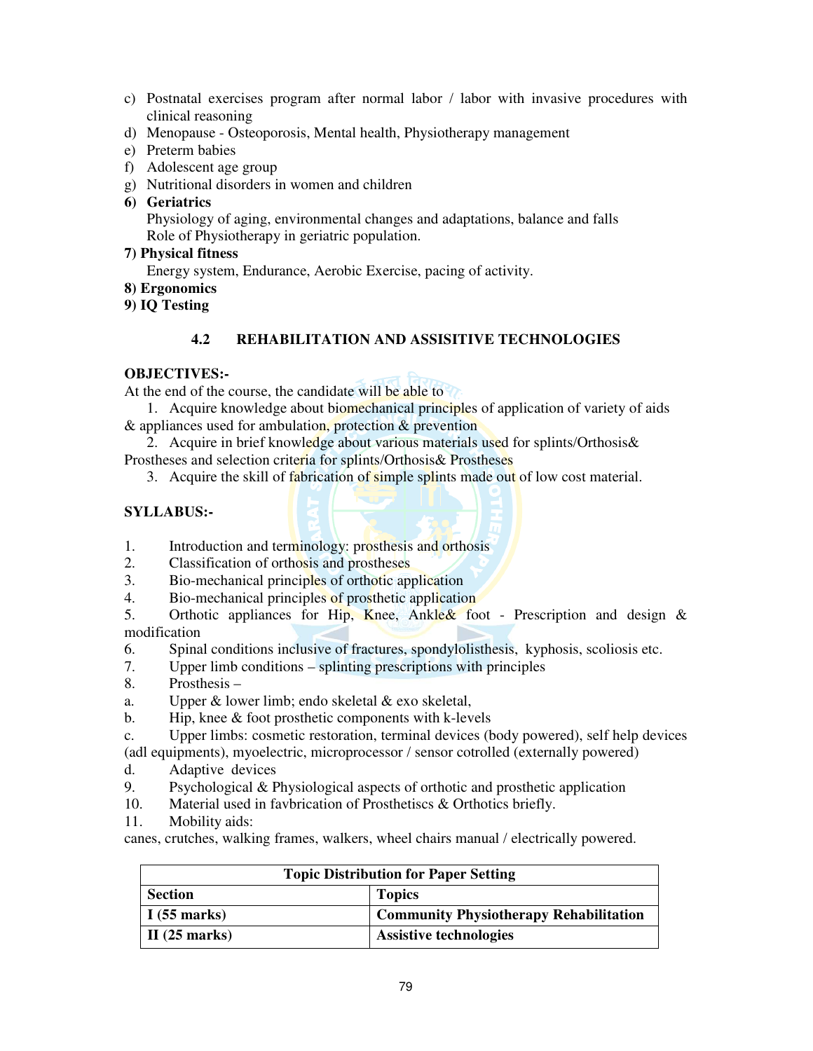c) Postnatal exercises program after normal labor / labor with invasive procedures with clinical reasoning
d) Menopause - Osteoporosis, Mental health, Physiotherapy management
e) Preterm babies
f) Adolescent age group
g) Nutritional disorders in women and children

**6) Geriatrics**

Physiology of aging, environmental changes and adaptations, balance and falls
Role of Physiotherapy in geriatric population.

**7) Physical fitness**

Energy system, Endurance, Aerobic Exercise, pacing of activity.

**8) Ergonomics**

**9) IQ Testing**

## 4.2 REHABILITATION AND ASSISITIVE TECHNOLOGIES

**OBJECTIVES:-**

At the end of the course, the candidate will be able to

1. Acquire knowledge about biomechanical principles of application of variety of aids & appliances used for ambulation, protection & prevention
2. Acquire in brief knowledge about various materials used for splints/Orthosis& Prostheses and selection criteria for splints/Orthosis& Prostheses
3. Acquire the skill of fabrication of simple splints made out of low cost material.

**SYLLABUS:-**

1. Introduction and terminology: prosthesis and orthosis
2. Classification of orthosis and prostheses
3. Bio-mechanical principles of orthotic application
4. Bio-mechanical principles of prosthetic application
5. Orthotic appliances for Hip, Knee, Ankle& foot - Prescription and design & modification
6. Spinal conditions inclusive of fractures, spondylolisthesis, kyphosis, scoliosis etc.
7. Upper limb conditions – splinting prescriptions with principles
8. Prosthesis –
   a. Upper & lower limb; endo skeletal & exo skeletal,
   b. Hip, knee & foot prosthetic components with k-levels
   c. Upper limbs: cosmetic restoration, terminal devices (body powered), self help devices (adl equipments), myoelectric, microprocessor / sensor cotrolled (externally powered)
   d. Adaptive devices
9. Psychological & Physiological aspects of orthotic and prosthetic application
10. Material used in favbrication of Prosthetiscs & Orthotics briefly.
11. Mobility aids:
    canes, crutches, walking frames, walkers, wheel chairs manual / electrically powered.

| Topic Distribution for Paper Setting | |
|---|---|
| **Section** | **Topics** |
| **I (55 marks)** | **Community Physiotherapy Rehabilitation** |
| **II (25 marks)** | **Assistive technologies** |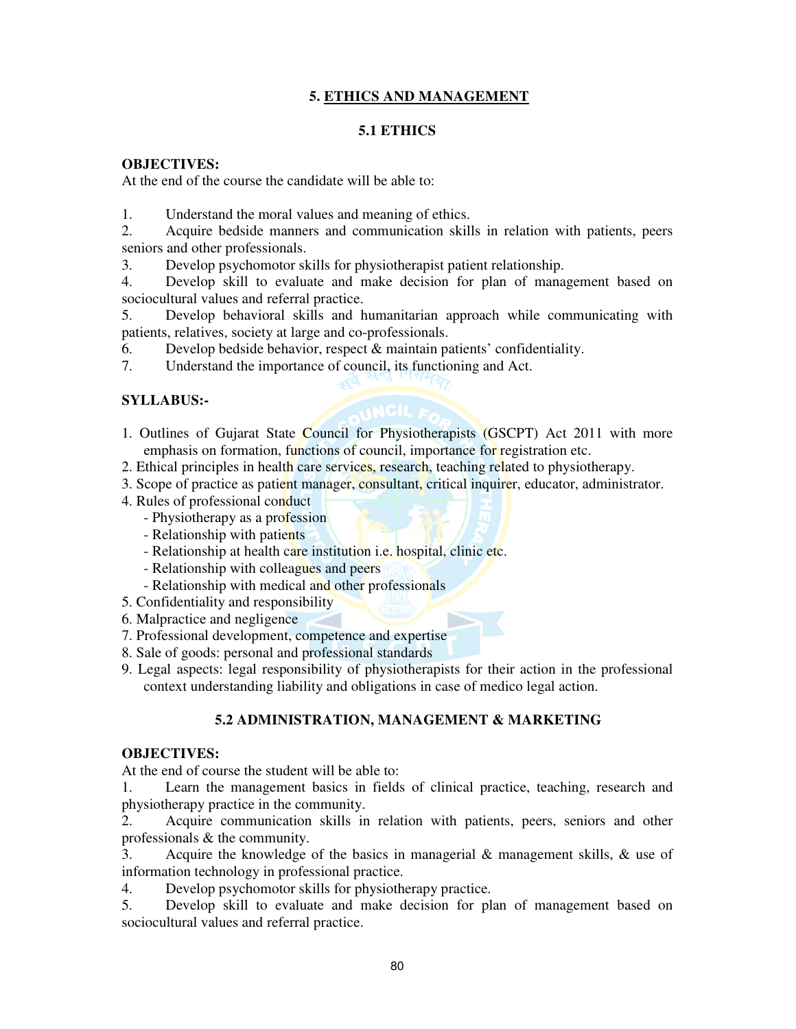## 5. ETHICS AND MANAGEMENT

### 5.1 ETHICS

**OBJECTIVES:**
At the end of the course the candidate will be able to:

1. Understand the moral values and meaning of ethics.
2. Acquire bedside manners and communication skills in relation with patients, peers seniors and other professionals.
3. Develop psychomotor skills for physiotherapist patient relationship.
4. Develop skill to evaluate and make decision for plan of management based on sociocultural values and referral practice.
5. Develop behavioral skills and humanitarian approach while communicating with patients, relatives, society at large and co-professionals.
6. Develop bedside behavior, respect & maintain patients' confidentiality.
7. Understand the importance of council, its functioning and Act.

**SYLLABUS:-**

1. Outlines of Gujarat State Council for Physiotherapists (GSCPT) Act 2011 with more emphasis on formation, functions of council, importance for registration etc.
2. Ethical principles in health care services, research, teaching related to physiotherapy.
3. Scope of practice as patient manager, consultant, critical inquirer, educator, administrator.
4. Rules of professional conduct
   - Physiotherapy as a profession
   - Relationship with patients
   - Relationship at health care institution i.e. hospital, clinic etc.
   - Relationship with colleagues and peers
   - Relationship with medical and other professionals
5. Confidentiality and responsibility
6. Malpractice and negligence
7. Professional development, competence and expertise
8. Sale of goods: personal and professional standards
9. Legal aspects: legal responsibility of physiotherapists for their action in the professional context understanding liability and obligations in case of medico legal action.

### 5.2 ADMINISTRATION, MANAGEMENT & MARKETING

**OBJECTIVES:**
At the end of course the student will be able to:

1. Learn the management basics in fields of clinical practice, teaching, research and physiotherapy practice in the community.
2. Acquire communication skills in relation with patients, peers, seniors and other professionals & the community.
3. Acquire the knowledge of the basics in managerial & management skills, & use of information technology in professional practice.
4. Develop psychomotor skills for physiotherapy practice.
5. Develop skill to evaluate and make decision for plan of management based on sociocultural values and referral practice.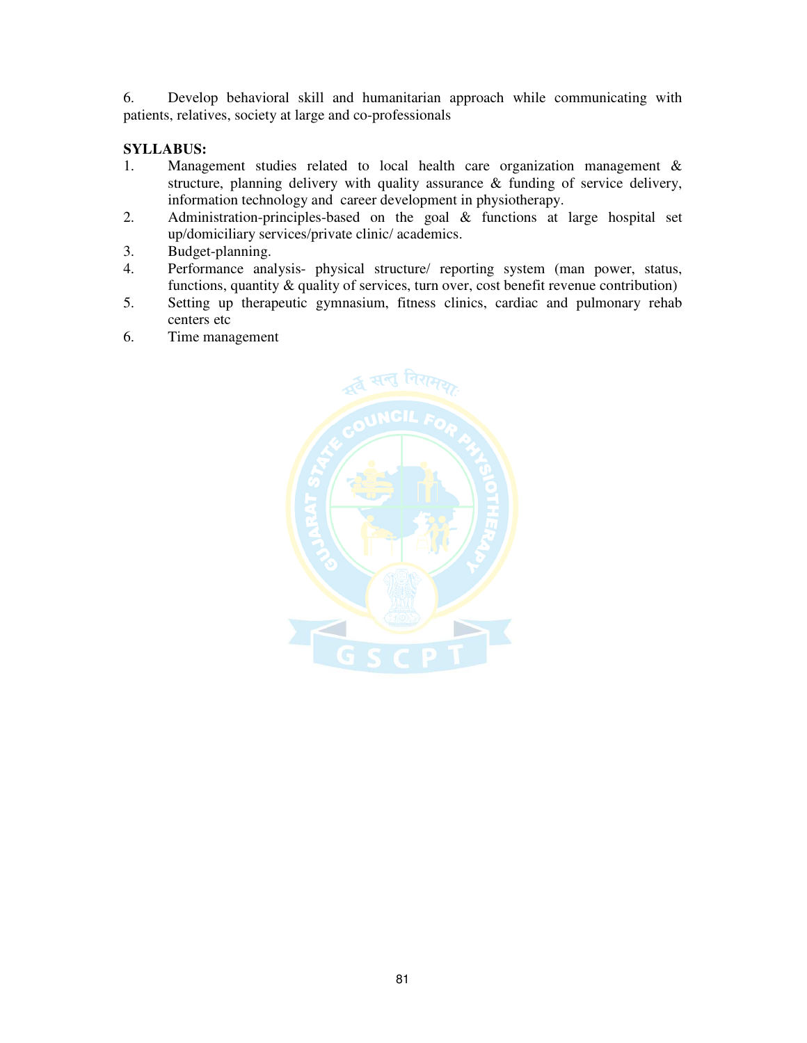6. Develop behavioral skill and humanitarian approach while communicating with patients, relatives, society at large and co-professionals

**SYLLABUS:**

1. Management studies related to local health care organization management & structure, planning delivery with quality assurance & funding of service delivery, information technology and career development in physiotherapy.
2. Administration-principles-based on the goal & functions at large hospital set up/domiciliary services/private clinic/ academics.
3. Budget-planning.
4. Performance analysis- physical structure/ reporting system (man power, status, functions, quantity & quality of services, turn over, cost benefit revenue contribution)
5. Setting up therapeutic gymnasium, fitness clinics, cardiac and pulmonary rehab centers etc
6. Time management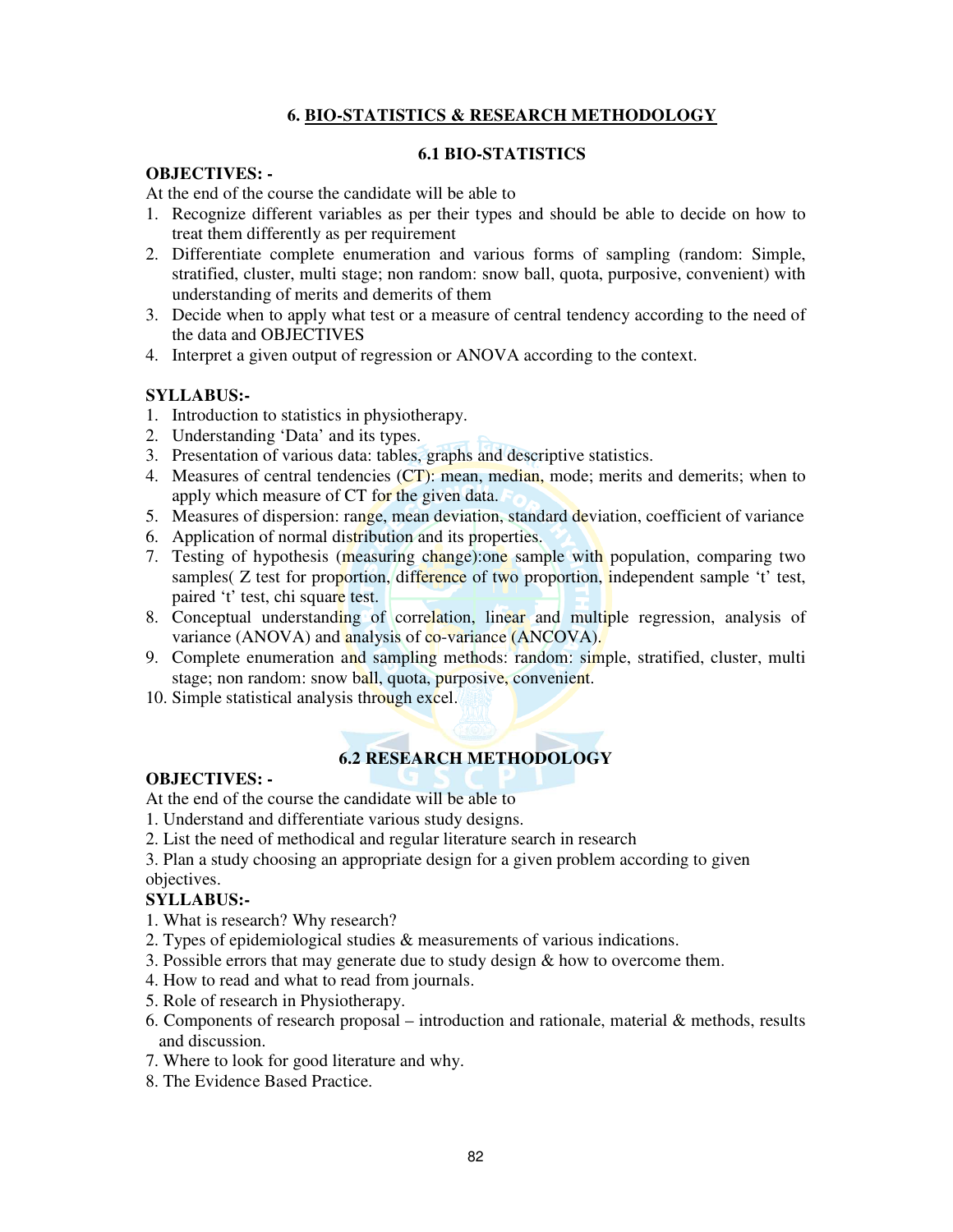## 6. BIO-STATISTICS & RESEARCH METHODOLOGY

### 6.1 BIO-STATISTICS

**OBJECTIVES: -**

At the end of the course the candidate will be able to

1. Recognize different variables as per their types and should be able to decide on how to treat them differently as per requirement
2. Differentiate complete enumeration and various forms of sampling (random: Simple, stratified, cluster, multi stage; non random: snow ball, quota, purposive, convenient) with understanding of merits and demerits of them
3. Decide when to apply what test or a measure of central tendency according to the need of the data and OBJECTIVES
4. Interpret a given output of regression or ANOVA according to the context.

**SYLLABUS:-**

1. Introduction to statistics in physiotherapy.
2. Understanding 'Data' and its types.
3. Presentation of various data: tables, graphs and descriptive statistics.
4. Measures of central tendencies (CT): mean, median, mode; merits and demerits; when to apply which measure of CT for the given data.
5. Measures of dispersion: range, mean deviation, standard deviation, coefficient of variance
6. Application of normal distribution and its properties.
7. Testing of hypothesis (measuring change):one sample with population, comparing two samples( Z test for proportion, difference of two proportion, independent sample 't' test, paired 't' test, chi square test.
8. Conceptual understanding of correlation, linear and multiple regression, analysis of variance (ANOVA) and analysis of co-variance (ANCOVA).
9. Complete enumeration and sampling methods: random: simple, stratified, cluster, multi stage; non random: snow ball, quota, purposive, convenient.
10. Simple statistical analysis through excel.

### 6.2 RESEARCH METHODOLOGY

**OBJECTIVES: -**

At the end of the course the candidate will be able to

1. Understand and differentiate various study designs.
2. List the need of methodical and regular literature search in research
3. Plan a study choosing an appropriate design for a given problem according to given objectives.

**SYLLABUS:-**

1. What is research? Why research?
2. Types of epidemiological studies & measurements of various indications.
3. Possible errors that may generate due to study design & how to overcome them.
4. How to read and what to read from journals.
5. Role of research in Physiotherapy.
6. Components of research proposal – introduction and rationale, material & methods, results and discussion.
7. Where to look for good literature and why.
8. The Evidence Based Practice.